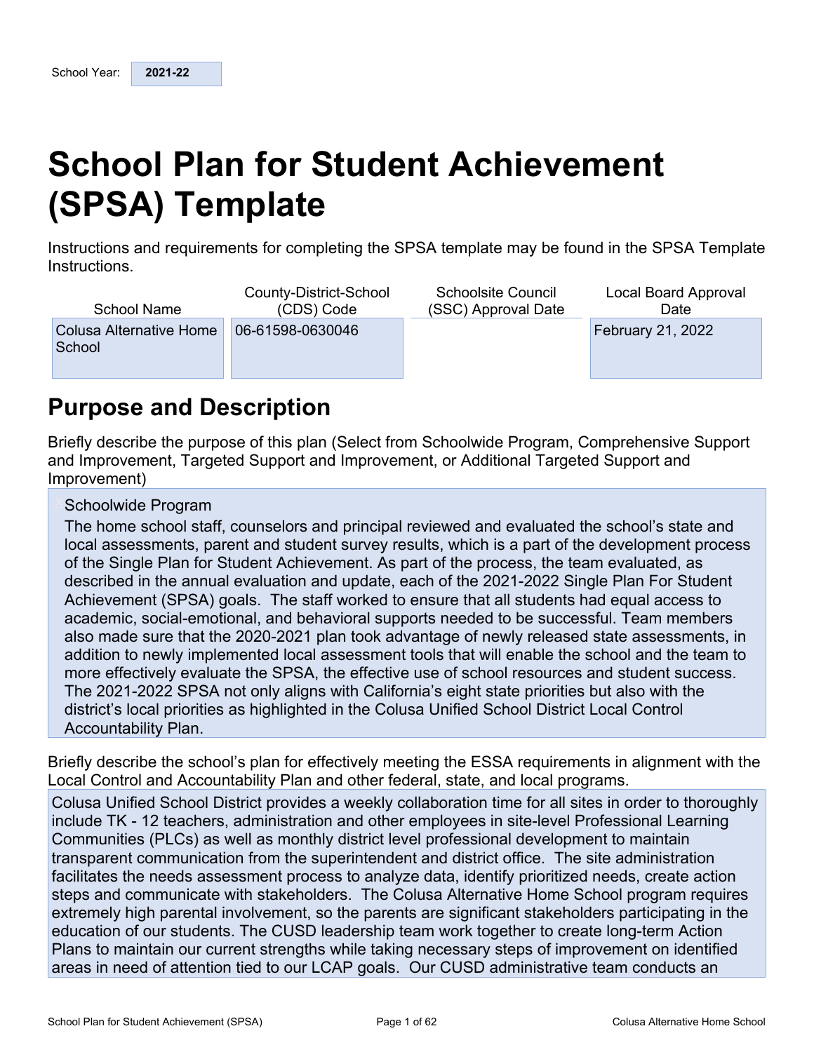| School Year: | 2021-22 |
|---|---|

# School Plan for Student Achievement (SPSA) Template

Instructions and requirements for completing the SPSA template may be found in the SPSA Template Instructions.

| School Name | County-District-School (CDS) Code | Schoolsite Council (SSC) Approval Date | Local Board Approval Date |
|---|---|---|---|
| Colusa Alternative Home School | 06-61598-0630046 | | February 21, 2022 |

## Purpose and Description

Briefly describe the purpose of this plan (Select from Schoolwide Program, Comprehensive Support and Improvement, Targeted Support and Improvement, or Additional Targeted Support and Improvement)

Schoolwide Program
The home school staff, counselors and principal reviewed and evaluated the school's state and local assessments, parent and student survey results, which is a part of the development process of the Single Plan for Student Achievement. As part of the process, the team evaluated, as described in the annual evaluation and update, each of the 2021-2022 Single Plan For Student Achievement (SPSA) goals. The staff worked to ensure that all students had equal access to academic, social-emotional, and behavioral supports needed to be successful. Team members also made sure that the 2020-2021 plan took advantage of newly released state assessments, in addition to newly implemented local assessment tools that will enable the school and the team to more effectively evaluate the SPSA, the effective use of school resources and student success. The 2021-2022 SPSA not only aligns with California's eight state priorities but also with the district's local priorities as highlighted in the Colusa Unified School District Local Control Accountability Plan.

Briefly describe the school's plan for effectively meeting the ESSA requirements in alignment with the Local Control and Accountability Plan and other federal, state, and local programs.

Colusa Unified School District provides a weekly collaboration time for all sites in order to thoroughly include TK - 12 teachers, administration and other employees in site-level Professional Learning Communities (PLCs) as well as monthly district level professional development to maintain transparent communication from the superintendent and district office. The site administration facilitates the needs assessment process to analyze data, identify prioritized needs, create action steps and communicate with stakeholders. The Colusa Alternative Home School program requires extremely high parental involvement, so the parents are significant stakeholders participating in the education of our students. The CUSD leadership team work together to create long-term Action Plans to maintain our current strengths while taking necessary steps of improvement on identified areas in need of attention tied to our LCAP goals. Our CUSD administrative team conducts an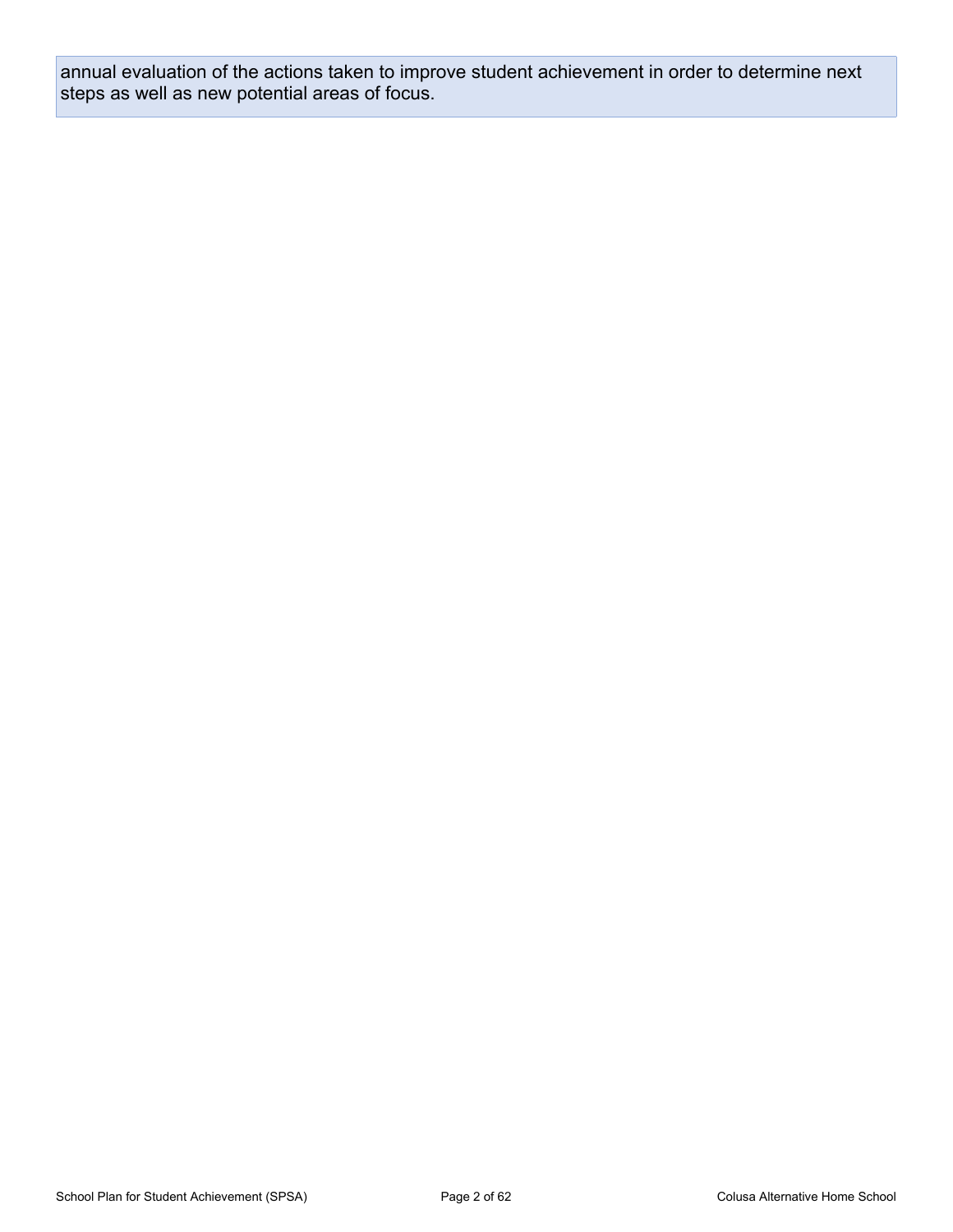annual evaluation of the actions taken to improve student achievement in order to determine next steps as well as new potential areas of focus.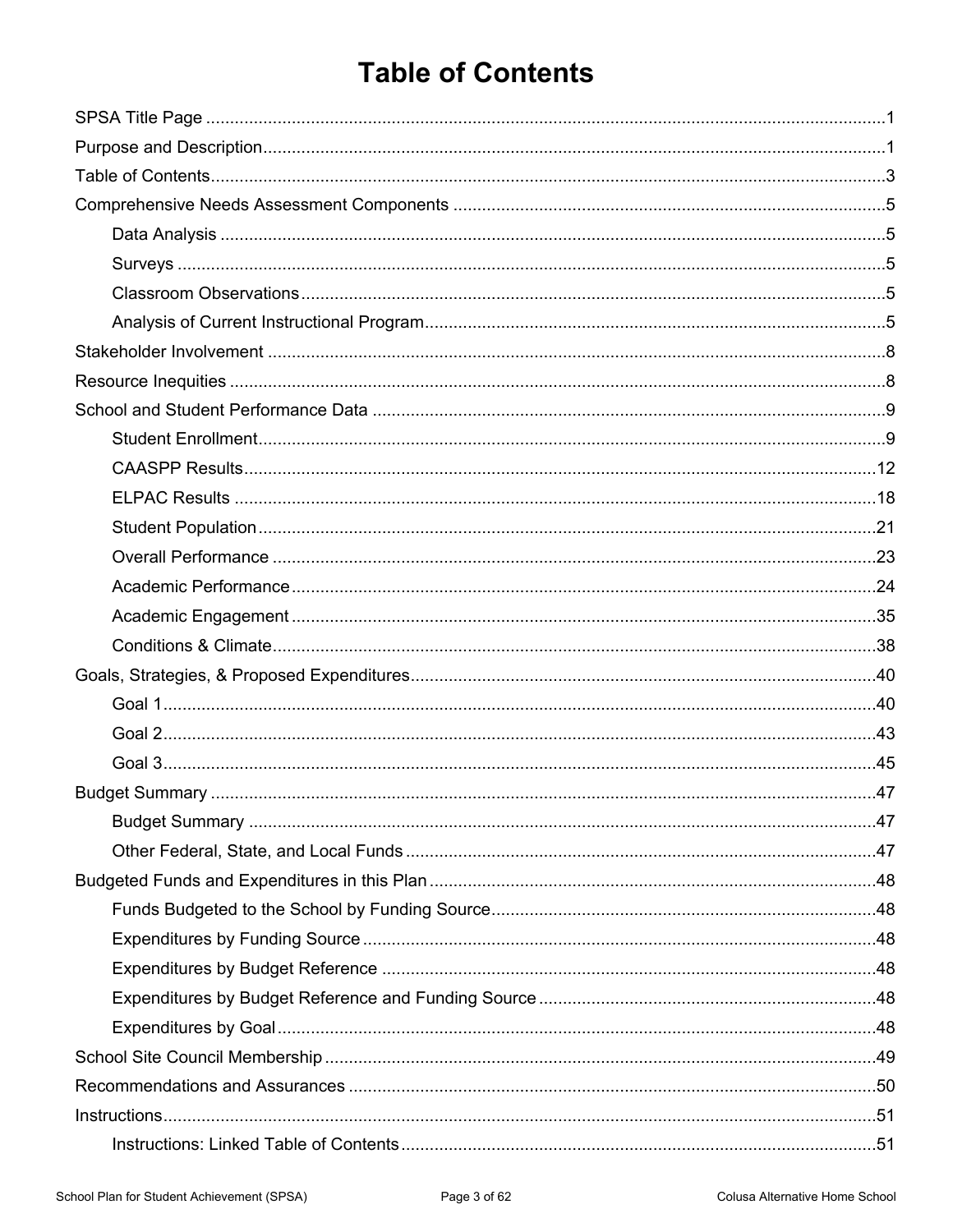# Table of Contents

SPSA Title Page ..... 1

Purpose and Description ..... 1

Table of Contents ..... 3

Comprehensive Needs Assessment Components ..... 5

- Data Analysis ..... 5
- Surveys ..... 5
- Classroom Observations ..... 5
- Analysis of Current Instructional Program ..... 5

Stakeholder Involvement ..... 8

Resource Inequities ..... 8

School and Student Performance Data ..... 9

- Student Enrollment ..... 9
- CAASPP Results ..... 12
- ELPAC Results ..... 18
- Student Population ..... 21
- Overall Performance ..... 23
- Academic Performance ..... 24
- Academic Engagement ..... 35
- Conditions & Climate ..... 38

Goals, Strategies, & Proposed Expenditures ..... 40

- Goal 1 ..... 40
- Goal 2 ..... 43
- Goal 3 ..... 45

Budget Summary ..... 47

- Budget Summary ..... 47
- Other Federal, State, and Local Funds ..... 47

Budgeted Funds and Expenditures in this Plan ..... 48

- Funds Budgeted to the School by Funding Source ..... 48
- Expenditures by Funding Source ..... 48
- Expenditures by Budget Reference ..... 48
- Expenditures by Budget Reference and Funding Source ..... 48
- Expenditures by Goal ..... 48

School Site Council Membership ..... 49

Recommendations and Assurances ..... 50

Instructions ..... 51

- Instructions: Linked Table of Contents ..... 51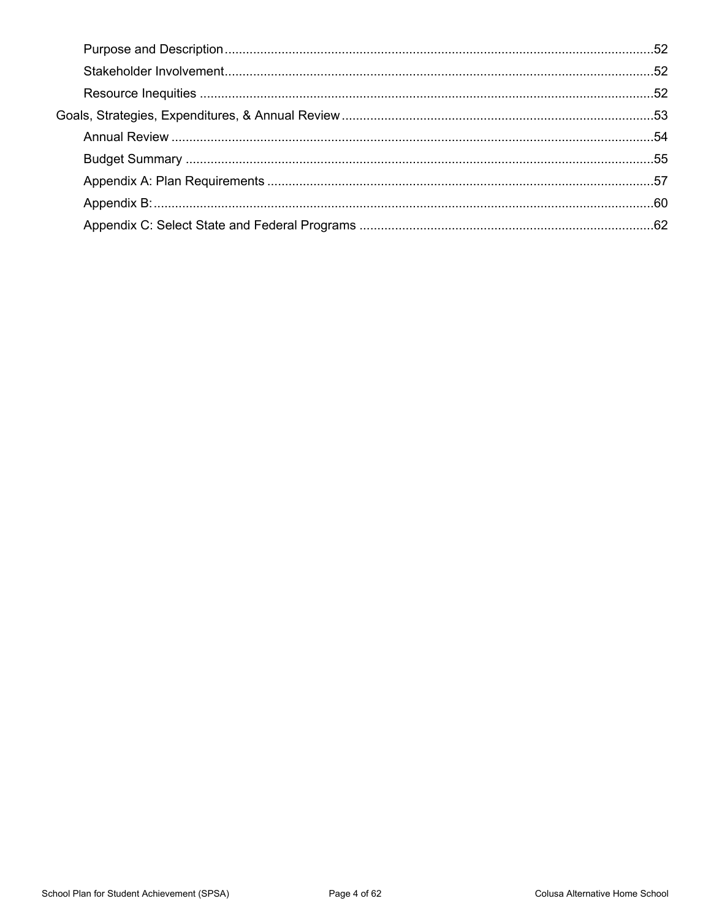- Purpose and Description ........ 52
- Stakeholder Involvement ........ 52
- Resource Inequities ........ 52

Goals, Strategies, Expenditures, & Annual Review ........ 53

- Annual Review ........ 54
- Budget Summary ........ 55
- Appendix A: Plan Requirements ........ 57
- Appendix B: ........ 60
- Appendix C: Select State and Federal Programs ........ 62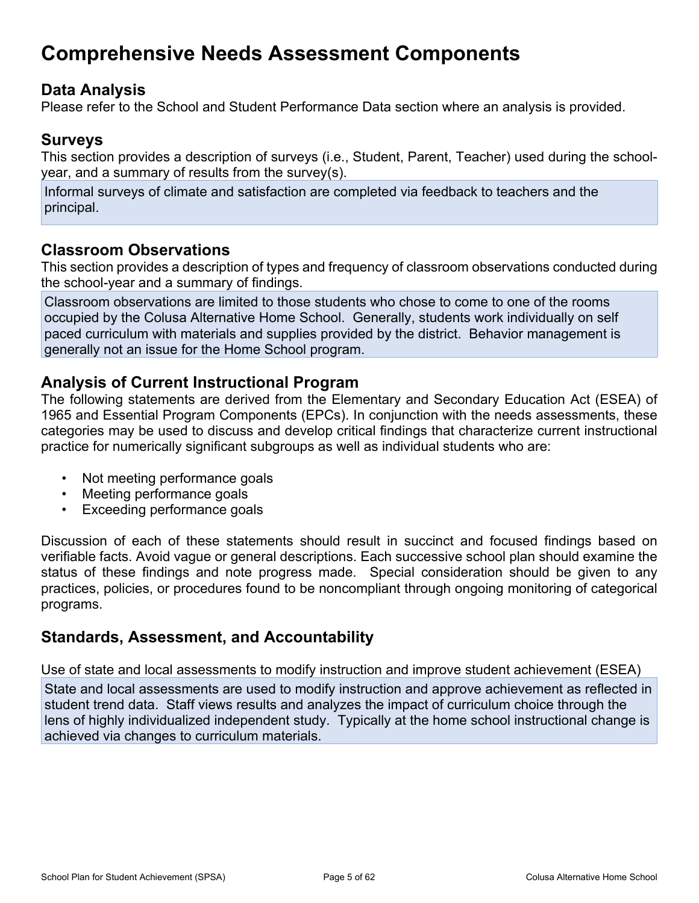# Comprehensive Needs Assessment Components

## Data Analysis

Please refer to the School and Student Performance Data section where an analysis is provided.

## Surveys

This section provides a description of surveys (i.e., Student, Parent, Teacher) used during the school-year, and a summary of results from the survey(s).

Informal surveys of climate and satisfaction are completed via feedback to teachers and the principal.

## Classroom Observations

This section provides a description of types and frequency of classroom observations conducted during the school-year and a summary of findings.

Classroom observations are limited to those students who chose to come to one of the rooms occupied by the Colusa Alternative Home School. Generally, students work individually on self paced curriculum with materials and supplies provided by the district. Behavior management is generally not an issue for the Home School program.

## Analysis of Current Instructional Program

The following statements are derived from the Elementary and Secondary Education Act (ESEA) of 1965 and Essential Program Components (EPCs). In conjunction with the needs assessments, these categories may be used to discuss and develop critical findings that characterize current instructional practice for numerically significant subgroups as well as individual students who are:

- Not meeting performance goals
- Meeting performance goals
- Exceeding performance goals

Discussion of each of these statements should result in succinct and focused findings based on verifiable facts. Avoid vague or general descriptions. Each successive school plan should examine the status of these findings and note progress made. Special consideration should be given to any practices, policies, or procedures found to be noncompliant through ongoing monitoring of categorical programs.

## Standards, Assessment, and Accountability

Use of state and local assessments to modify instruction and improve student achievement (ESEA)

State and local assessments are used to modify instruction and approve achievement as reflected in student trend data. Staff views results and analyzes the impact of curriculum choice through the lens of highly individualized independent study. Typically at the home school instructional change is achieved via changes to curriculum materials.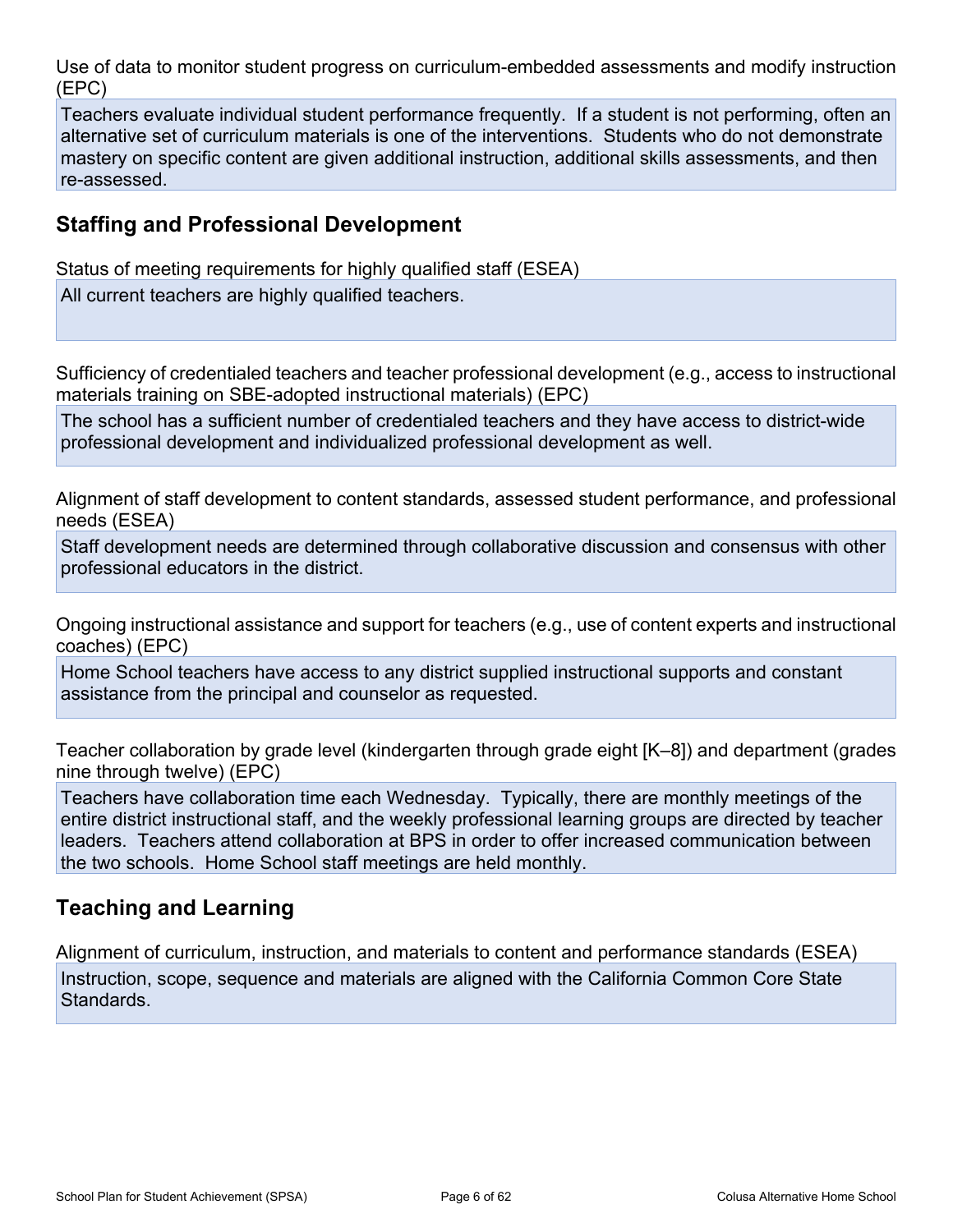Use of data to monitor student progress on curriculum-embedded assessments and modify instruction (EPC)

Teachers evaluate individual student performance frequently. If a student is not performing, often an alternative set of curriculum materials is one of the interventions. Students who do not demonstrate mastery on specific content are given additional instruction, additional skills assessments, and then re-assessed.

## Staffing and Professional Development

Status of meeting requirements for highly qualified staff (ESEA)

All current teachers are highly qualified teachers.

Sufficiency of credentialed teachers and teacher professional development (e.g., access to instructional materials training on SBE-adopted instructional materials) (EPC)

The school has a sufficient number of credentialed teachers and they have access to district-wide professional development and individualized professional development as well.

Alignment of staff development to content standards, assessed student performance, and professional needs (ESEA)

Staff development needs are determined through collaborative discussion and consensus with other professional educators in the district.

Ongoing instructional assistance and support for teachers (e.g., use of content experts and instructional coaches) (EPC)

Home School teachers have access to any district supplied instructional supports and constant assistance from the principal and counselor as requested.

Teacher collaboration by grade level (kindergarten through grade eight [K–8]) and department (grades nine through twelve) (EPC)

Teachers have collaboration time each Wednesday. Typically, there are monthly meetings of the entire district instructional staff, and the weekly professional learning groups are directed by teacher leaders. Teachers attend collaboration at BPS in order to offer increased communication between the two schools. Home School staff meetings are held monthly.

## Teaching and Learning

Alignment of curriculum, instruction, and materials to content and performance standards (ESEA)

Instruction, scope, sequence and materials are aligned with the California Common Core State Standards.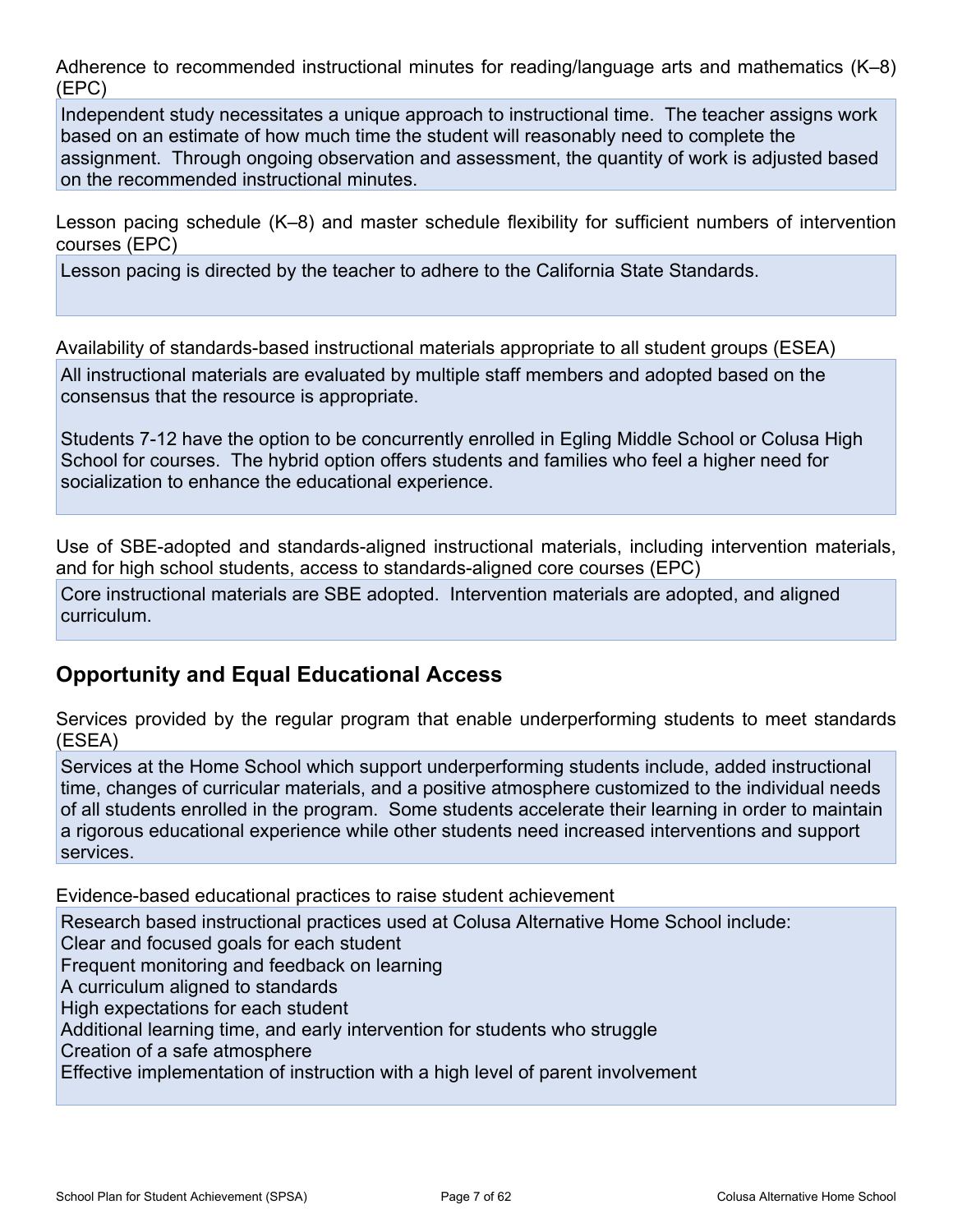Adherence to recommended instructional minutes for reading/language arts and mathematics (K–8) (EPC)

Independent study necessitates a unique approach to instructional time. The teacher assigns work based on an estimate of how much time the student will reasonably need to complete the assignment. Through ongoing observation and assessment, the quantity of work is adjusted based on the recommended instructional minutes.

Lesson pacing schedule (K–8) and master schedule flexibility for sufficient numbers of intervention courses (EPC)

Lesson pacing is directed by the teacher to adhere to the California State Standards.

Availability of standards-based instructional materials appropriate to all student groups (ESEA)

All instructional materials are evaluated by multiple staff members and adopted based on the consensus that the resource is appropriate.

Students 7-12 have the option to be concurrently enrolled in Egling Middle School or Colusa High School for courses. The hybrid option offers students and families who feel a higher need for socialization to enhance the educational experience.

Use of SBE-adopted and standards-aligned instructional materials, including intervention materials, and for high school students, access to standards-aligned core courses (EPC)

Core instructional materials are SBE adopted. Intervention materials are adopted, and aligned curriculum.

## Opportunity and Equal Educational Access

Services provided by the regular program that enable underperforming students to meet standards (ESEA)

Services at the Home School which support underperforming students include, added instructional time, changes of curricular materials, and a positive atmosphere customized to the individual needs of all students enrolled in the program. Some students accelerate their learning in order to maintain a rigorous educational experience while other students need increased interventions and support services.

Evidence-based educational practices to raise student achievement

Research based instructional practices used at Colusa Alternative Home School include:
Clear and focused goals for each student
Frequent monitoring and feedback on learning
A curriculum aligned to standards
High expectations for each student
Additional learning time, and early intervention for students who struggle
Creation of a safe atmosphere
Effective implementation of instruction with a high level of parent involvement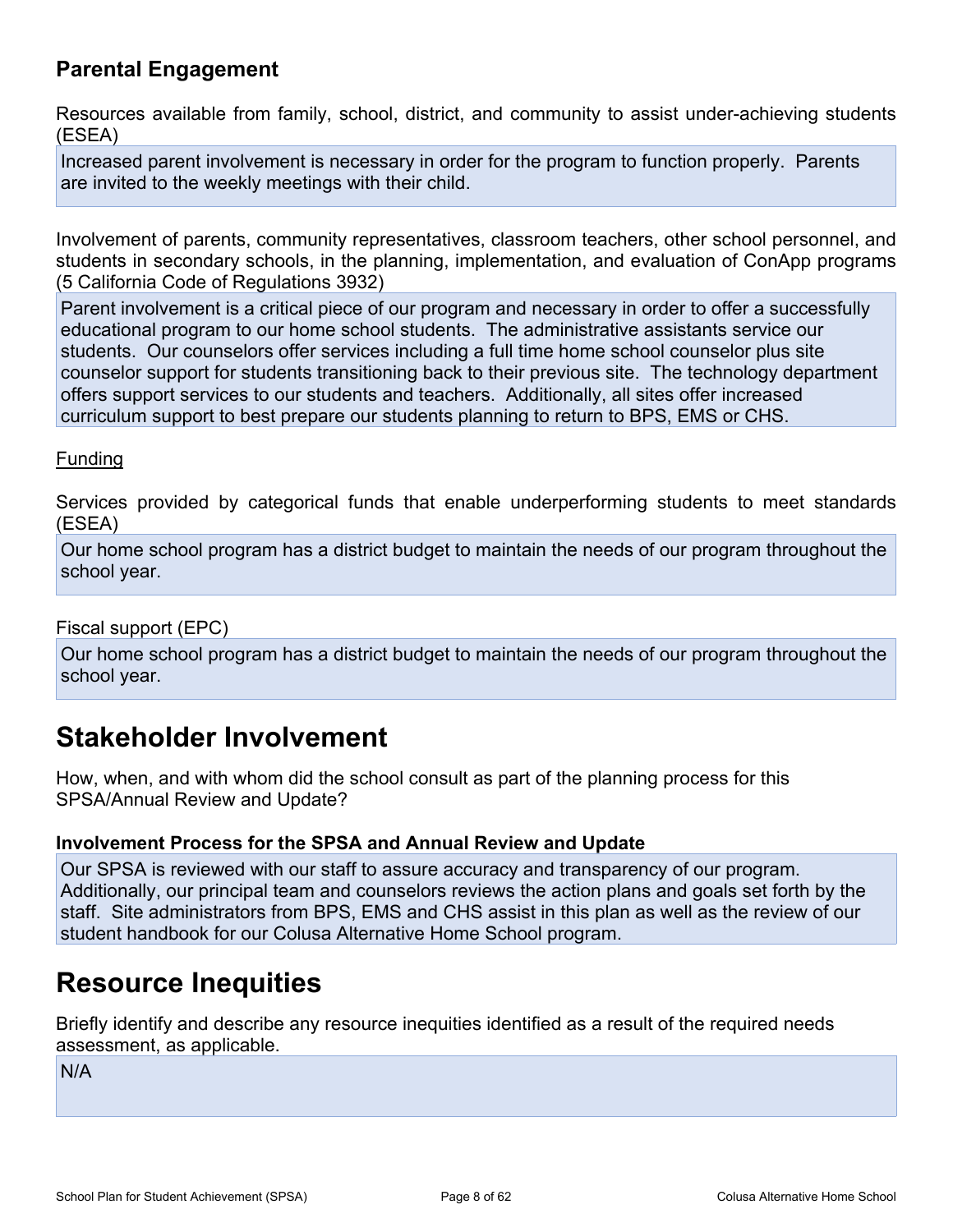### Parental Engagement

Resources available from family, school, district, and community to assist under-achieving students (ESEA)

Increased parent involvement is necessary in order for the program to function properly.  Parents are invited to the weekly meetings with their child.

Involvement of parents, community representatives, classroom teachers, other school personnel, and students in secondary schools, in the planning, implementation, and evaluation of ConApp programs (5 California Code of Regulations 3932)

Parent involvement is a critical piece of our program and necessary in order to offer a successfully educational program to our home school students.  The administrative assistants service our students.  Our counselors offer services including a full time home school counselor plus site counselor support for students transitioning back to their previous site.  The technology department offers support services to our students and teachers.  Additionally, all sites offer increased curriculum support to best prepare our students planning to return to BPS, EMS or CHS.

Funding

Services provided by categorical funds that enable underperforming students to meet standards (ESEA)

Our home school program has a district budget to maintain the needs of our program throughout the school year.

Fiscal support (EPC)

Our home school program has a district budget to maintain the needs of our program throughout the school year.

# Stakeholder Involvement

How, when, and with whom did the school consult as part of the planning process for this SPSA/Annual Review and Update?

### Involvement Process for the SPSA and Annual Review and Update

Our SPSA is reviewed with our staff to assure accuracy and transparency of our program. Additionally, our principal team and counselors reviews the action plans and goals set forth by the staff.  Site administrators from BPS, EMS and CHS assist in this plan as well as the review of our student handbook for our Colusa Alternative Home School program.

# Resource Inequities

Briefly identify and describe any resource inequities identified as a result of the required needs assessment, as applicable.

N/A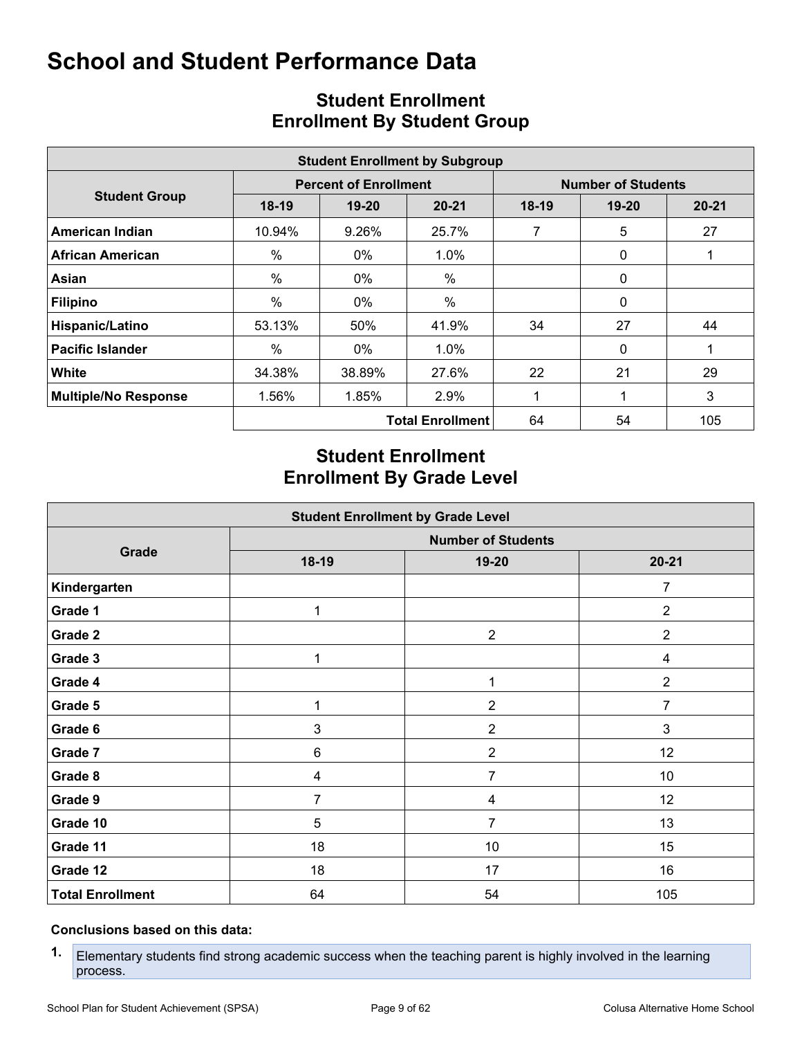# School and Student Performance Data

## Student Enrollment
## Enrollment By Student Group

| Student Enrollment by Subgroup | | | | | | |
|---|---|---|---|---|---|---|
| Student Group | Percent of Enrollment | | | Number of Students | | |
| | 18-19 | 19-20 | 20-21 | 18-19 | 19-20 | 20-21 |
| **American Indian** | 10.94% | 9.26% | 25.7% | 7 | 5 | 27 |
| **African American** | % | 0% | 1.0% | | 0 | 1 |
| **Asian** | % | 0% | % | | 0 | |
| **Filipino** | % | 0% | % | | 0 | |
| **Hispanic/Latino** | 53.13% | 50% | 41.9% | 34 | 27 | 44 |
| **Pacific Islander** | % | 0% | 1.0% | | 0 | 1 |
| **White** | 34.38% | 38.89% | 27.6% | 22 | 21 | 29 |
| **Multiple/No Response** | 1.56% | 1.85% | 2.9% | 1 | 1 | 3 |
| | | | **Total Enrollment** | 64 | 54 | 105 |

## Student Enrollment
## Enrollment By Grade Level

| Student Enrollment by Grade Level | | | |
|---|---|---|---|
| Grade | Number of Students | | |
| | 18-19 | 19-20 | 20-21 |
| **Kindergarten** | | | 7 |
| **Grade 1** | 1 | | 2 |
| **Grade 2** | | 2 | 2 |
| **Grade 3** | 1 | | 4 |
| **Grade 4** | | 1 | 2 |
| **Grade 5** | 1 | 2 | 7 |
| **Grade 6** | 3 | 2 | 3 |
| **Grade 7** | 6 | 2 | 12 |
| **Grade 8** | 4 | 7 | 10 |
| **Grade 9** | 7 | 4 | 12 |
| **Grade 10** | 5 | 7 | 13 |
| **Grade 11** | 18 | 10 | 15 |
| **Grade 12** | 18 | 17 | 16 |
| **Total Enrollment** | 64 | 54 | 105 |

**Conclusions based on this data:**

1. Elementary students find strong academic success when the teaching parent is highly involved in the learning process.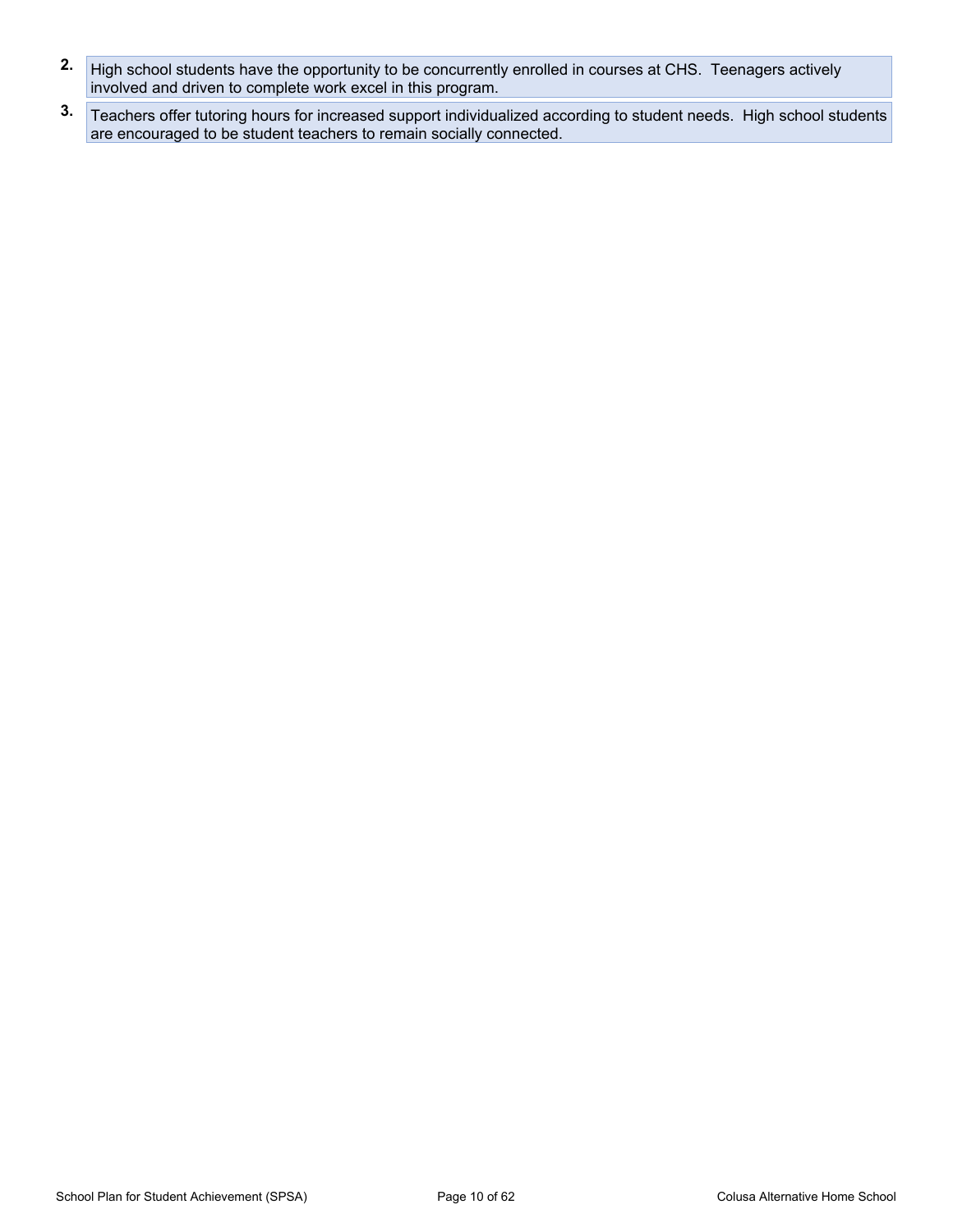2. High school students have the opportunity to be concurrently enrolled in courses at CHS. Teenagers actively involved and driven to complete work excel in this program.
3. Teachers offer tutoring hours for increased support individualized according to student needs. High school students are encouraged to be student teachers to remain socially connected.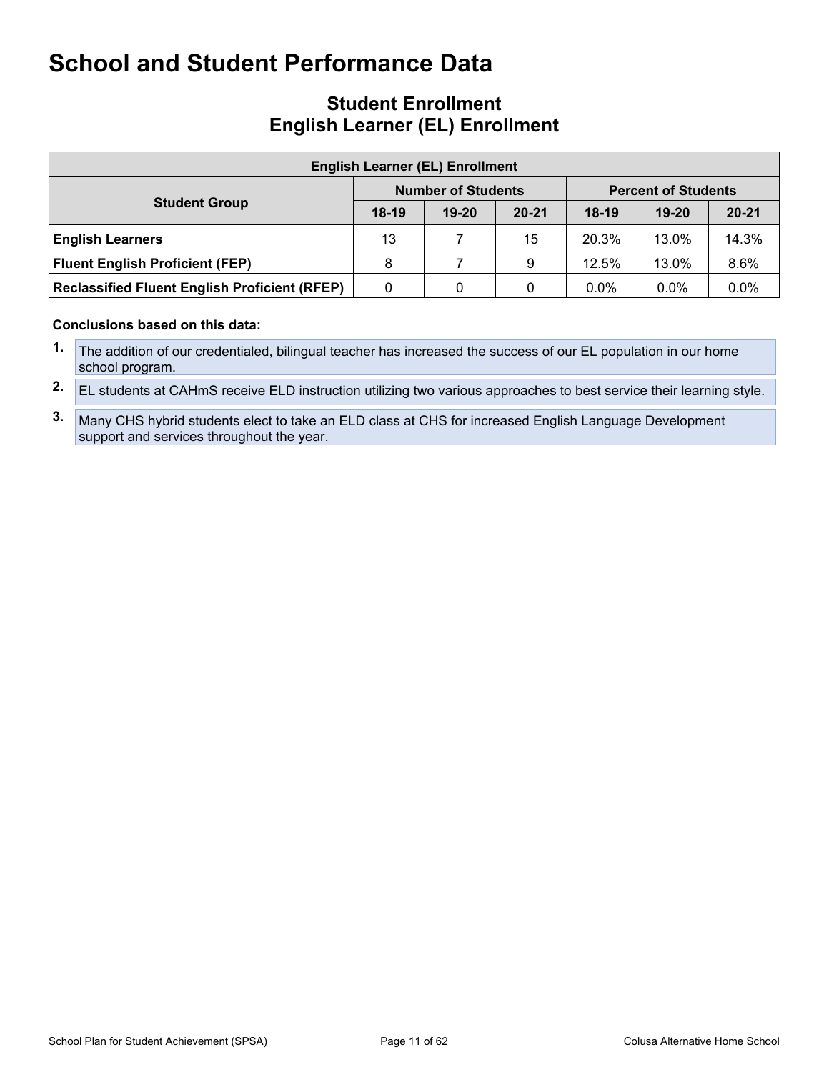# School and Student Performance Data

## Student Enrollment
## English Learner (EL) Enrollment

| English Learner (EL) Enrollment | | | | | | |
|---|---|---|---|---|---|---|
| Student Group | Number of Students | | | Percent of Students | | |
| | 18-19 | 19-20 | 20-21 | 18-19 | 19-20 | 20-21 |
| **English Learners** | 13 | 7 | 15 | 20.3% | 13.0% | 14.3% |
| **Fluent English Proficient (FEP)** | 8 | 7 | 9 | 12.5% | 13.0% | 8.6% |
| **Reclassified Fluent English Proficient (RFEP)** | 0 | 0 | 0 | 0.0% | 0.0% | 0.0% |

**Conclusions based on this data:**

1. The addition of our credentialed, bilingual teacher has increased the success of our EL population in our home school program.
2. EL students at CAHmS receive ELD instruction utilizing two various approaches to best service their learning style.
3. Many CHS hybrid students elect to take an ELD class at CHS for increased English Language Development support and services throughout the year.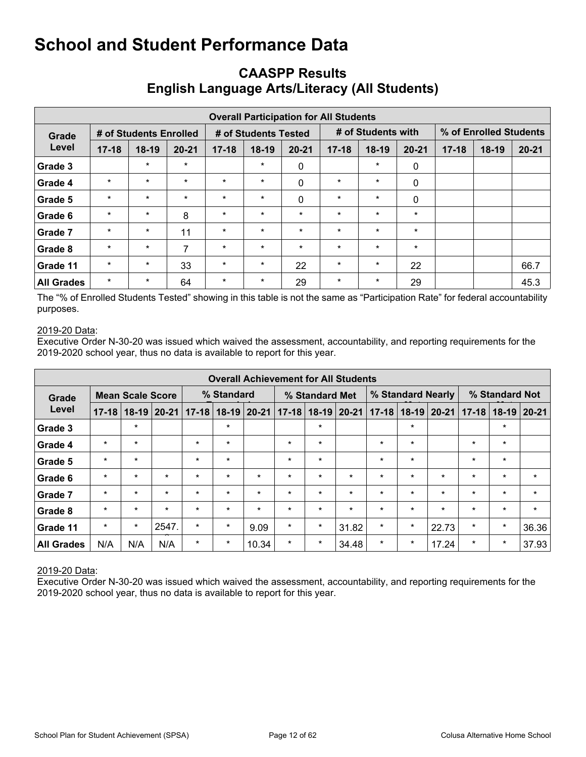# School and Student Performance Data

## CAASPP Results
## English Language Arts/Literacy (All Students)

| Overall Participation for All Students | | | | | | | | | | | | |
|---|---|---|---|---|---|---|---|---|---|---|---|---|
| Grade Level | # of Students Enrolled | | | # of Students Tested | | | # of Students with Scores | | | % of Enrolled Students Tested | | |
| | 17-18 | 18-19 | 20-21 | 17-18 | 18-19 | 20-21 | 17-18 | 18-19 | 20-21 | 17-18 | 18-19 | 20-21 |
| Grade 3 | | * | * | | * | 0 | | * | 0 | | | |
| Grade 4 | * | * | * | * | * | 0 | * | * | 0 | | | |
| Grade 5 | * | * | * | * | * | 0 | * | * | 0 | | | |
| Grade 6 | * | * | 8 | * | * | * | * | * | * | | | |
| Grade 7 | * | * | 11 | * | * | * | * | * | * | | | |
| Grade 8 | * | * | 7 | * | * | * | * | * | * | | | |
| Grade 11 | * | * | 33 | * | * | 22 | * | * | 22 | | | 66.7 |
| All Grades | * | * | 64 | * | * | 29 | * | * | 29 | | | 45.3 |

The "% of Enrolled Students Tested" showing in this table is not the same as "Participation Rate" for federal accountability purposes.

2019-20 Data:
Executive Order N-30-20 was issued which waived the assessment, accountability, and reporting requirements for the 2019-2020 school year, thus no data is available to report for this year.

| Overall Achievement for All Students | | | | | | | | | | | | | | | |
|---|---|---|---|---|---|---|---|---|---|---|---|---|---|---|---|
| Grade Level | Mean Scale Score | | | % Standard Exceeded | | | % Standard Met | | | % Standard Nearly Met | | | % Standard Not Met | | |
| | 17-18 | 18-19 | 20-21 | 17-18 | 18-19 | 20-21 | 17-18 | 18-19 | 20-21 | 17-18 | 18-19 | 20-21 | 17-18 | 18-19 | 20-21 |
| Grade 3 | | * | | | * | | | * | | | * | | | * | |
| Grade 4 | * | * | | * | * | | * | * | | * | * | | * | * | |
| Grade 5 | * | * | | * | * | | * | * | | * | * | | * | * | |
| Grade 6 | * | * | * | * | * | * | * | * | * | * | * | * | * | * | * |
| Grade 7 | * | * | * | * | * | * | * | * | * | * | * | * | * | * | * |
| Grade 8 | * | * | * | * | * | * | * | * | * | * | * | * | * | * | * |
| Grade 11 | * | * | 2547. | * | * | 9.09 | * | * | 31.82 | * | * | 22.73 | * | * | 36.36 |
| All Grades | N/A | N/A | N/A | * | * | 10.34 | * | * | 34.48 | * | * | 17.24 | * | * | 37.93 |

2019-20 Data:
Executive Order N-30-20 was issued which waived the assessment, accountability, and reporting requirements for the 2019-2020 school year, thus no data is available to report for this year.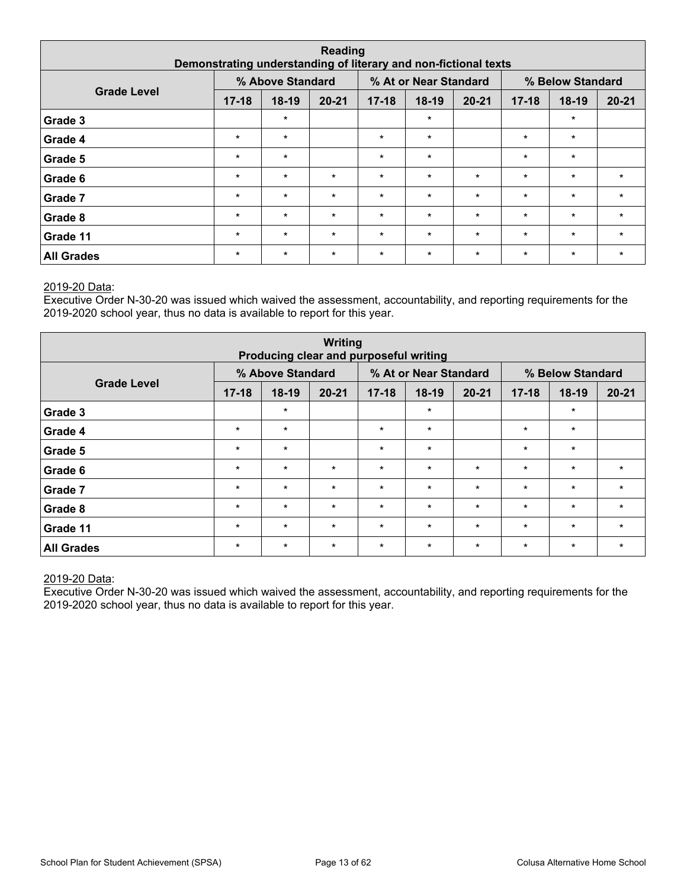| Reading<br>Demonstrating understanding of literary and non-fictional texts | | | | | | | | | |
|---|---|---|---|---|---|---|---|---|---|
| Grade Level | % Above Standard | | | % At or Near Standard | | | % Below Standard | | |
| | 17-18 | 18-19 | 20-21 | 17-18 | 18-19 | 20-21 | 17-18 | 18-19 | 20-21 |
| Grade 3 | | * | | | * | | | * | |
| Grade 4 | * | * | | * | * | | * | * | |
| Grade 5 | * | * | | * | * | | * | * | |
| Grade 6 | * | * | * | * | * | * | * | * | * |
| Grade 7 | * | * | * | * | * | * | * | * | * |
| Grade 8 | * | * | * | * | * | * | * | * | * |
| Grade 11 | * | * | * | * | * | * | * | * | * |
| All Grades | * | * | * | * | * | * | * | * | * |

2019-20 Data:
Executive Order N-30-20 was issued which waived the assessment, accountability, and reporting requirements for the 2019-2020 school year, thus no data is available to report for this year.

| Writing<br>Producing clear and purposeful writing | | | | | | | | | |
|---|---|---|---|---|---|---|---|---|---|
| Grade Level | % Above Standard | | | % At or Near Standard | | | % Below Standard | | |
| | 17-18 | 18-19 | 20-21 | 17-18 | 18-19 | 20-21 | 17-18 | 18-19 | 20-21 |
| Grade 3 | | * | | | * | | | * | |
| Grade 4 | * | * | | * | * | | * | * | |
| Grade 5 | * | * | | * | * | | * | * | |
| Grade 6 | * | * | * | * | * | * | * | * | * |
| Grade 7 | * | * | * | * | * | * | * | * | * |
| Grade 8 | * | * | * | * | * | * | * | * | * |
| Grade 11 | * | * | * | * | * | * | * | * | * |
| All Grades | * | * | * | * | * | * | * | * | * |

2019-20 Data:
Executive Order N-30-20 was issued which waived the assessment, accountability, and reporting requirements for the 2019-2020 school year, thus no data is available to report for this year.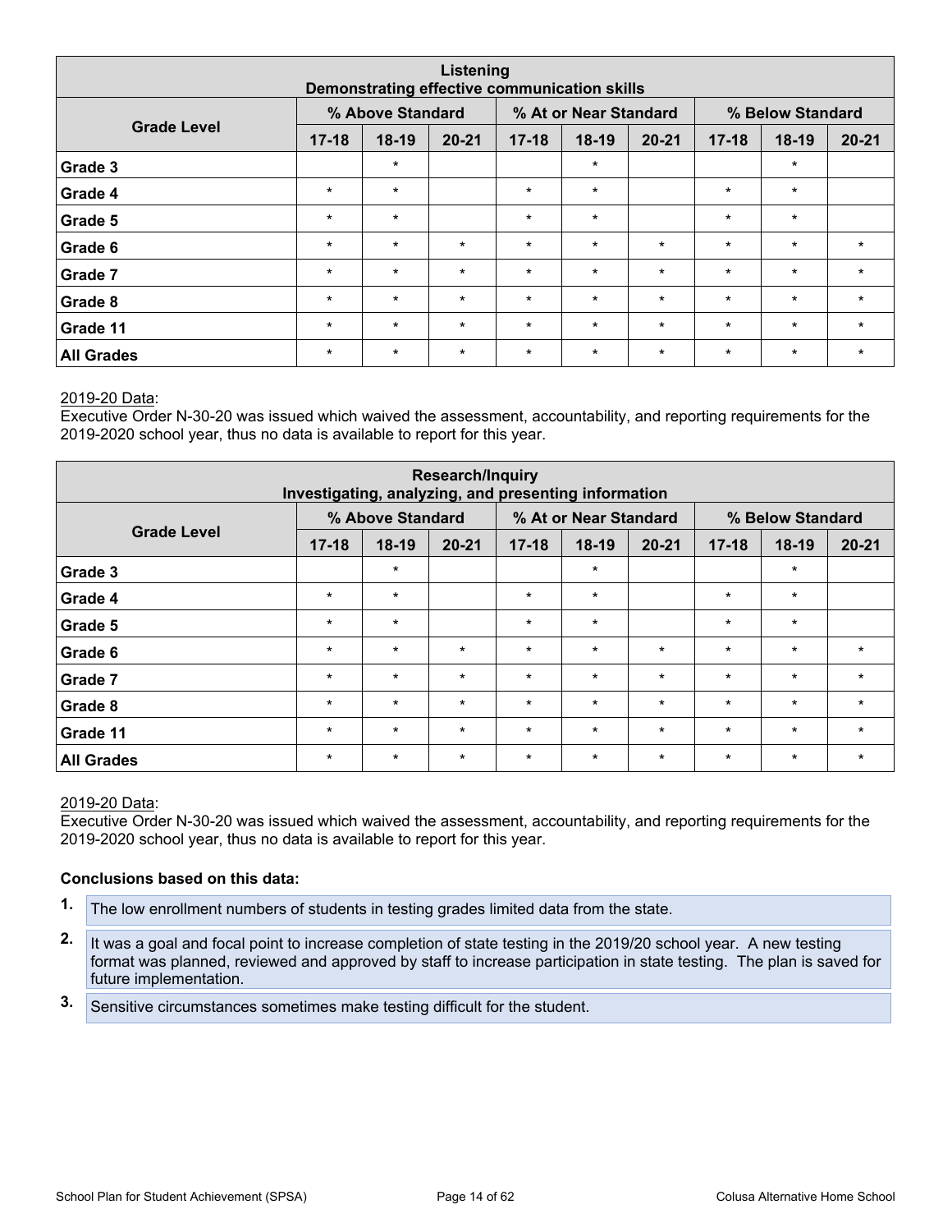| Listening<br>Demonstrating effective communication skills | | | | | | | | | |
|---|---|---|---|---|---|---|---|---|---|
| Grade Level | % Above Standard | | | % At or Near Standard | | | % Below Standard | | |
| | 17-18 | 18-19 | 20-21 | 17-18 | 18-19 | 20-21 | 17-18 | 18-19 | 20-21 |
| Grade 3 | | * | | | * | | | * | |
| Grade 4 | * | * | | * | * | | * | * | |
| Grade 5 | * | * | | * | * | | * | * | |
| Grade 6 | * | * | * | * | * | * | * | * | * |
| Grade 7 | * | * | * | * | * | * | * | * | * |
| Grade 8 | * | * | * | * | * | * | * | * | * |
| Grade 11 | * | * | * | * | * | * | * | * | * |
| All Grades | * | * | * | * | * | * | * | * | * |

2019-20 Data:
Executive Order N-30-20 was issued which waived the assessment, accountability, and reporting requirements for the 2019-2020 school year, thus no data is available to report for this year.

| Research/Inquiry<br>Investigating, analyzing, and presenting information | | | | | | | | | |
|---|---|---|---|---|---|---|---|---|---|
| Grade Level | % Above Standard | | | % At or Near Standard | | | % Below Standard | | |
| | 17-18 | 18-19 | 20-21 | 17-18 | 18-19 | 20-21 | 17-18 | 18-19 | 20-21 |
| Grade 3 | | * | | | * | | | * | |
| Grade 4 | * | * | | * | * | | * | * | |
| Grade 5 | * | * | | * | * | | * | * | |
| Grade 6 | * | * | * | * | * | * | * | * | * |
| Grade 7 | * | * | * | * | * | * | * | * | * |
| Grade 8 | * | * | * | * | * | * | * | * | * |
| Grade 11 | * | * | * | * | * | * | * | * | * |
| All Grades | * | * | * | * | * | * | * | * | * |

2019-20 Data:
Executive Order N-30-20 was issued which waived the assessment, accountability, and reporting requirements for the 2019-2020 school year, thus no data is available to report for this year.

**Conclusions based on this data:**

1. The low enrollment numbers of students in testing grades limited data from the state.
2. It was a goal and focal point to increase completion of state testing in the 2019/20 school year. A new testing format was planned, reviewed and approved by staff to increase participation in state testing. The plan is saved for future implementation.
3. Sensitive circumstances sometimes make testing difficult for the student.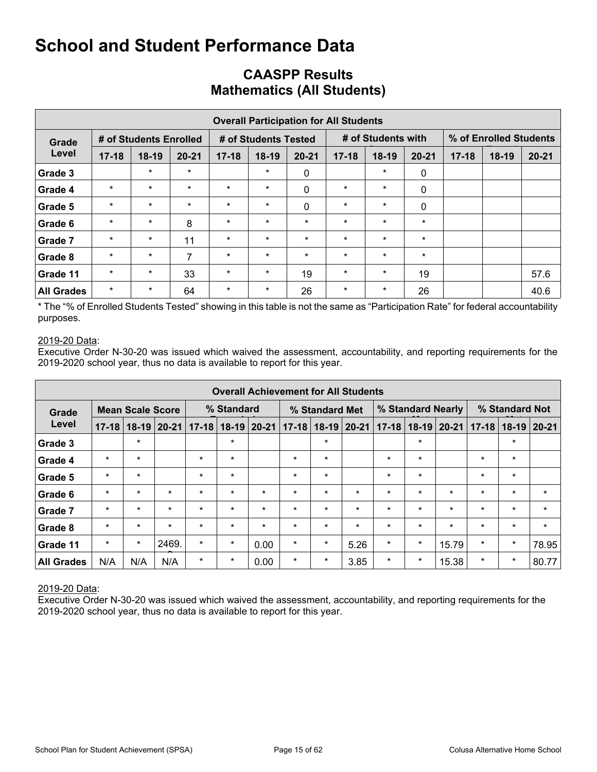# School and Student Performance Data

## CAASPP Results
## Mathematics (All Students)

| Overall Participation for All Students | | | | | | | | | | | | |
|---|---|---|---|---|---|---|---|---|---|---|---|---|
| Grade Level | # of Students Enrolled | | | # of Students Tested | | | # of Students with Scores | | | % of Enrolled Students Tested | | |
| | 17-18 | 18-19 | 20-21 | 17-18 | 18-19 | 20-21 | 17-18 | 18-19 | 20-21 | 17-18 | 18-19 | 20-21 |
| Grade 3 | | * | * | | * | 0 | | * | 0 | | | |
| Grade 4 | * | * | * | * | * | 0 | * | * | 0 | | | |
| Grade 5 | * | * | * | * | * | 0 | * | * | 0 | | | |
| Grade 6 | * | * | 8 | * | * | * | * | * | * | | | |
| Grade 7 | * | * | 11 | * | * | * | * | * | * | | | |
| Grade 8 | * | * | 7 | * | * | * | * | * | * | | | |
| Grade 11 | * | * | 33 | * | * | 19 | * | * | 19 | | | 57.6 |
| All Grades | * | * | 64 | * | * | 26 | * | * | 26 | | | 40.6 |

* The "% of Enrolled Students Tested" showing in this table is not the same as "Participation Rate" for federal accountability purposes.

2019-20 Data:
Executive Order N-30-20 was issued which waived the assessment, accountability, and reporting requirements for the 2019-2020 school year, thus no data is available to report for this year.

| Overall Achievement for All Students | | | | | | | | | | | | | | | |
|---|---|---|---|---|---|---|---|---|---|---|---|---|---|---|---|
| Grade Level | Mean Scale Score | | | % Standard Exceeded | | | % Standard Met | | | % Standard Nearly Met | | | % Standard Not Met | | |
| | 17-18 | 18-19 | 20-21 | 17-18 | 18-19 | 20-21 | 17-18 | 18-19 | 20-21 | 17-18 | 18-19 | 20-21 | 17-18 | 18-19 | 20-21 |
| Grade 3 | | * | | | * | | | * | | | * | | | * | |
| Grade 4 | * | * | | * | * | | * | * | | * | * | | * | * | |
| Grade 5 | * | * | | * | * | | * | * | | * | * | | * | * | |
| Grade 6 | * | * | * | * | * | * | * | * | * | * | * | * | * | * | * |
| Grade 7 | * | * | * | * | * | * | * | * | * | * | * | * | * | * | * |
| Grade 8 | * | * | * | * | * | * | * | * | * | * | * | * | * | * | * |
| Grade 11 | * | * | 2469. | * | * | 0.00 | * | * | 5.26 | * | * | 15.79 | * | * | 78.95 |
| All Grades | N/A | N/A | N/A | * | * | 0.00 | * | * | 3.85 | * | * | 15.38 | * | * | 80.77 |

2019-20 Data:
Executive Order N-30-20 was issued which waived the assessment, accountability, and reporting requirements for the 2019-2020 school year, thus no data is available to report for this year.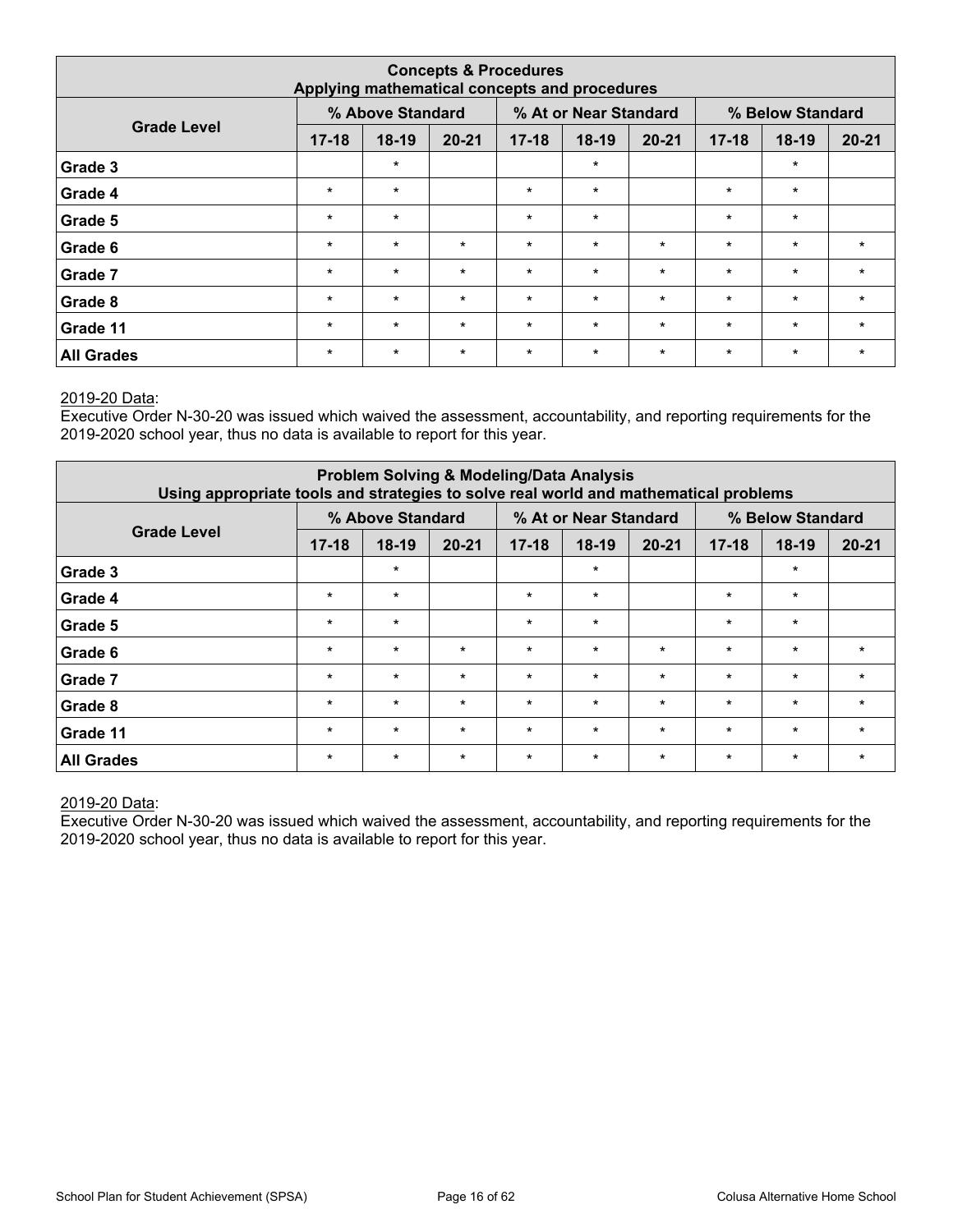| Concepts & Procedures<br>Applying mathematical concepts and procedures | | | | | | | | | |
|---|---|---|---|---|---|---|---|---|---|
| Grade Level | % Above Standard | | | % At or Near Standard | | | % Below Standard | | |
| | 17-18 | 18-19 | 20-21 | 17-18 | 18-19 | 20-21 | 17-18 | 18-19 | 20-21 |
| Grade 3 | | * | | | * | | | * | |
| Grade 4 | * | * | | * | * | | * | * | |
| Grade 5 | * | * | | * | * | | * | * | |
| Grade 6 | * | * | * | * | * | * | * | * | * |
| Grade 7 | * | * | * | * | * | * | * | * | * |
| Grade 8 | * | * | * | * | * | * | * | * | * |
| Grade 11 | * | * | * | * | * | * | * | * | * |
| All Grades | * | * | * | * | * | * | * | * | * |

2019-20 Data:

Executive Order N-30-20 was issued which waived the assessment, accountability, and reporting requirements for the 2019-2020 school year, thus no data is available to report for this year.

| Problem Solving & Modeling/Data Analysis<br>Using appropriate tools and strategies to solve real world and mathematical problems | | | | | | | | | |
|---|---|---|---|---|---|---|---|---|---|
| Grade Level | % Above Standard | | | % At or Near Standard | | | % Below Standard | | |
| | 17-18 | 18-19 | 20-21 | 17-18 | 18-19 | 20-21 | 17-18 | 18-19 | 20-21 |
| Grade 3 | | * | | | * | | | * | |
| Grade 4 | * | * | | * | * | | * | * | |
| Grade 5 | * | * | | * | * | | * | * | |
| Grade 6 | * | * | * | * | * | * | * | * | * |
| Grade 7 | * | * | * | * | * | * | * | * | * |
| Grade 8 | * | * | * | * | * | * | * | * | * |
| Grade 11 | * | * | * | * | * | * | * | * | * |
| All Grades | * | * | * | * | * | * | * | * | * |

2019-20 Data:

Executive Order N-30-20 was issued which waived the assessment, accountability, and reporting requirements for the 2019-2020 school year, thus no data is available to report for this year.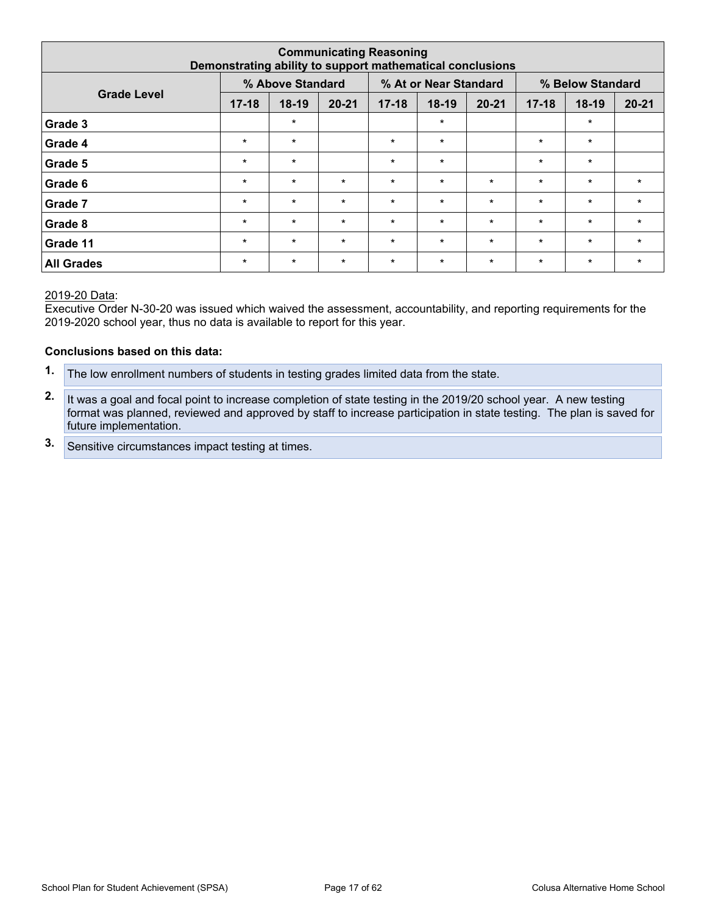| Communicating Reasoning<br>Demonstrating ability to support mathematical conclusions | | | | | | | | | |
|---|---|---|---|---|---|---|---|---|---|
| **Grade Level** | **% Above Standard** | | | **% At or Near Standard** | | | **% Below Standard** | | |
| | **17-18** | **18-19** | **20-21** | **17-18** | **18-19** | **20-21** | **17-18** | **18-19** | **20-21** |
| **Grade 3** | | * | | | * | | | * | |
| **Grade 4** | * | * | | * | * | | * | * | |
| **Grade 5** | * | * | | * | * | | * | * | |
| **Grade 6** | * | * | * | * | * | * | * | * | * |
| **Grade 7** | * | * | * | * | * | * | * | * | * |
| **Grade 8** | * | * | * | * | * | * | * | * | * |
| **Grade 11** | * | * | * | * | * | * | * | * | * |
| **All Grades** | * | * | * | * | * | * | * | * | * |

2019-20 Data:
Executive Order N-30-20 was issued which waived the assessment, accountability, and reporting requirements for the 2019-2020 school year, thus no data is available to report for this year.

**Conclusions based on this data:**

1. The low enrollment numbers of students in testing grades limited data from the state.
2. It was a goal and focal point to increase completion of state testing in the 2019/20 school year. A new testing format was planned, reviewed and approved by staff to increase participation in state testing. The plan is saved for future implementation.
3. Sensitive circumstances impact testing at times.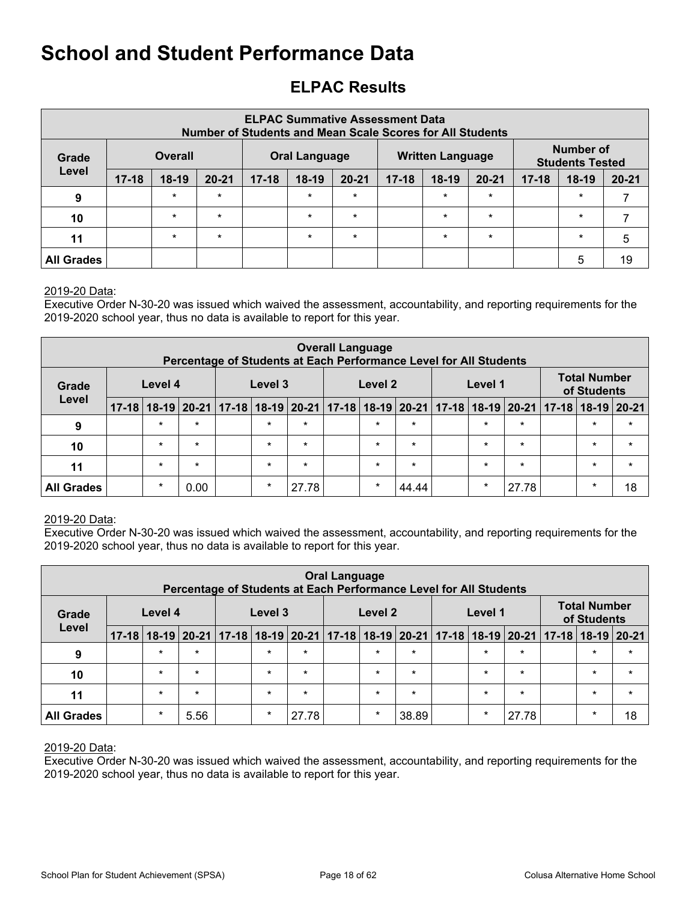# School and Student Performance Data

## ELPAC Results

| ELPAC Summative Assessment Data Number of Students and Mean Scale Scores for All Students | | | | | | | | | | | | |
|---|---|---|---|---|---|---|---|---|---|---|---|---|
| Grade Level | Overall | | | Oral Language | | | Written Language | | | Number of Students Tested | | |
| | 17-18 | 18-19 | 20-21 | 17-18 | 18-19 | 20-21 | 17-18 | 18-19 | 20-21 | 17-18 | 18-19 | 20-21 |
| 9 | | * | * | | * | * | | * | * | | * | 7 |
| 10 | | * | * | | * | * | | * | * | | * | 7 |
| 11 | | * | * | | * | * | | * | * | | * | 5 |
| All Grades | | | | | | | | | | | 5 | 19 |

2019-20 Data:
Executive Order N-30-20 was issued which waived the assessment, accountability, and reporting requirements for the 2019-2020 school year, thus no data is available to report for this year.

| Overall Language Percentage of Students at Each Performance Level for All Students | | | | | | | | | | | | | | | |
|---|---|---|---|---|---|---|---|---|---|---|---|---|---|---|---|
| Grade Level | Level 4 | | | Level 3 | | | Level 2 | | | Level 1 | | | Total Number of Students | | |
| | 17-18 | 18-19 | 20-21 | 17-18 | 18-19 | 20-21 | 17-18 | 18-19 | 20-21 | 17-18 | 18-19 | 20-21 | 17-18 | 18-19 | 20-21 |
| 9 | | * | * | | * | * | | * | * | | * | * | | * | * |
| 10 | | * | * | | * | * | | * | * | | * | * | | * | * |
| 11 | | * | * | | * | * | | * | * | | * | * | | * | * |
| All Grades | | * | 0.00 | | * | 27.78 | | * | 44.44 | | * | 27.78 | | * | 18 |

2019-20 Data:
Executive Order N-30-20 was issued which waived the assessment, accountability, and reporting requirements for the 2019-2020 school year, thus no data is available to report for this year.

| Oral Language Percentage of Students at Each Performance Level for All Students | | | | | | | | | | | | | | | |
|---|---|---|---|---|---|---|---|---|---|---|---|---|---|---|---|
| Grade Level | Level 4 | | | Level 3 | | | Level 2 | | | Level 1 | | | Total Number of Students | | |
| | 17-18 | 18-19 | 20-21 | 17-18 | 18-19 | 20-21 | 17-18 | 18-19 | 20-21 | 17-18 | 18-19 | 20-21 | 17-18 | 18-19 | 20-21 |
| 9 | | * | * | | * | * | | * | * | | * | * | | * | * |
| 10 | | * | * | | * | * | | * | * | | * | * | | * | * |
| 11 | | * | * | | * | * | | * | * | | * | * | | * | * |
| All Grades | | * | 5.56 | | * | 27.78 | | * | 38.89 | | * | 27.78 | | * | 18 |

2019-20 Data:
Executive Order N-30-20 was issued which waived the assessment, accountability, and reporting requirements for the 2019-2020 school year, thus no data is available to report for this year.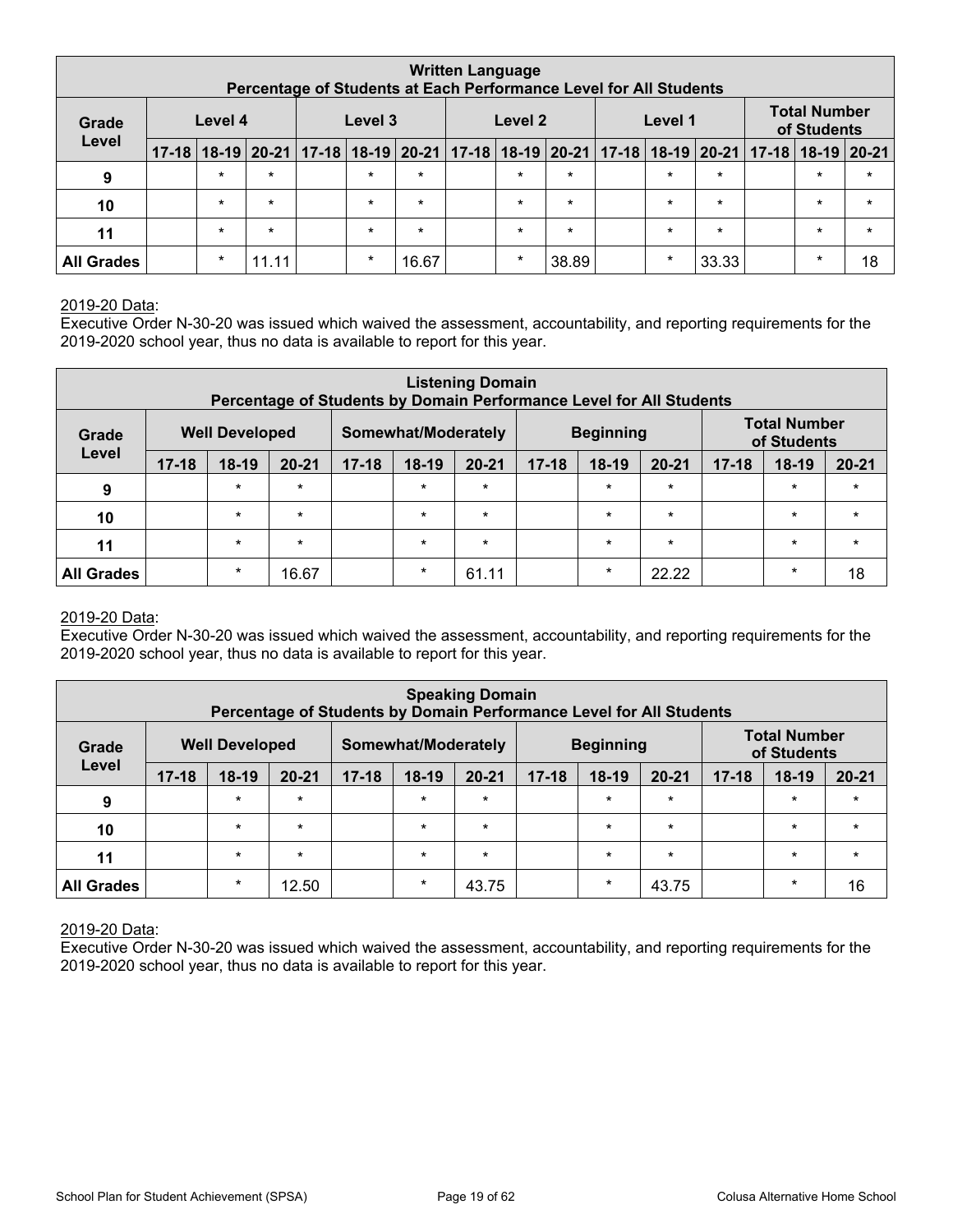| Written Language<br>Percentage of Students at Each Performance Level for All Students | | | | | | | | | | | | | | | |
|---|---|---|---|---|---|---|---|---|---|---|---|---|---|---|---|
| Grade Level | Level 4 | | | Level 3 | | | Level 2 | | | Level 1 | | | Total Number of Students | | |
| | 17-18 | 18-19 | 20-21 | 17-18 | 18-19 | 20-21 | 17-18 | 18-19 | 20-21 | 17-18 | 18-19 | 20-21 | 17-18 | 18-19 | 20-21 |
| 9 | | * | * | | * | * | | * | * | | * | * | | * | * |
| 10 | | * | * | | * | * | | * | * | | * | * | | * | * |
| 11 | | * | * | | * | * | | * | * | | * | * | | * | * |
| All Grades | | * | 11.11 | | * | 16.67 | | * | 38.89 | | * | 33.33 | | * | 18 |

2019-20 Data:

Executive Order N-30-20 was issued which waived the assessment, accountability, and reporting requirements for the 2019-2020 school year, thus no data is available to report for this year.

| Listening Domain<br>Percentage of Students by Domain Performance Level for All Students | | | | | | | | | | | | |
|---|---|---|---|---|---|---|---|---|---|---|---|---|
| Grade Level | Well Developed | | | Somewhat/Moderately | | | Beginning | | | Total Number of Students | | |
| | 17-18 | 18-19 | 20-21 | 17-18 | 18-19 | 20-21 | 17-18 | 18-19 | 20-21 | 17-18 | 18-19 | 20-21 |
| 9 | | * | * | | * | * | | * | * | | * | * |
| 10 | | * | * | | * | * | | * | * | | * | * |
| 11 | | * | * | | * | * | | * | * | | * | * |
| All Grades | | * | 16.67 | | * | 61.11 | | * | 22.22 | | * | 18 |

2019-20 Data:

Executive Order N-30-20 was issued which waived the assessment, accountability, and reporting requirements for the 2019-2020 school year, thus no data is available to report for this year.

| Speaking Domain<br>Percentage of Students by Domain Performance Level for All Students | | | | | | | | | | | | |
|---|---|---|---|---|---|---|---|---|---|---|---|---|
| Grade Level | Well Developed | | | Somewhat/Moderately | | | Beginning | | | Total Number of Students | | |
| | 17-18 | 18-19 | 20-21 | 17-18 | 18-19 | 20-21 | 17-18 | 18-19 | 20-21 | 17-18 | 18-19 | 20-21 |
| 9 | | * | * | | * | * | | * | * | | * | * |
| 10 | | * | * | | * | * | | * | * | | * | * |
| 11 | | * | * | | * | * | | * | * | | * | * |
| All Grades | | * | 12.50 | | * | 43.75 | | * | 43.75 | | * | 16 |

2019-20 Data:

Executive Order N-30-20 was issued which waived the assessment, accountability, and reporting requirements for the 2019-2020 school year, thus no data is available to report for this year.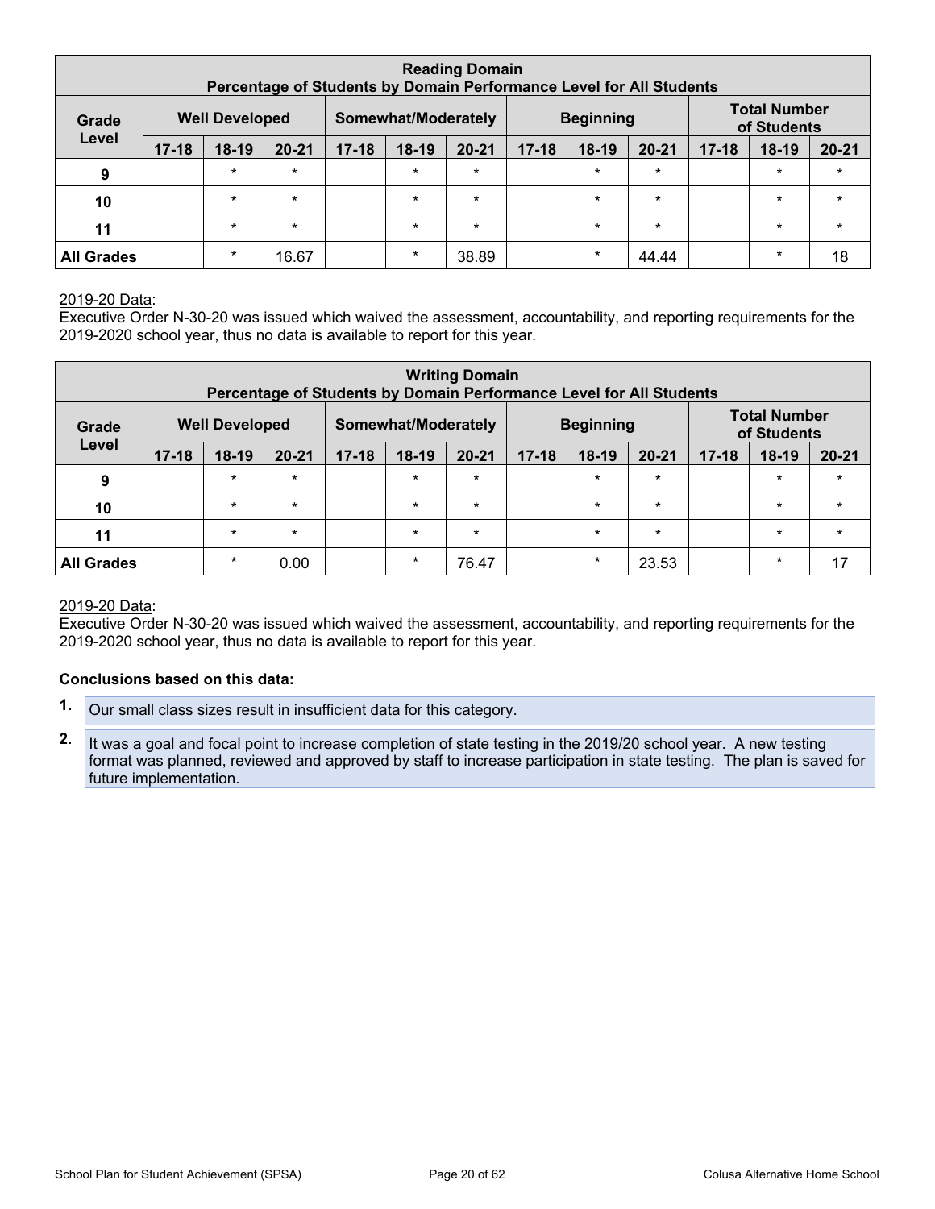| Reading Domain<br>Percentage of Students by Domain Performance Level for All Students | | | | | | | | | | | | |
|---|---|---|---|---|---|---|---|---|---|---|---|---|
| Grade Level | Well Developed | | | Somewhat/Moderately | | | Beginning | | | Total Number of Students | | |
| | 17-18 | 18-19 | 20-21 | 17-18 | 18-19 | 20-21 | 17-18 | 18-19 | 20-21 | 17-18 | 18-19 | 20-21 |
| 9 | | * | * | | * | * | | * | * | | * | * |
| 10 | | * | * | | * | * | | * | * | | * | * |
| 11 | | * | * | | * | * | | * | * | | * | * |
| All Grades | | * | 16.67 | | * | 38.89 | | * | 44.44 | | * | 18 |

2019-20 Data:
Executive Order N-30-20 was issued which waived the assessment, accountability, and reporting requirements for the 2019-2020 school year, thus no data is available to report for this year.

| Writing Domain<br>Percentage of Students by Domain Performance Level for All Students | | | | | | | | | | | | |
|---|---|---|---|---|---|---|---|---|---|---|---|---|
| Grade Level | Well Developed | | | Somewhat/Moderately | | | Beginning | | | Total Number of Students | | |
| | 17-18 | 18-19 | 20-21 | 17-18 | 18-19 | 20-21 | 17-18 | 18-19 | 20-21 | 17-18 | 18-19 | 20-21 |
| 9 | | * | * | | * | * | | * | * | | * | * |
| 10 | | * | * | | * | * | | * | * | | * | * |
| 11 | | * | * | | * | * | | * | * | | * | * |
| All Grades | | * | 0.00 | | * | 76.47 | | * | 23.53 | | * | 17 |

2019-20 Data:
Executive Order N-30-20 was issued which waived the assessment, accountability, and reporting requirements for the 2019-2020 school year, thus no data is available to report for this year.

**Conclusions based on this data:**

1. Our small class sizes result in insufficient data for this category.
2. It was a goal and focal point to increase completion of state testing in the 2019/20 school year. A new testing format was planned, reviewed and approved by staff to increase participation in state testing. The plan is saved for future implementation.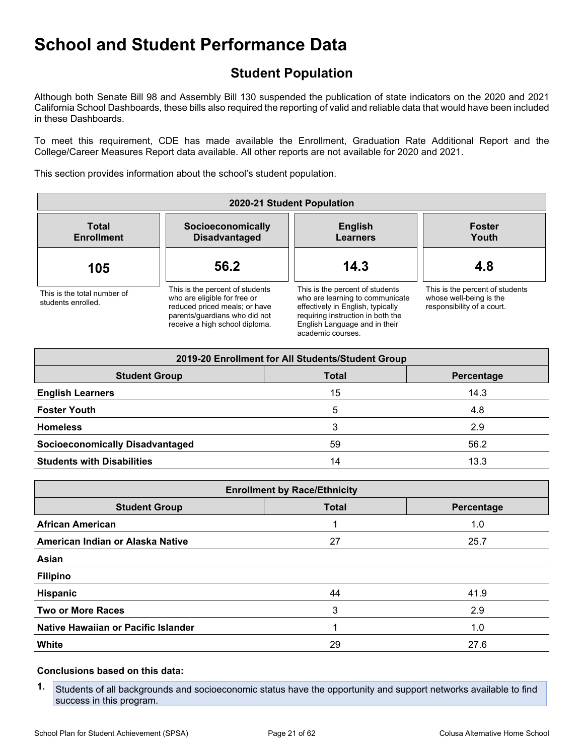# School and Student Performance Data

## Student Population

Although both Senate Bill 98 and Assembly Bill 130 suspended the publication of state indicators on the 2020 and 2021 California School Dashboards, these bills also required the reporting of valid and reliable data that would have been included in these Dashboards.

To meet this requirement, CDE has made available the Enrollment, Graduation Rate Additional Report and the College/Career Measures Report data available. All other reports are not available for 2020 and 2021.

This section provides information about the school's student population.

| 2020-21 Student Population | | | |
|---|---|---|---|
| **Total Enrollment** | **Socioeconomically Disadvantaged** | **English Learners** | **Foster Youth** |
| **105** | **56.2** | **14.3** | **4.8** |
| This is the total number of students enrolled. | This is the percent of students who are eligible for free or reduced priced meals; or have parents/guardians who did not receive a high school diploma. | This is the percent of students who are learning to communicate effectively in English, typically requiring instruction in both the English Language and in their academic courses. | This is the percent of students whose well-being is the responsibility of a court. |

| 2019-20 Enrollment for All Students/Student Group | | |
|---|---|---|
| **Student Group** | **Total** | **Percentage** |
| **English Learners** | 15 | 14.3 |
| **Foster Youth** | 5 | 4.8 |
| **Homeless** | 3 | 2.9 |
| **Socioeconomically Disadvantaged** | 59 | 56.2 |
| **Students with Disabilities** | 14 | 13.3 |

| Enrollment by Race/Ethnicity | | |
|---|---|---|
| **Student Group** | **Total** | **Percentage** |
| **African American** | 1 | 1.0 |
| **American Indian or Alaska Native** | 27 | 25.7 |
| **Asian** | | |
| **Filipino** | | |
| **Hispanic** | 44 | 41.9 |
| **Two or More Races** | 3 | 2.9 |
| **Native Hawaiian or Pacific Islander** | 1 | 1.0 |
| **White** | 29 | 27.6 |

**Conclusions based on this data:**

1. Students of all backgrounds and socioeconomic status have the opportunity and support networks available to find success in this program.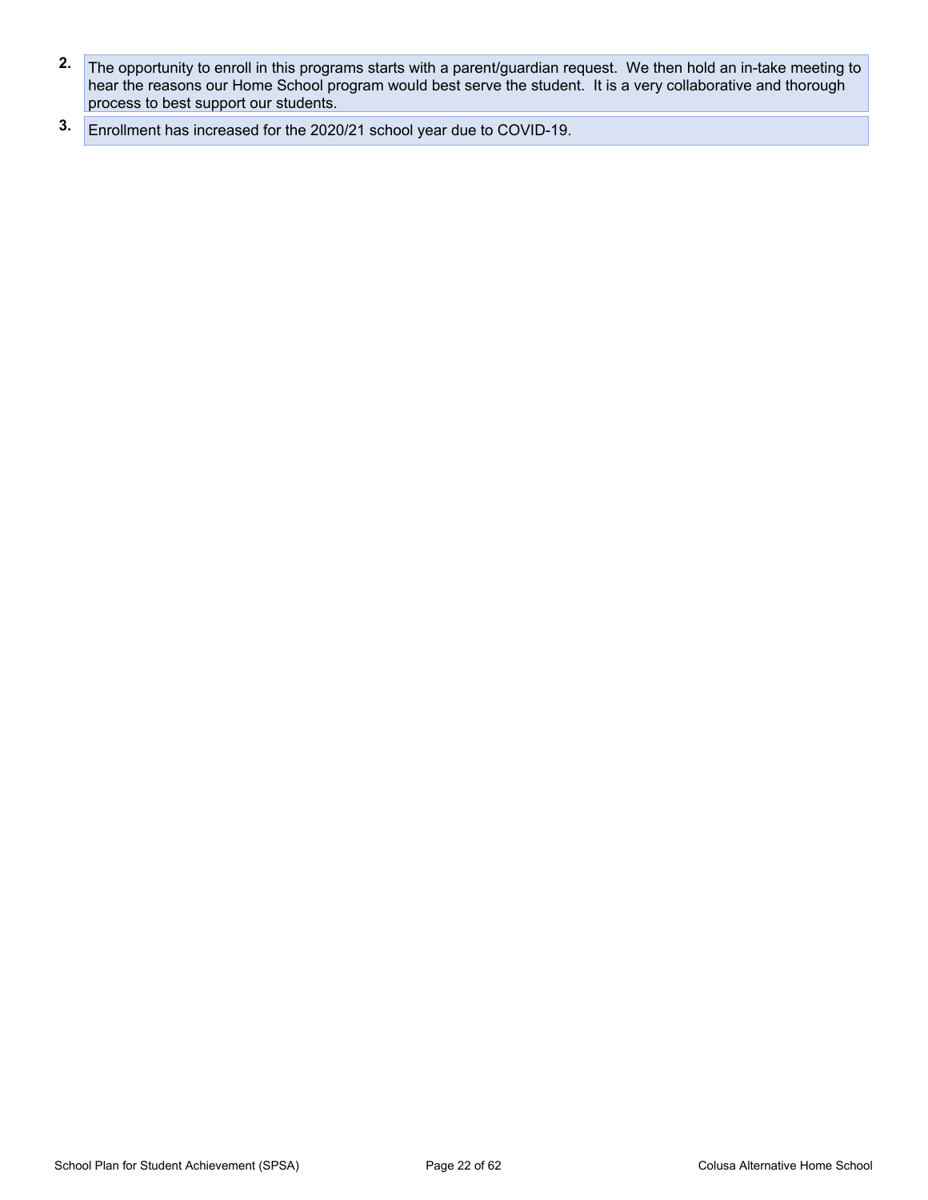2. The opportunity to enroll in this programs starts with a parent/guardian request. We then hold an in-take meeting to hear the reasons our Home School program would best serve the student. It is a very collaborative and thorough process to best support our students.
3. Enrollment has increased for the 2020/21 school year due to COVID-19.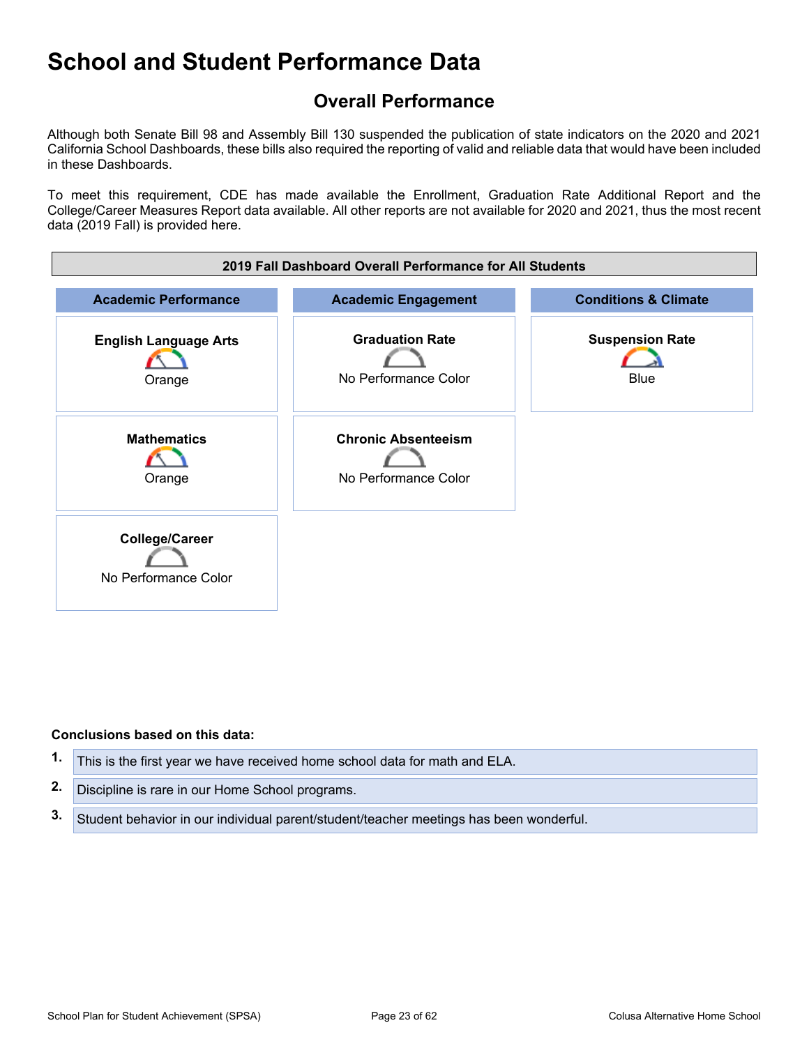# School and Student Performance Data

## Overall Performance

Although both Senate Bill 98 and Assembly Bill 130 suspended the publication of state indicators on the 2020 and 2021 California School Dashboards, these bills also required the reporting of valid and reliable data that would have been included in these Dashboards.

To meet this requirement, CDE has made available the Enrollment, Graduation Rate Additional Report and the College/Career Measures Report data available. All other reports are not available for 2020 and 2021, thus the most recent data (2019 Fall) is provided here.

| 2019 Fall Dashboard Overall Performance for All Students | | |
|---|---|---|
| **Academic Performance** | **Academic Engagement** | **Conditions & Climate** |
| **English Language Arts**<br>Orange | **Graduation Rate**<br>No Performance Color | **Suspension Rate**<br>Blue |
| **Mathematics**<br>Orange | **Chronic Absenteeism**<br>No Performance Color | |
| **College/Career**<br>No Performance Color | | |

**Conclusions based on this data:**

1. This is the first year we have received home school data for math and ELA.
2. Discipline is rare in our Home School programs.
3. Student behavior in our individual parent/student/teacher meetings has been wonderful.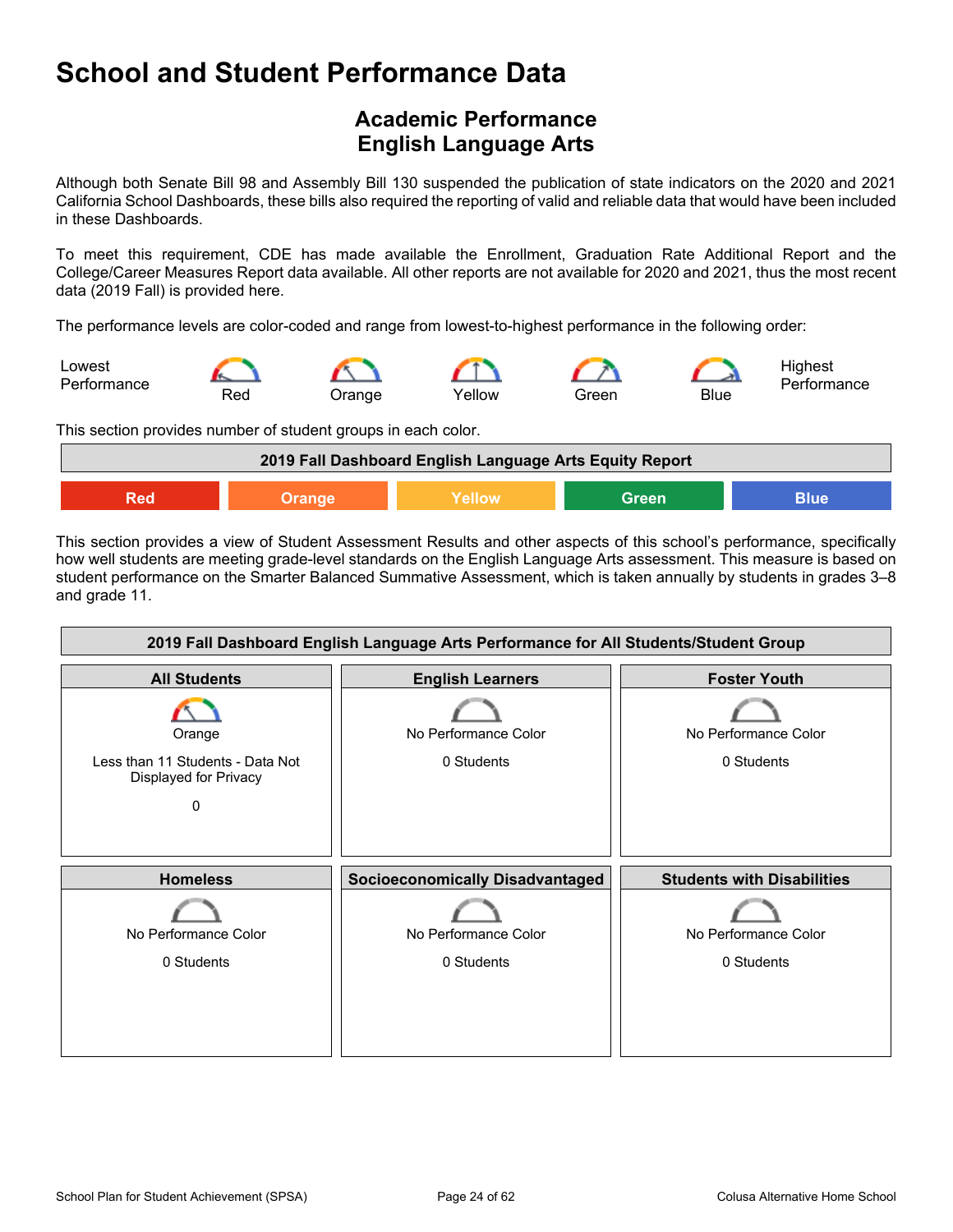# School and Student Performance Data

## Academic Performance
## English Language Arts

Although both Senate Bill 98 and Assembly Bill 130 suspended the publication of state indicators on the 2020 and 2021 California School Dashboards, these bills also required the reporting of valid and reliable data that would have been included in these Dashboards.

To meet this requirement, CDE has made available the Enrollment, Graduation Rate Additional Report and the College/Career Measures Report data available. All other reports are not available for 2020 and 2021, thus the most recent data (2019 Fall) is provided here.

The performance levels are color-coded and range from lowest-to-highest performance in the following order:

Lowest Performance — Red — Orange — Yellow — Green — Blue — Highest Performance

This section provides number of student groups in each color.

| 2019 Fall Dashboard English Language Arts Equity Report | | | | |
|---|---|---|---|---|
| Red | Orange | Yellow | Green | Blue |

This section provides a view of Student Assessment Results and other aspects of this school's performance, specifically how well students are meeting grade-level standards on the English Language Arts assessment. This measure is based on student performance on the Smarter Balanced Summative Assessment, which is taken annually by students in grades 3–8 and grade 11.

| 2019 Fall Dashboard English Language Arts Performance for All Students/Student Group | | |
|---|---|---|
| **All Students** | **English Learners** | **Foster Youth** |
| Orange<br>Less than 11 Students - Data Not Displayed for Privacy<br>0 | No Performance Color<br>0 Students | No Performance Color<br>0 Students |
| **Homeless** | **Socioeconomically Disadvantaged** | **Students with Disabilities** |
| No Performance Color<br>0 Students | No Performance Color<br>0 Students | No Performance Color<br>0 Students |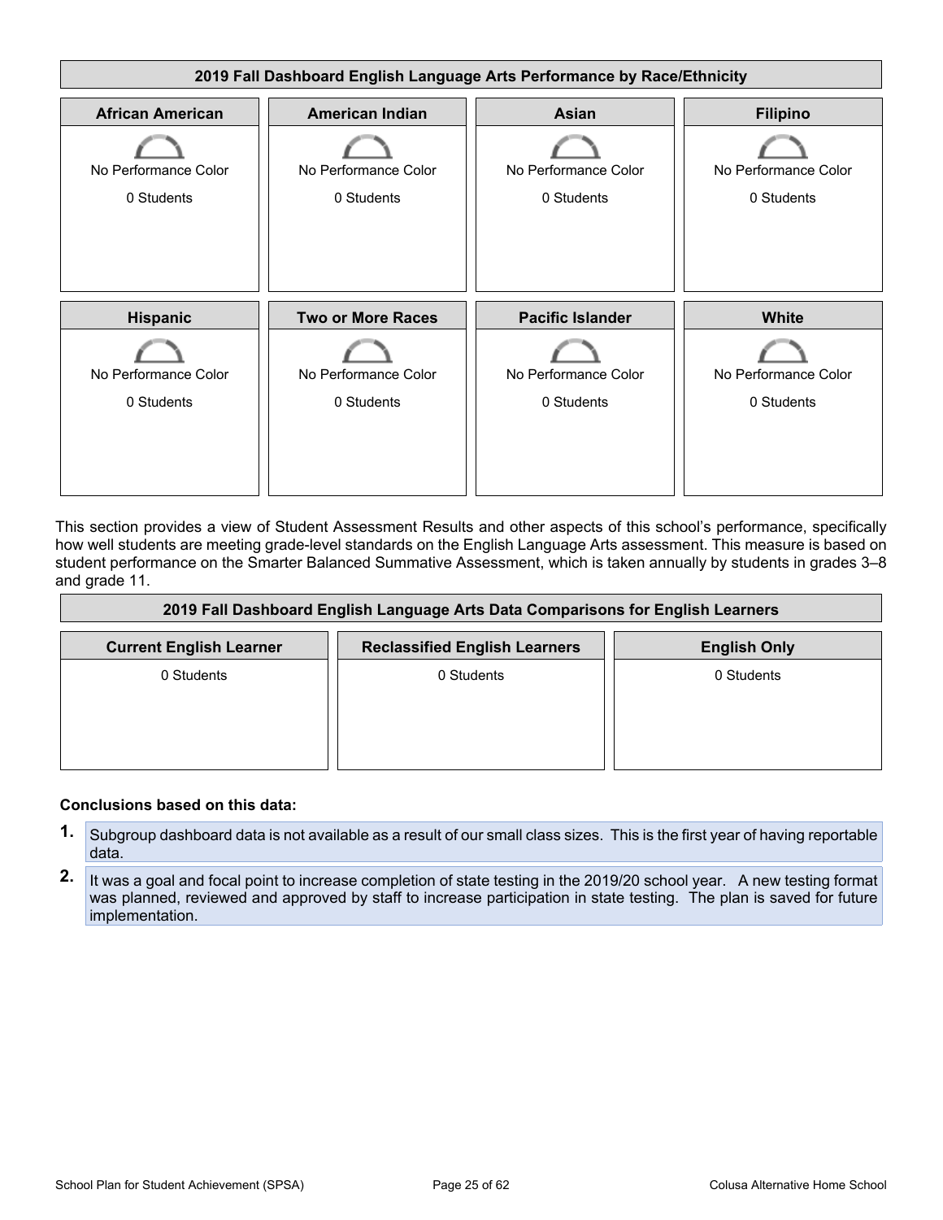**2019 Fall Dashboard English Language Arts Performance by Race/Ethnicity**

| African American | American Indian | Asian | Filipino |
| --- | --- | --- | --- |
| No Performance Color<br>0 Students | No Performance Color<br>0 Students | No Performance Color<br>0 Students | No Performance Color<br>0 Students |
| **Hispanic** | **Two or More Races** | **Pacific Islander** | **White** |
| No Performance Color<br>0 Students | No Performance Color<br>0 Students | No Performance Color<br>0 Students | No Performance Color<br>0 Students |

This section provides a view of Student Assessment Results and other aspects of this school's performance, specifically how well students are meeting grade-level standards on the English Language Arts assessment. This measure is based on student performance on the Smarter Balanced Summative Assessment, which is taken annually by students in grades 3–8 and grade 11.

**2019 Fall Dashboard English Language Arts Data Comparisons for English Learners**

| Current English Learner | Reclassified English Learners | English Only |
| --- | --- | --- |
| 0 Students | 0 Students | 0 Students |

**Conclusions based on this data:**

1. Subgroup dashboard data is not available as a result of our small class sizes. This is the first year of having reportable data.
2. It was a goal and focal point to increase completion of state testing in the 2019/20 school year. A new testing format was planned, reviewed and approved by staff to increase participation in state testing. The plan is saved for future implementation.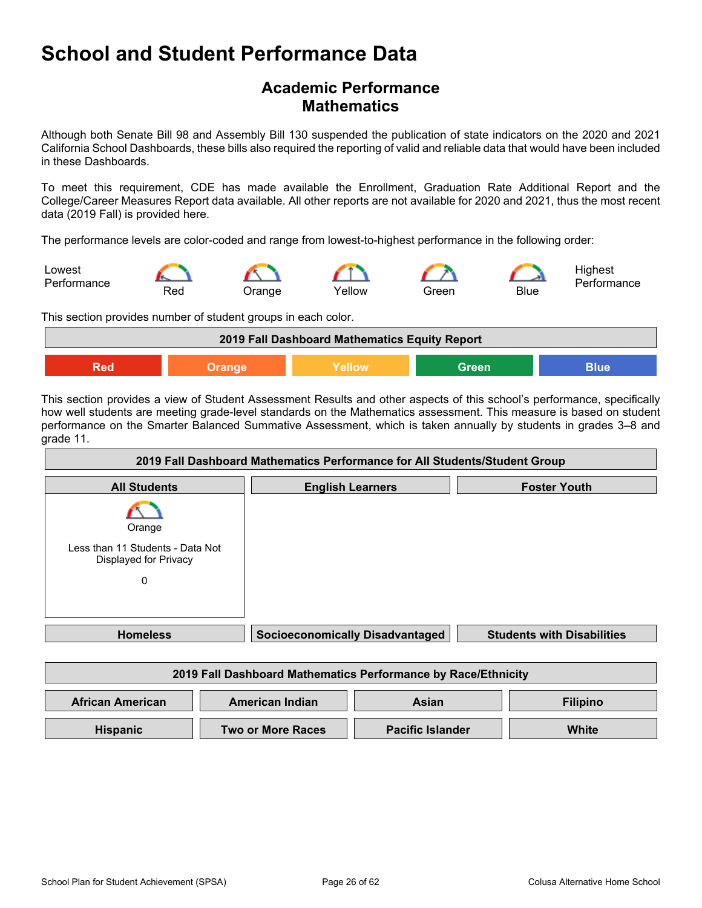# School and Student Performance Data

## Academic Performance
## Mathematics

Although both Senate Bill 98 and Assembly Bill 130 suspended the publication of state indicators on the 2020 and 2021 California School Dashboards, these bills also required the reporting of valid and reliable data that would have been included in these Dashboards.

To meet this requirement, CDE has made available the Enrollment, Graduation Rate Additional Report and the College/Career Measures Report data available. All other reports are not available for 2020 and 2021, thus the most recent data (2019 Fall) is provided here.

The performance levels are color-coded and range from lowest-to-highest performance in the following order:

Lowest Performance — Red — Orange — Yellow — Green — Blue — Highest Performance

This section provides number of student groups in each color.

| 2019 Fall Dashboard Mathematics Equity Report | | | | |
|---|---|---|---|---|
| Red | Orange | Yellow | Green | Blue |
| | | | | |

This section provides a view of Student Assessment Results and other aspects of this school's performance, specifically how well students are meeting grade-level standards on the Mathematics assessment. This measure is based on student performance on the Smarter Balanced Summative Assessment, which is taken annually by students in grades 3–8 and grade 11.

| 2019 Fall Dashboard Mathematics Performance for All Students/Student Group | | |
|---|---|---|
| **All Students** | **English Learners** | **Foster Youth** |
| Orange<br>Less than 11 Students - Data Not Displayed for Privacy<br>0 | | |
| **Homeless** | **Socioeconomically Disadvantaged** | **Students with Disabilities** |

| 2019 Fall Dashboard Mathematics Performance by Race/Ethnicity | | | |
|---|---|---|---|
| **African American** | **American Indian** | **Asian** | **Filipino** |
| **Hispanic** | **Two or More Races** | **Pacific Islander** | **White** |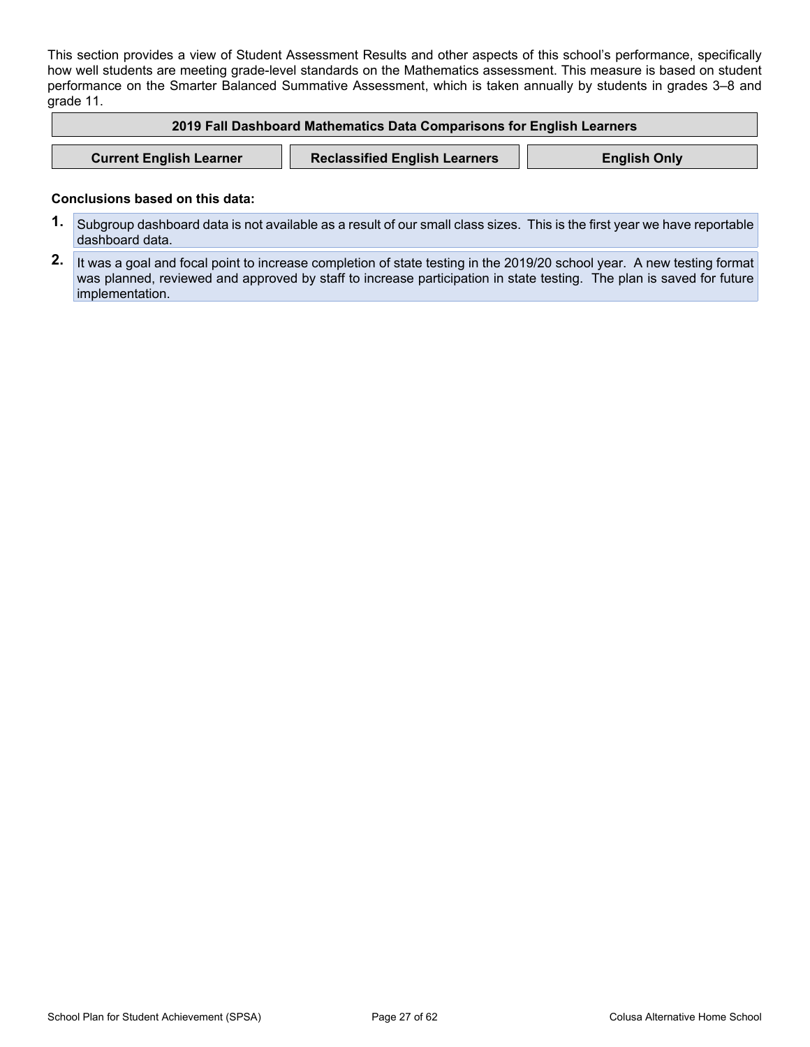This section provides a view of Student Assessment Results and other aspects of this school's performance, specifically how well students are meeting grade-level standards on the Mathematics assessment. This measure is based on student performance on the Smarter Balanced Summative Assessment, which is taken annually by students in grades 3–8 and grade 11.

| 2019 Fall Dashboard Mathematics Data Comparisons for English Learners | | |
|---|---|---|
| **Current English Learner** | **Reclassified English Learners** | **English Only** |

**Conclusions based on this data:**

1. Subgroup dashboard data is not available as a result of our small class sizes. This is the first year we have reportable dashboard data.
2. It was a goal and focal point to increase completion of state testing in the 2019/20 school year. A new testing format was planned, reviewed and approved by staff to increase participation in state testing. The plan is saved for future implementation.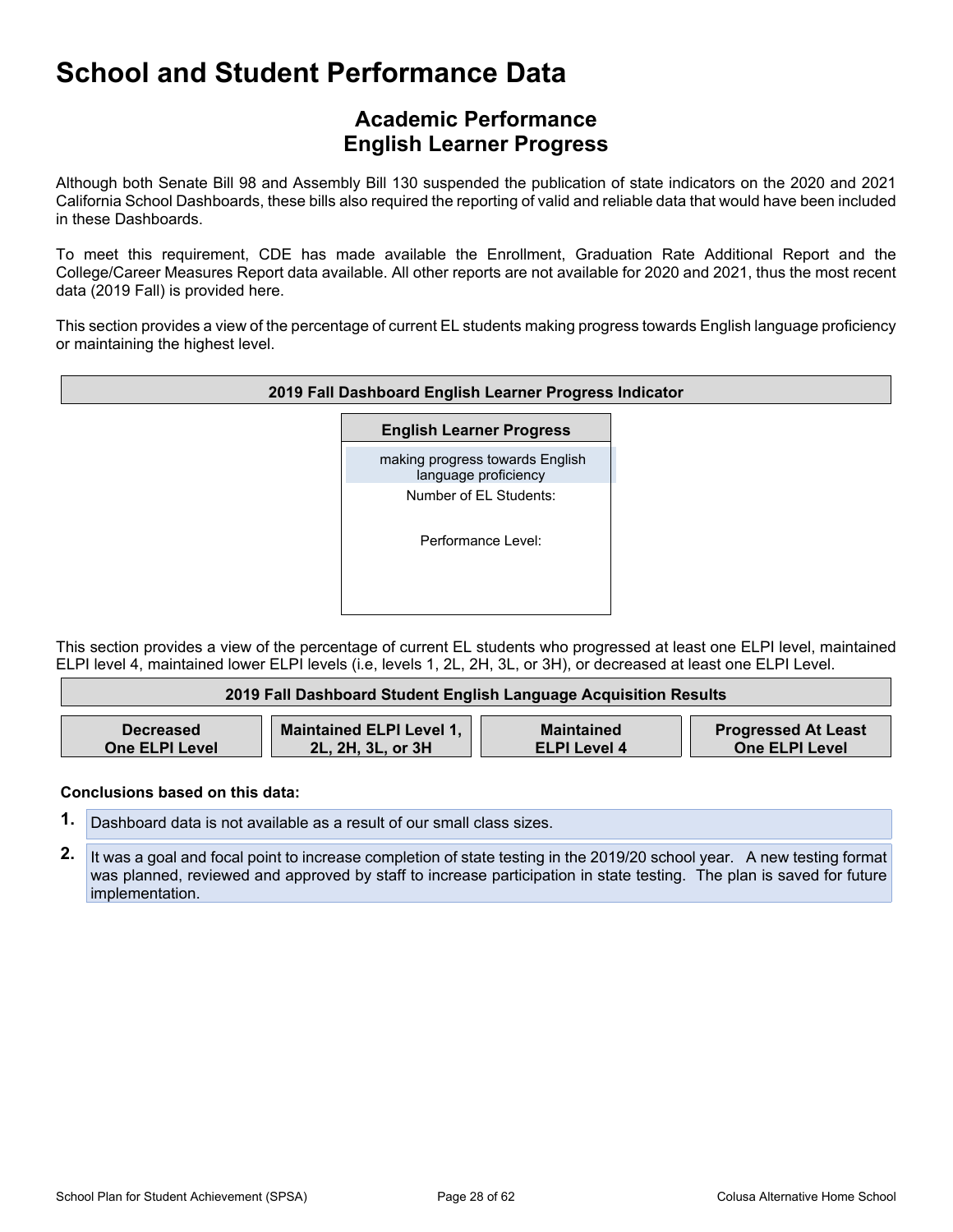# School and Student Performance Data

## Academic Performance
## English Learner Progress

Although both Senate Bill 98 and Assembly Bill 130 suspended the publication of state indicators on the 2020 and 2021 California School Dashboards, these bills also required the reporting of valid and reliable data that would have been included in these Dashboards.

To meet this requirement, CDE has made available the Enrollment, Graduation Rate Additional Report and the College/Career Measures Report data available. All other reports are not available for 2020 and 2021, thus the most recent data (2019 Fall) is provided here.

This section provides a view of the percentage of current EL students making progress towards English language proficiency or maintaining the highest level.

| 2019 Fall Dashboard English Learner Progress Indicator |
|---|
| **English Learner Progress** |
| making progress towards English language proficiency |
| Number of EL Students: |
| Performance Level: |

This section provides a view of the percentage of current EL students who progressed at least one ELPI level, maintained ELPI level 4, maintained lower ELPI levels (i.e, levels 1, 2L, 2H, 3L, or 3H), or decreased at least one ELPI Level.

| 2019 Fall Dashboard Student English Language Acquisition Results | | | |
|---|---|---|---|
| **Decreased One ELPI Level** | **Maintained ELPI Level 1, 2L, 2H, 3L, or 3H** | **Maintained ELPI Level 4** | **Progressed At Least One ELPI Level** |

**Conclusions based on this data:**

1. Dashboard data is not available as a result of our small class sizes.
2. It was a goal and focal point to increase completion of state testing in the 2019/20 school year. A new testing format was planned, reviewed and approved by staff to increase participation in state testing. The plan is saved for future implementation.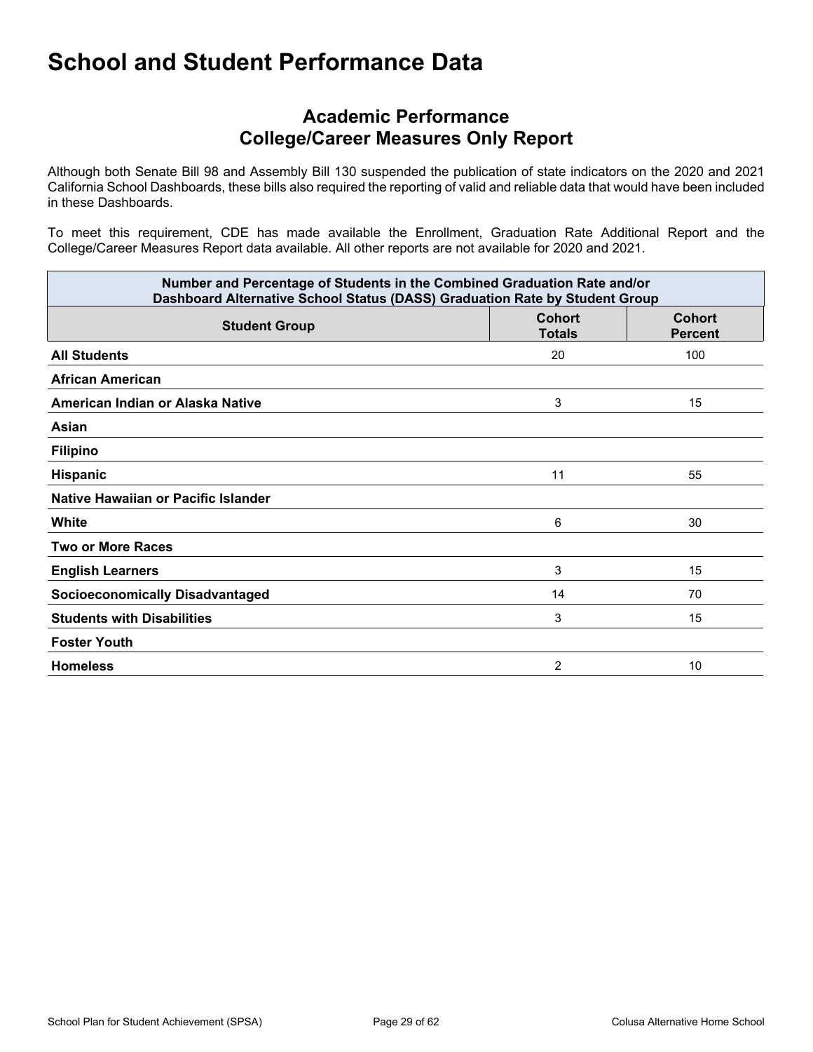# School and Student Performance Data

## Academic Performance College/Career Measures Only Report

Although both Senate Bill 98 and Assembly Bill 130 suspended the publication of state indicators on the 2020 and 2021 California School Dashboards, these bills also required the reporting of valid and reliable data that would have been included in these Dashboards.

To meet this requirement, CDE has made available the Enrollment, Graduation Rate Additional Report and the College/Career Measures Report data available. All other reports are not available for 2020 and 2021.

| Number and Percentage of Students in the Combined Graduation Rate and/or Dashboard Alternative School Status (DASS) Graduation Rate by Student Group | | |
|---|---|---|
| **Student Group** | **Cohort Totals** | **Cohort Percent** |
| **All Students** | 20 | 100 |
| **African American** | | |
| **American Indian or Alaska Native** | 3 | 15 |
| **Asian** | | |
| **Filipino** | | |
| **Hispanic** | 11 | 55 |
| **Native Hawaiian or Pacific Islander** | | |
| **White** | 6 | 30 |
| **Two or More Races** | | |
| **English Learners** | 3 | 15 |
| **Socioeconomically Disadvantaged** | 14 | 70 |
| **Students with Disabilities** | 3 | 15 |
| **Foster Youth** | | |
| **Homeless** | 2 | 10 |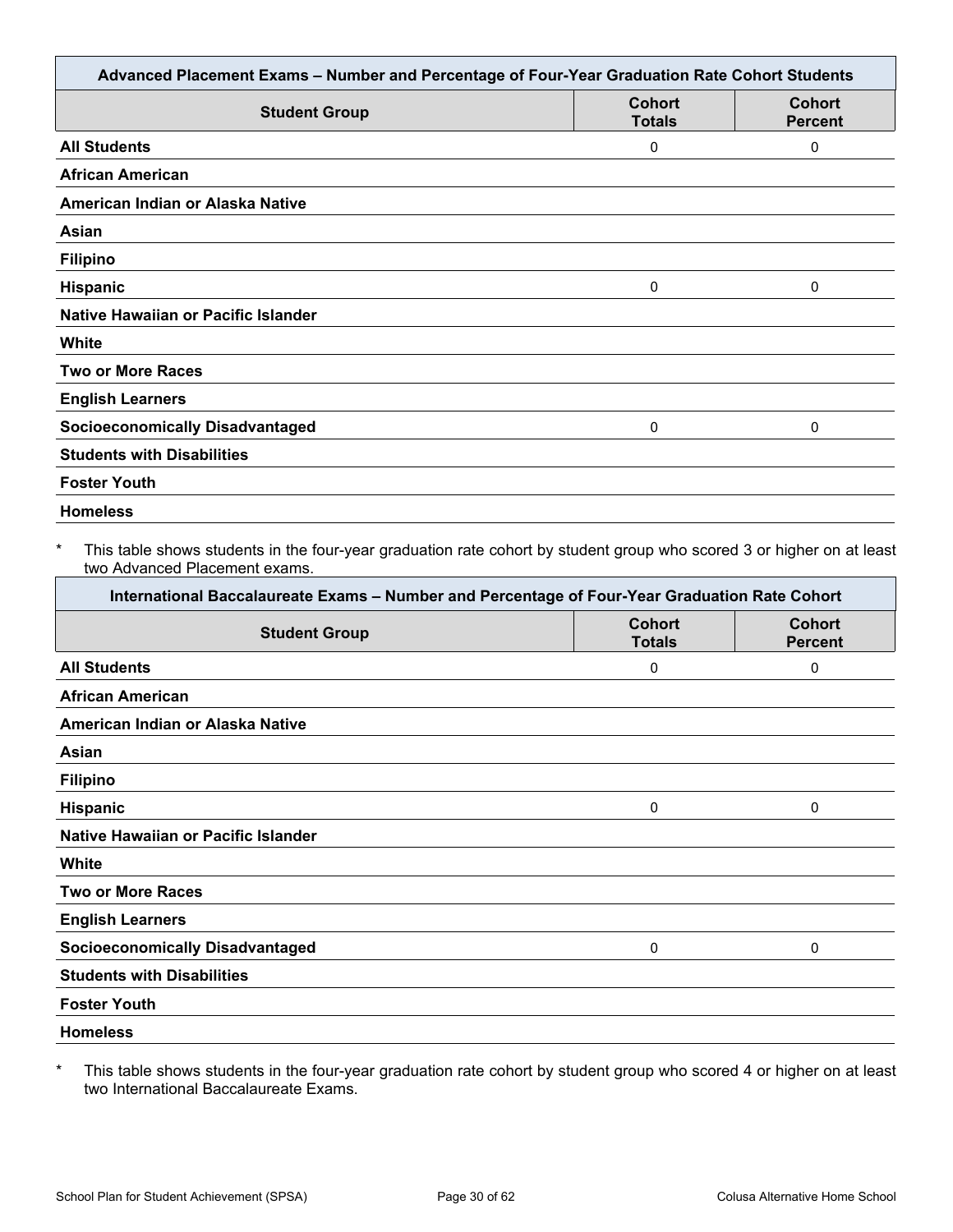| Advanced Placement Exams – Number and Percentage of Four-Year Graduation Rate Cohort Students | | |
|---|---|---|
| **Student Group** | **Cohort Totals** | **Cohort Percent** |
| **All Students** | 0 | 0 |
| **African American** | | |
| **American Indian or Alaska Native** | | |
| **Asian** | | |
| **Filipino** | | |
| **Hispanic** | 0 | 0 |
| **Native Hawaiian or Pacific Islander** | | |
| **White** | | |
| **Two or More Races** | | |
| **English Learners** | | |
| **Socioeconomically Disadvantaged** | 0 | 0 |
| **Students with Disabilities** | | |
| **Foster Youth** | | |
| **Homeless** | | |

\* This table shows students in the four-year graduation rate cohort by student group who scored 3 or higher on at least two Advanced Placement exams.

| International Baccalaureate Exams – Number and Percentage of Four-Year Graduation Rate Cohort | | |
|---|---|---|
| **Student Group** | **Cohort Totals** | **Cohort Percent** |
| **All Students** | 0 | 0 |
| **African American** | | |
| **American Indian or Alaska Native** | | |
| **Asian** | | |
| **Filipino** | | |
| **Hispanic** | 0 | 0 |
| **Native Hawaiian or Pacific Islander** | | |
| **White** | | |
| **Two or More Races** | | |
| **English Learners** | | |
| **Socioeconomically Disadvantaged** | 0 | 0 |
| **Students with Disabilities** | | |
| **Foster Youth** | | |
| **Homeless** | | |

\* This table shows students in the four-year graduation rate cohort by student group who scored 4 or higher on at least two International Baccalaureate Exams.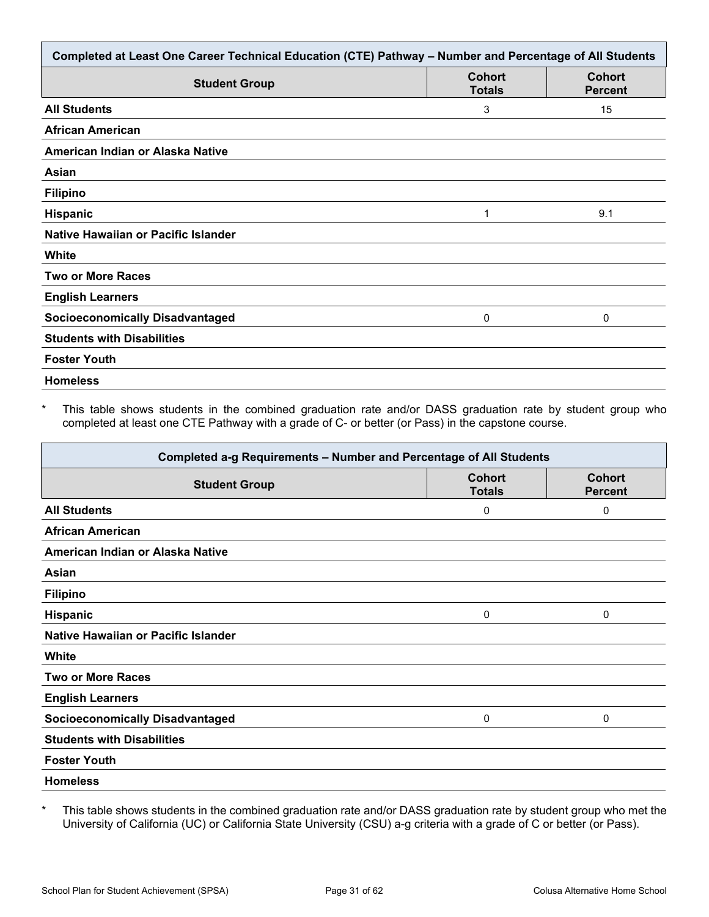| Completed at Least One Career Technical Education (CTE) Pathway – Number and Percentage of All Students | | |
|---|---|---|
| **Student Group** | **Cohort Totals** | **Cohort Percent** |
| **All Students** | 3 | 15 |
| **African American** | | |
| **American Indian or Alaska Native** | | |
| **Asian** | | |
| **Filipino** | | |
| **Hispanic** | 1 | 9.1 |
| **Native Hawaiian or Pacific Islander** | | |
| **White** | | |
| **Two or More Races** | | |
| **English Learners** | | |
| **Socioeconomically Disadvantaged** | 0 | 0 |
| **Students with Disabilities** | | |
| **Foster Youth** | | |
| **Homeless** | | |

\* This table shows students in the combined graduation rate and/or DASS graduation rate by student group who completed at least one CTE Pathway with a grade of C- or better (or Pass) in the capstone course.

| Completed a-g Requirements – Number and Percentage of All Students | | |
|---|---|---|
| **Student Group** | **Cohort Totals** | **Cohort Percent** |
| **All Students** | 0 | 0 |
| **African American** | | |
| **American Indian or Alaska Native** | | |
| **Asian** | | |
| **Filipino** | | |
| **Hispanic** | 0 | 0 |
| **Native Hawaiian or Pacific Islander** | | |
| **White** | | |
| **Two or More Races** | | |
| **English Learners** | | |
| **Socioeconomically Disadvantaged** | 0 | 0 |
| **Students with Disabilities** | | |
| **Foster Youth** | | |
| **Homeless** | | |

\* This table shows students in the combined graduation rate and/or DASS graduation rate by student group who met the University of California (UC) or California State University (CSU) a-g criteria with a grade of C or better (or Pass).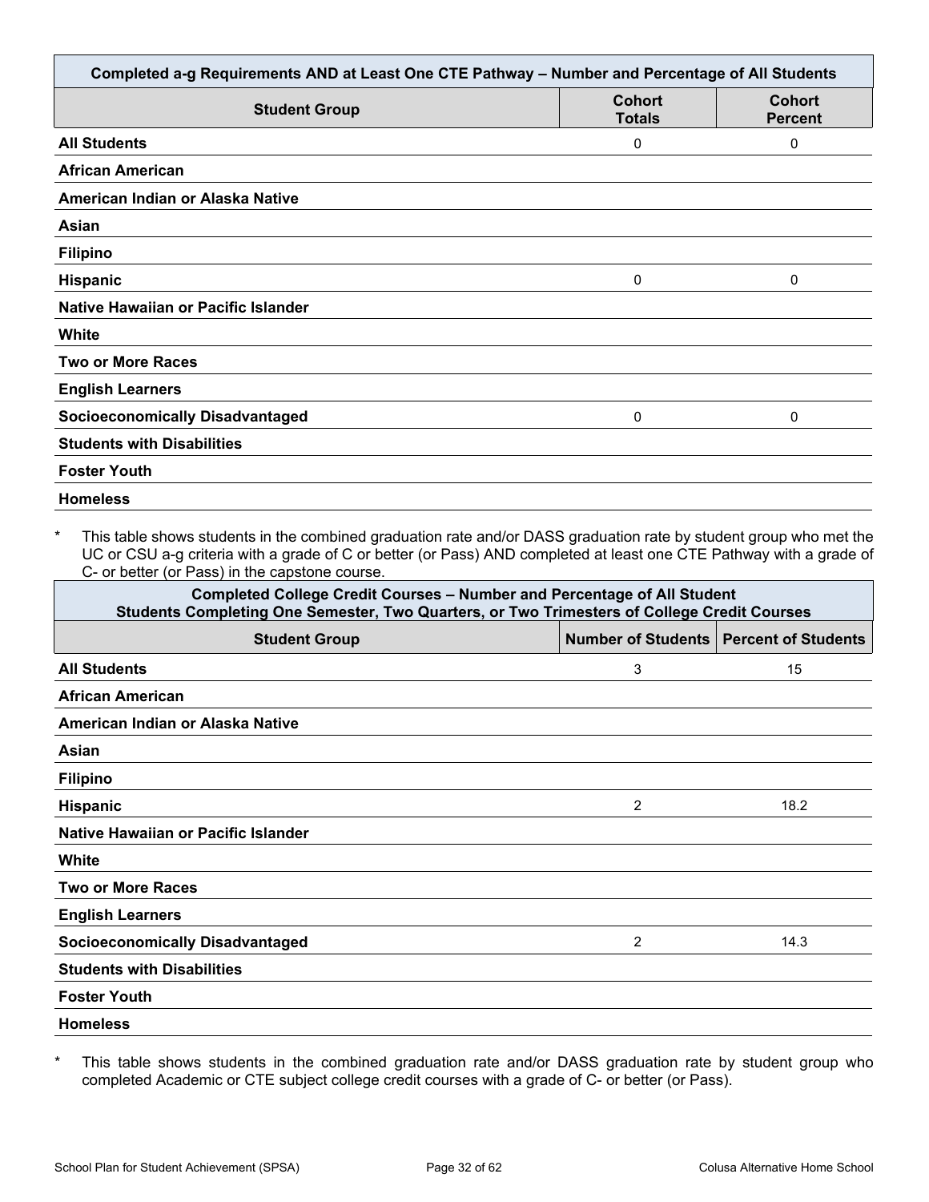| Completed a-g Requirements AND at Least One CTE Pathway – Number and Percentage of All Students | | |
|---|---|---|
| **Student Group** | **Cohort Totals** | **Cohort Percent** |
| **All Students** | 0 | 0 |
| **African American** | | |
| **American Indian or Alaska Native** | | |
| **Asian** | | |
| **Filipino** | | |
| **Hispanic** | 0 | 0 |
| **Native Hawaiian or Pacific Islander** | | |
| **White** | | |
| **Two or More Races** | | |
| **English Learners** | | |
| **Socioeconomically Disadvantaged** | 0 | 0 |
| **Students with Disabilities** | | |
| **Foster Youth** | | |
| **Homeless** | | |

\* This table shows students in the combined graduation rate and/or DASS graduation rate by student group who met the UC or CSU a-g criteria with a grade of C or better (or Pass) AND completed at least one CTE Pathway with a grade of C- or better (or Pass) in the capstone course.

| Completed College Credit Courses – Number and Percentage of All Student Students Completing One Semester, Two Quarters, or Two Trimesters of College Credit Courses | | |
|---|---|---|
| **Student Group** | **Number of Students** | **Percent of Students** |
| **All Students** | 3 | 15 |
| **African American** | | |
| **American Indian or Alaska Native** | | |
| **Asian** | | |
| **Filipino** | | |
| **Hispanic** | 2 | 18.2 |
| **Native Hawaiian or Pacific Islander** | | |
| **White** | | |
| **Two or More Races** | | |
| **English Learners** | | |
| **Socioeconomically Disadvantaged** | 2 | 14.3 |
| **Students with Disabilities** | | |
| **Foster Youth** | | |
| **Homeless** | | |

\* This table shows students in the combined graduation rate and/or DASS graduation rate by student group who completed Academic or CTE subject college credit courses with a grade of C- or better (or Pass).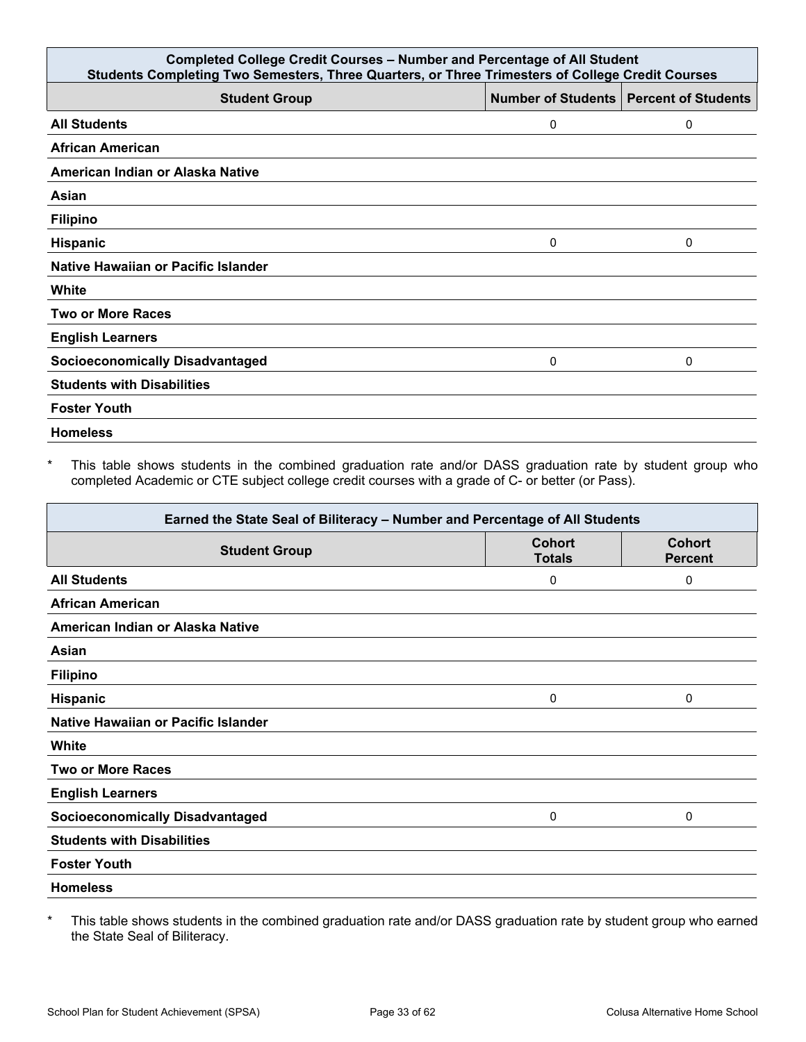| Completed College Credit Courses – Number and Percentage of All Student<br>Students Completing Two Semesters, Three Quarters, or Three Trimesters of College Credit Courses | | |
|---|---|---|
| **Student Group** | **Number of Students** | **Percent of Students** |
| **All Students** | 0 | 0 |
| **African American** | | |
| **American Indian or Alaska Native** | | |
| **Asian** | | |
| **Filipino** | | |
| **Hispanic** | 0 | 0 |
| **Native Hawaiian or Pacific Islander** | | |
| **White** | | |
| **Two or More Races** | | |
| **English Learners** | | |
| **Socioeconomically Disadvantaged** | 0 | 0 |
| **Students with Disabilities** | | |
| **Foster Youth** | | |
| **Homeless** | | |

* This table shows students in the combined graduation rate and/or DASS graduation rate by student group who completed Academic or CTE subject college credit courses with a grade of C- or better (or Pass).

| Earned the State Seal of Biliteracy – Number and Percentage of All Students | | |
|---|---|---|
| **Student Group** | **Cohort Totals** | **Cohort Percent** |
| **All Students** | 0 | 0 |
| **African American** | | |
| **American Indian or Alaska Native** | | |
| **Asian** | | |
| **Filipino** | | |
| **Hispanic** | 0 | 0 |
| **Native Hawaiian or Pacific Islander** | | |
| **White** | | |
| **Two or More Races** | | |
| **English Learners** | | |
| **Socioeconomically Disadvantaged** | 0 | 0 |
| **Students with Disabilities** | | |
| **Foster Youth** | | |
| **Homeless** | | |

* This table shows students in the combined graduation rate and/or DASS graduation rate by student group who earned the State Seal of Biliteracy.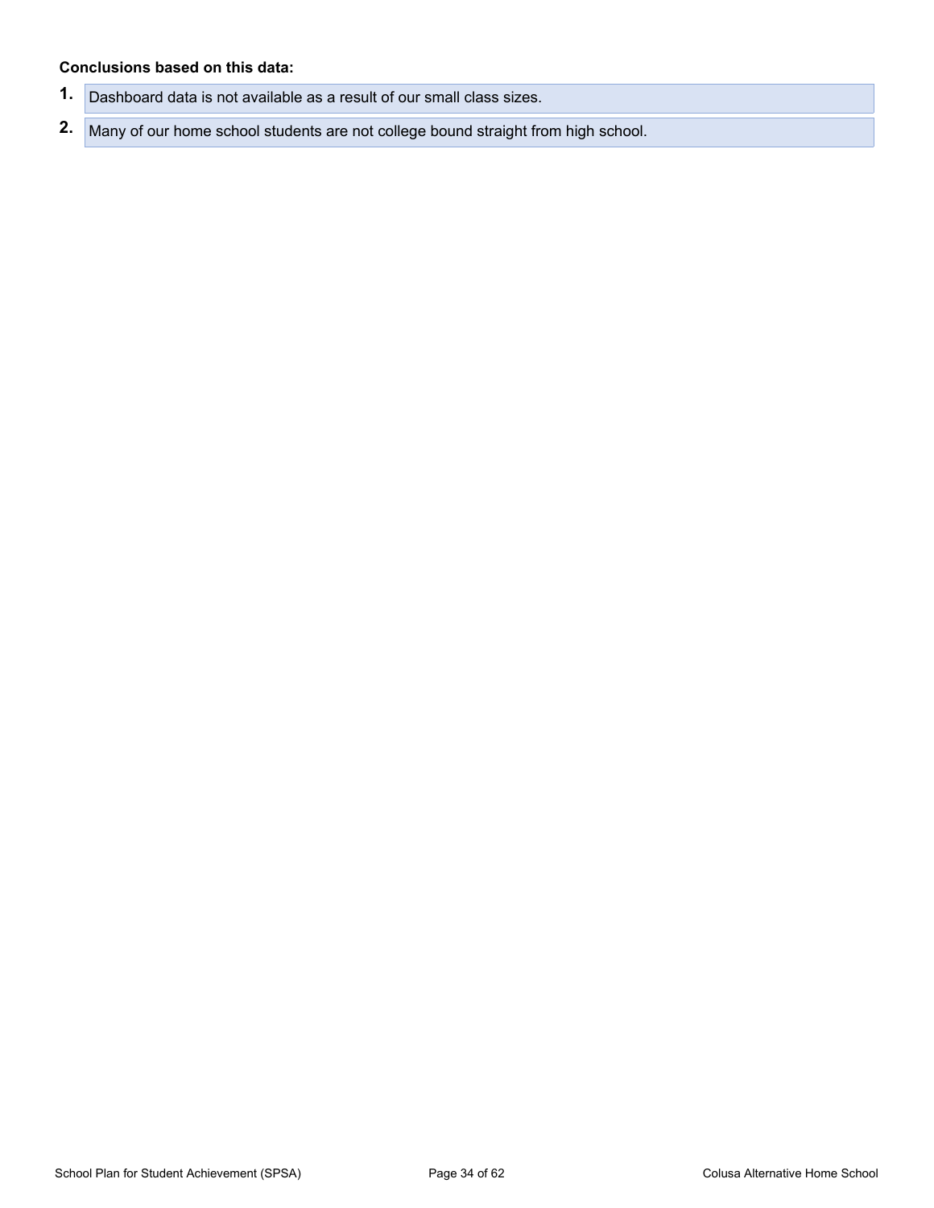**Conclusions based on this data:**

1. Dashboard data is not available as a result of our small class sizes.
2. Many of our home school students are not college bound straight from high school.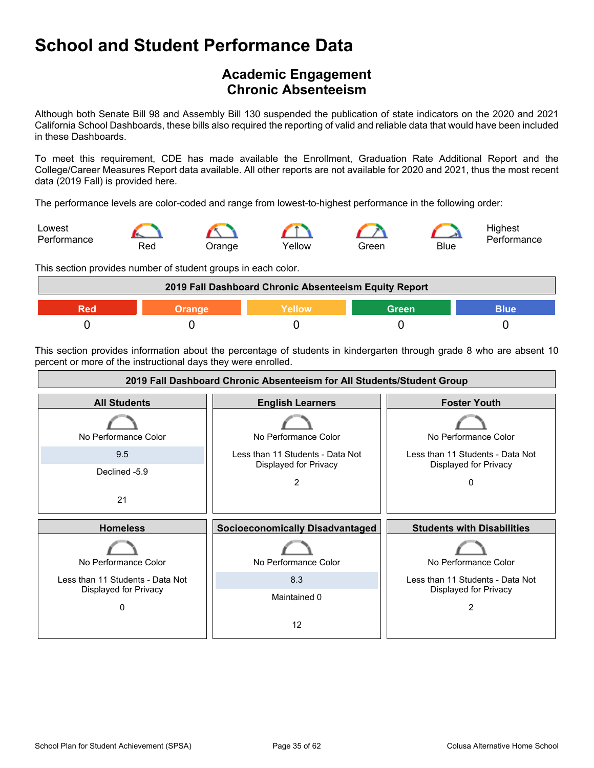# School and Student Performance Data

## Academic Engagement
## Chronic Absenteeism

Although both Senate Bill 98 and Assembly Bill 130 suspended the publication of state indicators on the 2020 and 2021 California School Dashboards, these bills also required the reporting of valid and reliable data that would have been included in these Dashboards.

To meet this requirement, CDE has made available the Enrollment, Graduation Rate Additional Report and the College/Career Measures Report data available. All other reports are not available for 2020 and 2021, thus the most recent data (2019 Fall) is provided here.

The performance levels are color-coded and range from lowest-to-highest performance in the following order:

Lowest Performance — Red — Orange — Yellow — Green — Blue — Highest Performance

This section provides number of student groups in each color.

| 2019 Fall Dashboard Chronic Absenteeism Equity Report | | | | |
|---|---|---|---|---|
| Red | Orange | Yellow | Green | Blue |
| 0 | 0 | 0 | 0 | 0 |

This section provides information about the percentage of students in kindergarten through grade 8 who are absent 10 percent or more of the instructional days they were enrolled.

| 2019 Fall Dashboard Chronic Absenteeism for All Students/Student Group | | |
|---|---|---|
| **All Students** | **English Learners** | **Foster Youth** |
| No Performance Color<br>9.5<br>Declined -5.9<br>21 | No Performance Color<br>Less than 11 Students - Data Not Displayed for Privacy<br>2 | No Performance Color<br>Less than 11 Students - Data Not Displayed for Privacy<br>0 |
| **Homeless** | **Socioeconomically Disadvantaged** | **Students with Disabilities** |
| No Performance Color<br>Less than 11 Students - Data Not Displayed for Privacy<br>0 | No Performance Color<br>8.3<br>Maintained 0<br>12 | No Performance Color<br>Less than 11 Students - Data Not Displayed for Privacy<br>2 |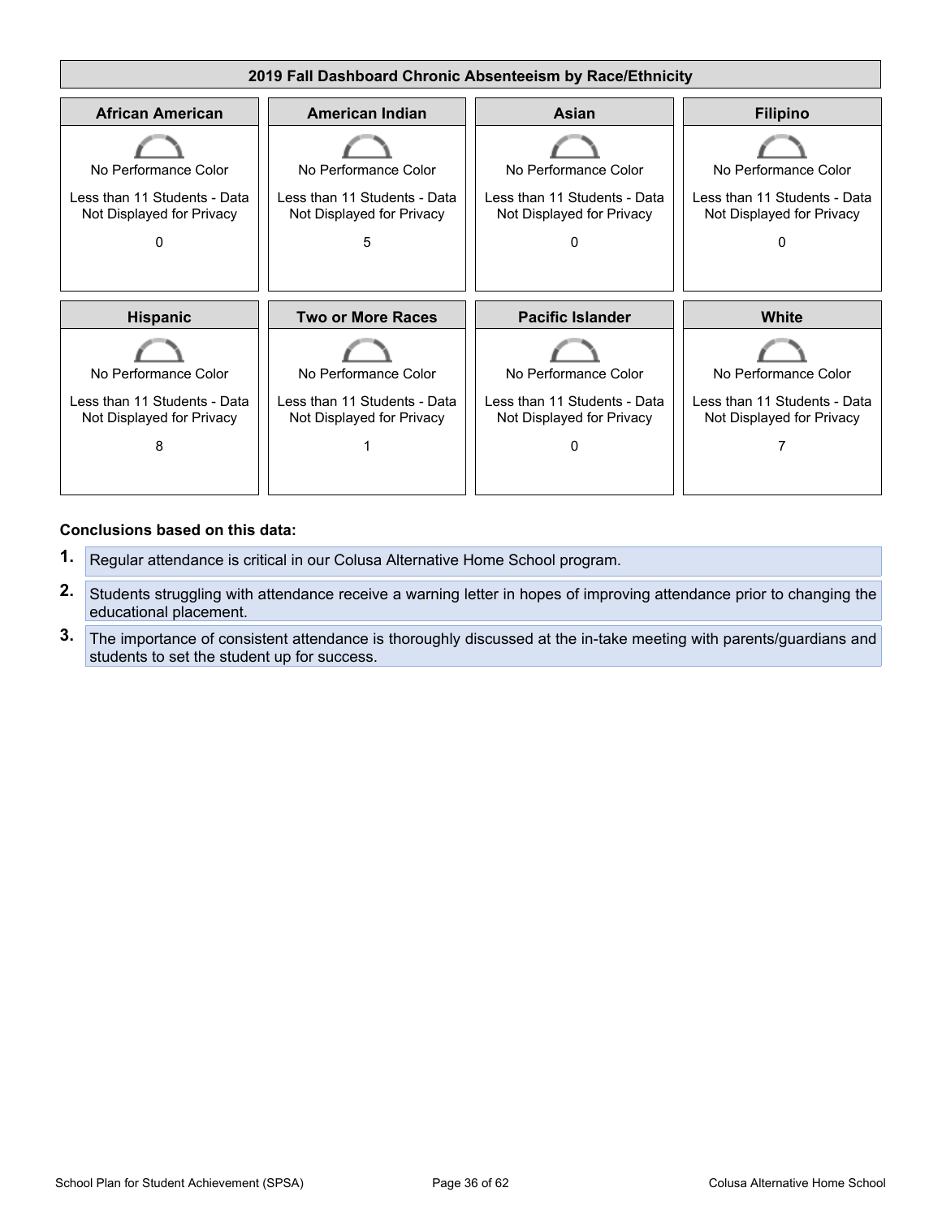| 2019 Fall Dashboard Chronic Absenteeism by Race/Ethnicity | | | |
|---|---|---|---|
| **African American** | **American Indian** | **Asian** | **Filipino** |
| No Performance Color<br>Less than 11 Students - Data Not Displayed for Privacy<br>0 | No Performance Color<br>Less than 11 Students - Data Not Displayed for Privacy<br>5 | No Performance Color<br>Less than 11 Students - Data Not Displayed for Privacy<br>0 | No Performance Color<br>Less than 11 Students - Data Not Displayed for Privacy<br>0 |
| **Hispanic** | **Two or More Races** | **Pacific Islander** | **White** |
| No Performance Color<br>Less than 11 Students - Data Not Displayed for Privacy<br>8 | No Performance Color<br>Less than 11 Students - Data Not Displayed for Privacy<br>1 | No Performance Color<br>Less than 11 Students - Data Not Displayed for Privacy<br>0 | No Performance Color<br>Less than 11 Students - Data Not Displayed for Privacy<br>7 |

**Conclusions based on this data:**

1. Regular attendance is critical in our Colusa Alternative Home School program.
2. Students struggling with attendance receive a warning letter in hopes of improving attendance prior to changing the educational placement.
3. The importance of consistent attendance is thoroughly discussed at the in-take meeting with parents/guardians and students to set the student up for success.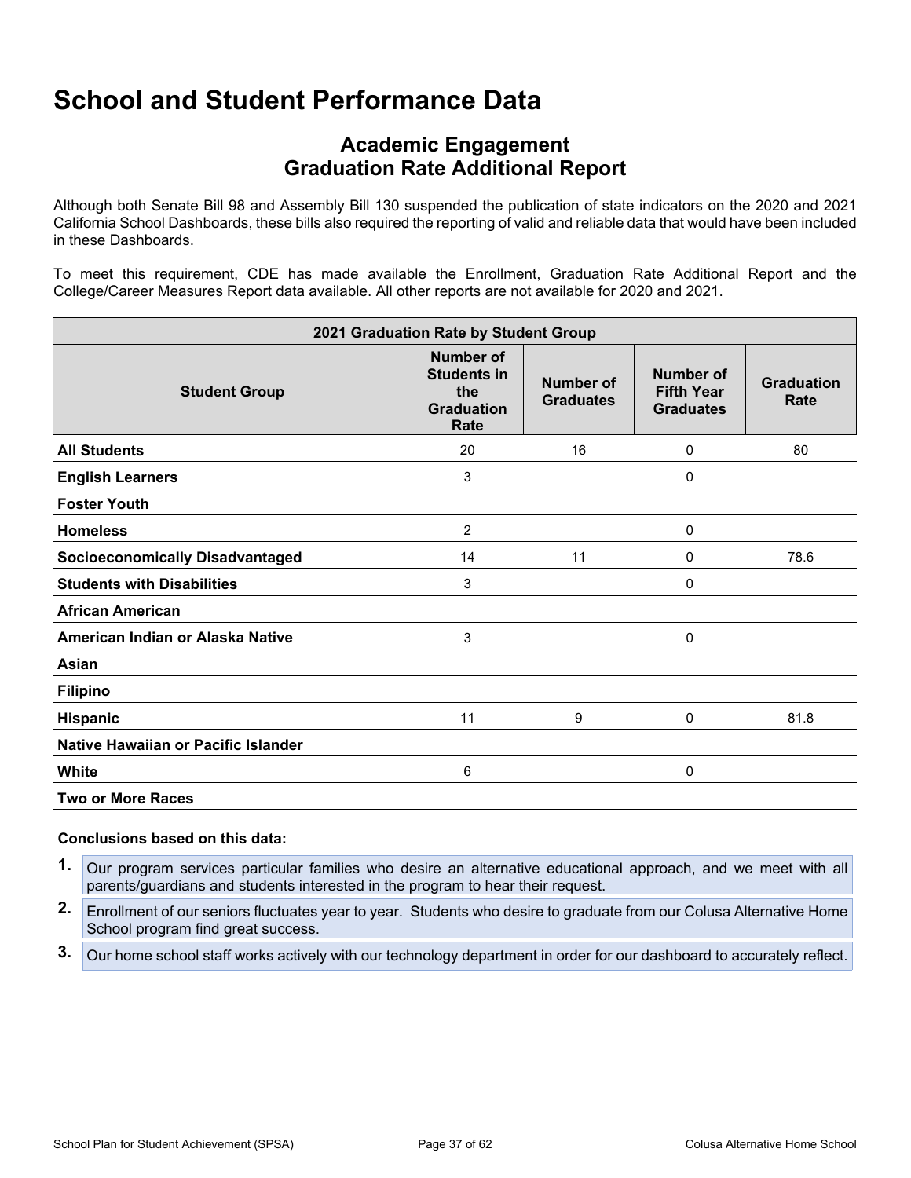# School and Student Performance Data

## Academic Engagement
## Graduation Rate Additional Report

Although both Senate Bill 98 and Assembly Bill 130 suspended the publication of state indicators on the 2020 and 2021 California School Dashboards, these bills also required the reporting of valid and reliable data that would have been included in these Dashboards.

To meet this requirement, CDE has made available the Enrollment, Graduation Rate Additional Report and the College/Career Measures Report data available. All other reports are not available for 2020 and 2021.

| 2021 Graduation Rate by Student Group | | | | |
|---|---|---|---|---|
| **Student Group** | **Number of Students in the Graduation Rate** | **Number of Graduates** | **Number of Fifth Year Graduates** | **Graduation Rate** |
| **All Students** | 20 | 16 | 0 | 80 |
| **English Learners** | 3 | | 0 | |
| **Foster Youth** | | | | |
| **Homeless** | 2 | | 0 | |
| **Socioeconomically Disadvantaged** | 14 | 11 | 0 | 78.6 |
| **Students with Disabilities** | 3 | | 0 | |
| **African American** | | | | |
| **American Indian or Alaska Native** | 3 | | 0 | |
| **Asian** | | | | |
| **Filipino** | | | | |
| **Hispanic** | 11 | 9 | 0 | 81.8 |
| **Native Hawaiian or Pacific Islander** | | | | |
| **White** | 6 | | 0 | |
| **Two or More Races** | | | | |

**Conclusions based on this data:**

1. Our program services particular families who desire an alternative educational approach, and we meet with all parents/guardians and students interested in the program to hear their request.
2. Enrollment of our seniors fluctuates year to year. Students who desire to graduate from our Colusa Alternative Home School program find great success.
3. Our home school staff works actively with our technology department in order for our dashboard to accurately reflect.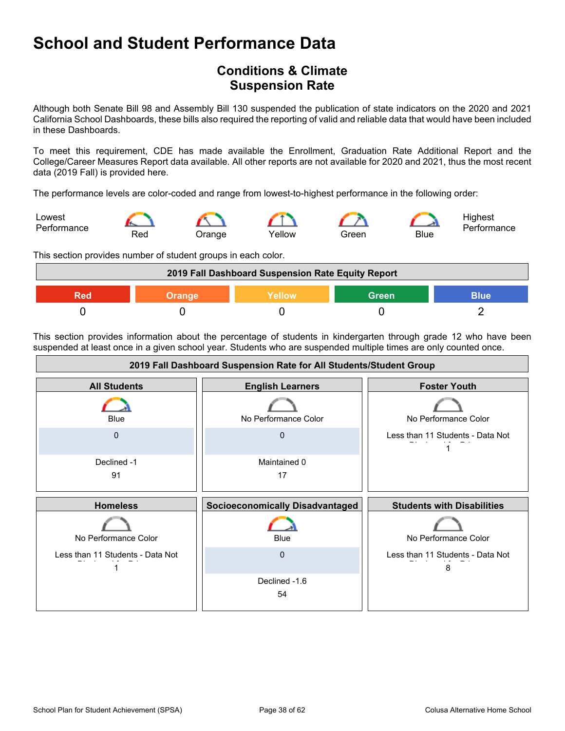# School and Student Performance Data

## Conditions & Climate
## Suspension Rate

Although both Senate Bill 98 and Assembly Bill 130 suspended the publication of state indicators on the 2020 and 2021 California School Dashboards, these bills also required the reporting of valid and reliable data that would have been included in these Dashboards.

To meet this requirement, CDE has made available the Enrollment, Graduation Rate Additional Report and the College/Career Measures Report data available. All other reports are not available for 2020 and 2021, thus the most recent data (2019 Fall) is provided here.

The performance levels are color-coded and range from lowest-to-highest performance in the following order:

Lowest Performance — Red — Orange — Yellow — Green — Blue — Highest Performance

This section provides number of student groups in each color.

| 2019 Fall Dashboard Suspension Rate Equity Report | | | | |
|---|---|---|---|---|
| Red | Orange | Yellow | Green | Blue |
| 0 | 0 | 0 | 0 | 2 |

This section provides information about the percentage of students in kindergarten through grade 12 who have been suspended at least once in a given school year. Students who are suspended multiple times are only counted once.

| 2019 Fall Dashboard Suspension Rate for All Students/Student Group | | |
|---|---|---|
| **All Students** | **English Learners** | **Foster Youth** |
| Blue<br>0<br>Declined -1<br>91 | No Performance Color<br>0<br>Maintained 0<br>17 | No Performance Color<br>Less than 11 Students - Data Not Displayed for Privacy<br>1 |
| **Homeless** | **Socioeconomically Disadvantaged** | **Students with Disabilities** |
| No Performance Color<br>Less than 11 Students - Data Not Displayed for Privacy<br>1 | Blue<br>0<br>Declined -1.6<br>54 | No Performance Color<br>Less than 11 Students - Data Not Displayed for Privacy<br>8 |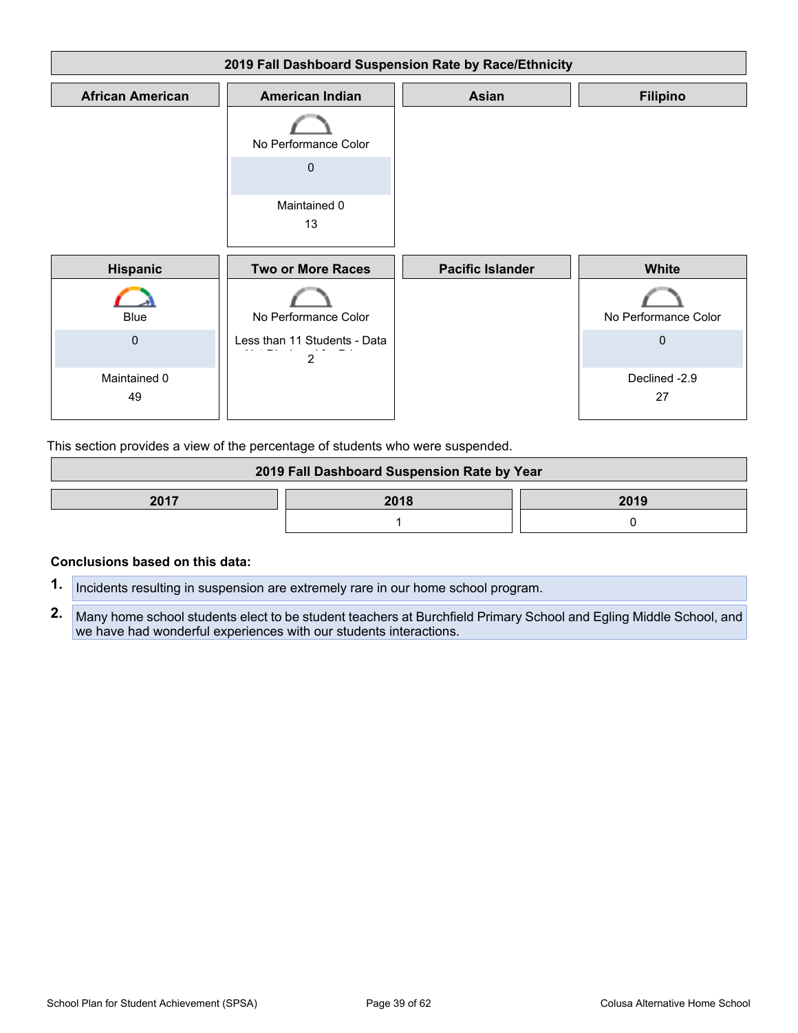| 2019 Fall Dashboard Suspension Rate by Race/Ethnicity | | | |
|---|---|---|---|
| **African American** | **American Indian** | **Asian** | **Filipino** |
| | No Performance Color<br>0<br>Maintained 0<br>13 | | |
| **Hispanic** | **Two or More Races** | **Pacific Islander** | **White** |
| Blue<br>0<br>Maintained 0<br>49 | No Performance Color<br>Less than 11 Students - Data Not Displayed for Privacy<br>2 | | No Performance Color<br>0<br>Declined -2.9<br>27 |

This section provides a view of the percentage of students who were suspended.

| 2019 Fall Dashboard Suspension Rate by Year | | |
|---|---|---|
| **2017** | **2018** | **2019** |
| | 1 | 0 |

**Conclusions based on this data:**

1. Incidents resulting in suspension are extremely rare in our home school program.
2. Many home school students elect to be student teachers at Burchfield Primary School and Egling Middle School, and we have had wonderful experiences with our students interactions.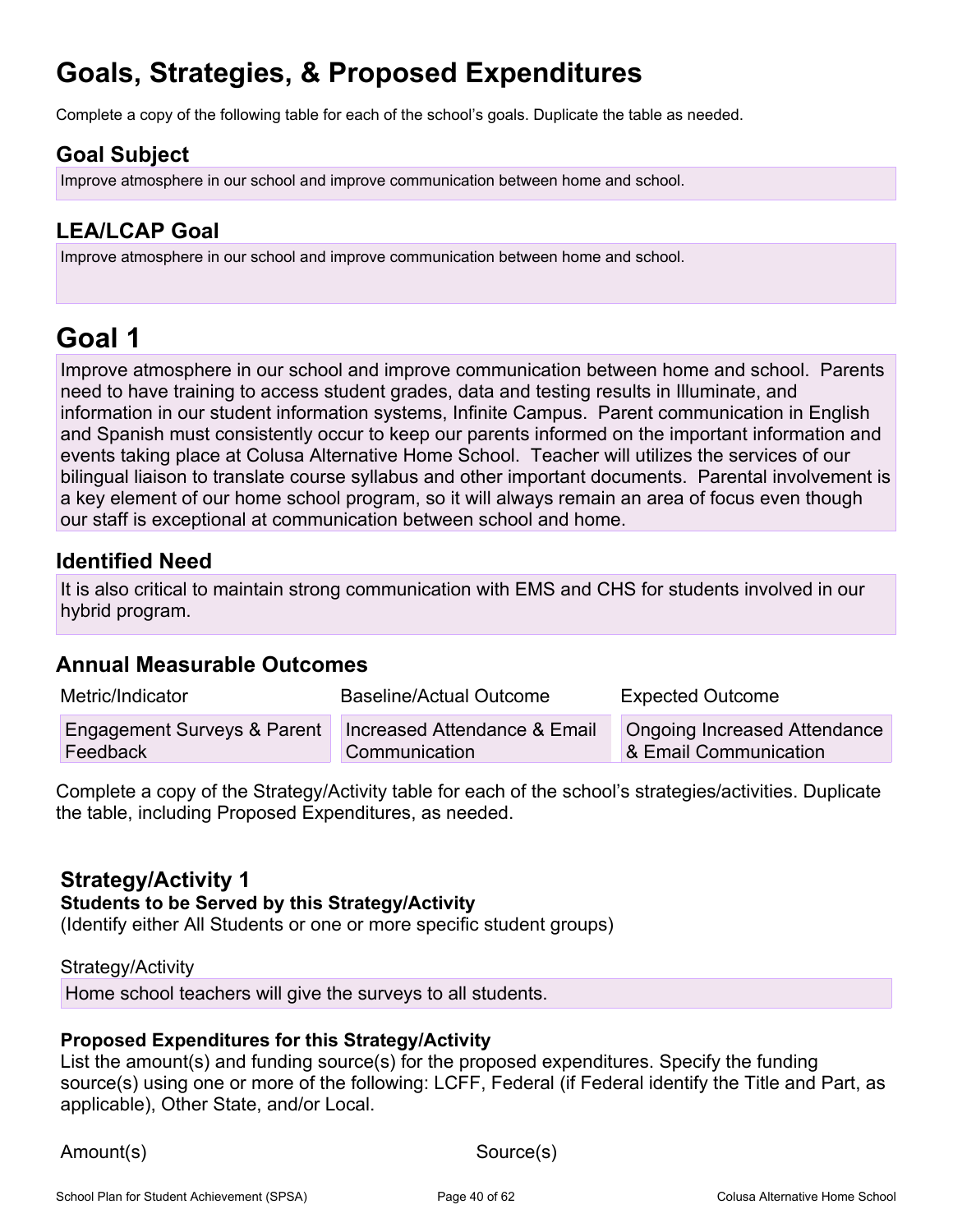# Goals, Strategies, & Proposed Expenditures

Complete a copy of the following table for each of the school's goals. Duplicate the table as needed.

## Goal Subject

Improve atmosphere in our school and improve communication between home and school.

## LEA/LCAP Goal

Improve atmosphere in our school and improve communication between home and school.

# Goal 1

Improve atmosphere in our school and improve communication between home and school. Parents need to have training to access student grades, data and testing results in Illuminate, and information in our student information systems, Infinite Campus. Parent communication in English and Spanish must consistently occur to keep our parents informed on the important information and events taking place at Colusa Alternative Home School. Teacher will utilizes the services of our bilingual liaison to translate course syllabus and other important documents. Parental involvement is a key element of our home school program, so it will always remain an area of focus even though our staff is exceptional at communication between school and home.

## Identified Need

It is also critical to maintain strong communication with EMS and CHS for students involved in our hybrid program.

## Annual Measurable Outcomes

| Metric/Indicator | Baseline/Actual Outcome | Expected Outcome |
|---|---|---|
| Engagement Surveys & Parent Feedback | Increased Attendance & Email Communication | Ongoing Increased Attendance & Email Communication |

Complete a copy of the Strategy/Activity table for each of the school's strategies/activities. Duplicate the table, including Proposed Expenditures, as needed.

### Strategy/Activity 1

**Students to be Served by this Strategy/Activity**

(Identify either All Students or one or more specific student groups)

Strategy/Activity

Home school teachers will give the surveys to all students.

**Proposed Expenditures for this Strategy/Activity**

List the amount(s) and funding source(s) for the proposed expenditures. Specify the funding source(s) using one or more of the following: LCFF, Federal (if Federal identify the Title and Part, as applicable), Other State, and/or Local.

| Amount(s) | Source(s) |
|---|---|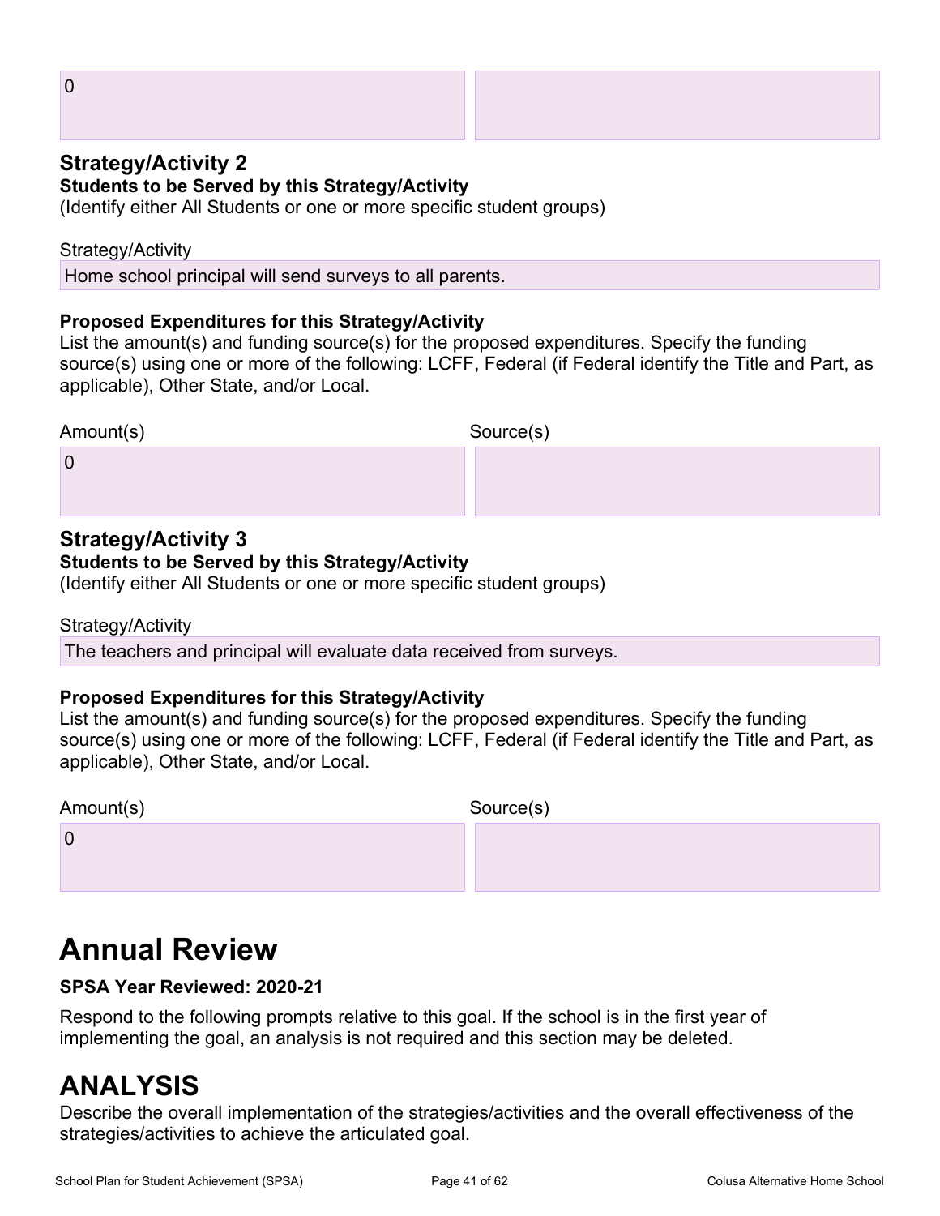| Amount(s) | Source(s) |
| --- | --- |
| 0 | |

### Strategy/Activity 2

**Students to be Served by this Strategy/Activity**

(Identify either All Students or one or more specific student groups)

Strategy/Activity

Home school principal will send surveys to all parents.

**Proposed Expenditures for this Strategy/Activity**

List the amount(s) and funding source(s) for the proposed expenditures. Specify the funding source(s) using one or more of the following: LCFF, Federal (if Federal identify the Title and Part, as applicable), Other State, and/or Local.

| Amount(s) | Source(s) |
| --- | --- |
| 0 | |

### Strategy/Activity 3

**Students to be Served by this Strategy/Activity**

(Identify either All Students or one or more specific student groups)

Strategy/Activity

The teachers and principal will evaluate data received from surveys.

**Proposed Expenditures for this Strategy/Activity**

List the amount(s) and funding source(s) for the proposed expenditures. Specify the funding source(s) using one or more of the following: LCFF, Federal (if Federal identify the Title and Part, as applicable), Other State, and/or Local.

| Amount(s) | Source(s) |
| --- | --- |
| 0 | |

# Annual Review

**SPSA Year Reviewed: 2020-21**

Respond to the following prompts relative to this goal. If the school is in the first year of implementing the goal, an analysis is not required and this section may be deleted.

# ANALYSIS

Describe the overall implementation of the strategies/activities and the overall effectiveness of the strategies/activities to achieve the articulated goal.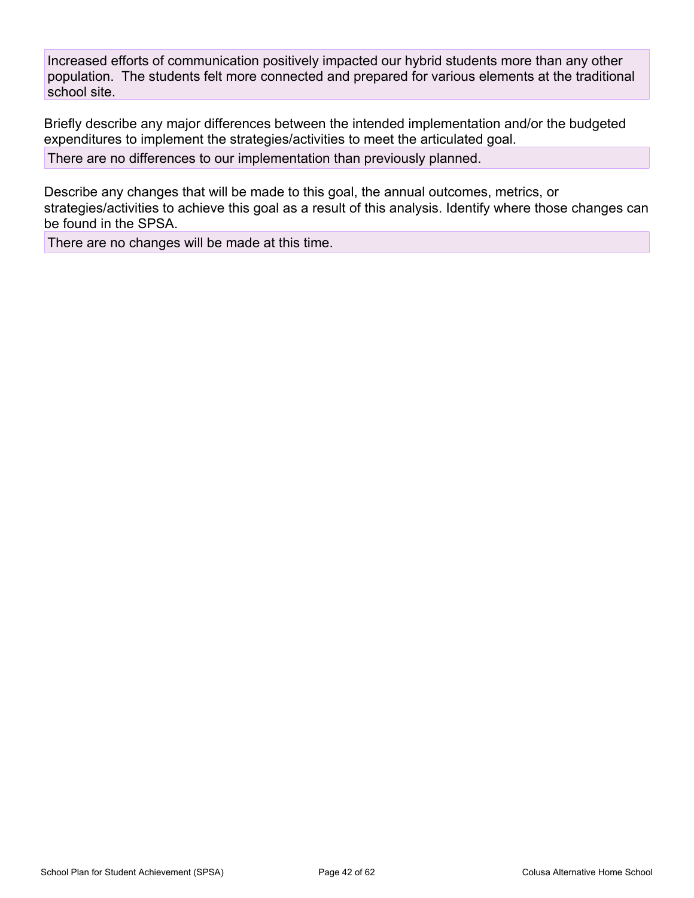Increased efforts of communication positively impacted our hybrid students more than any other population. The students felt more connected and prepared for various elements at the traditional school site.

Briefly describe any major differences between the intended implementation and/or the budgeted expenditures to implement the strategies/activities to meet the articulated goal.

There are no differences to our implementation than previously planned.

Describe any changes that will be made to this goal, the annual outcomes, metrics, or strategies/activities to achieve this goal as a result of this analysis. Identify where those changes can be found in the SPSA.

There are no changes will be made at this time.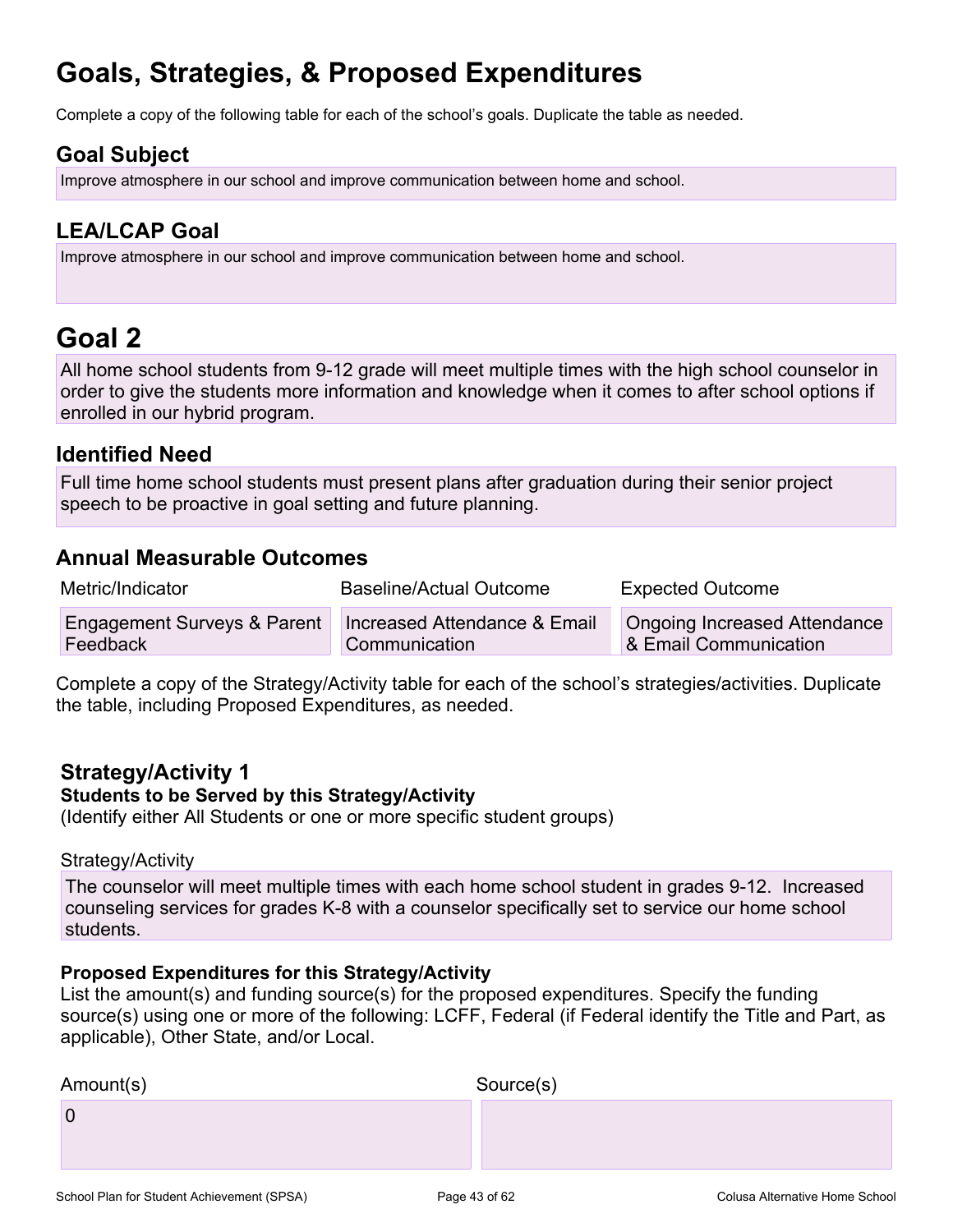# Goals, Strategies, & Proposed Expenditures

Complete a copy of the following table for each of the school's goals. Duplicate the table as needed.

## Goal Subject

Improve atmosphere in our school and improve communication between home and school.

## LEA/LCAP Goal

Improve atmosphere in our school and improve communication between home and school.

# Goal 2

All home school students from 9-12 grade will meet multiple times with the high school counselor in order to give the students more information and knowledge when it comes to after school options if enrolled in our hybrid program.

## Identified Need

Full time home school students must present plans after graduation during their senior project speech to be proactive in goal setting and future planning.

## Annual Measurable Outcomes

| Metric/Indicator | Baseline/Actual Outcome | Expected Outcome |
|---|---|---|
| Engagement Surveys & Parent Feedback | Increased Attendance & Email Communication | Ongoing Increased Attendance & Email Communication |

Complete a copy of the Strategy/Activity table for each of the school's strategies/activities. Duplicate the table, including Proposed Expenditures, as needed.

### Strategy/Activity 1

**Students to be Served by this Strategy/Activity**

(Identify either All Students or one or more specific student groups)

Strategy/Activity

The counselor will meet multiple times with each home school student in grades 9-12. Increased counseling services for grades K-8 with a counselor specifically set to service our home school students.

**Proposed Expenditures for this Strategy/Activity**

List the amount(s) and funding source(s) for the proposed expenditures. Specify the funding source(s) using one or more of the following: LCFF, Federal (if Federal identify the Title and Part, as applicable), Other State, and/or Local.

| Amount(s) | Source(s) |
|---|---|
| 0 | |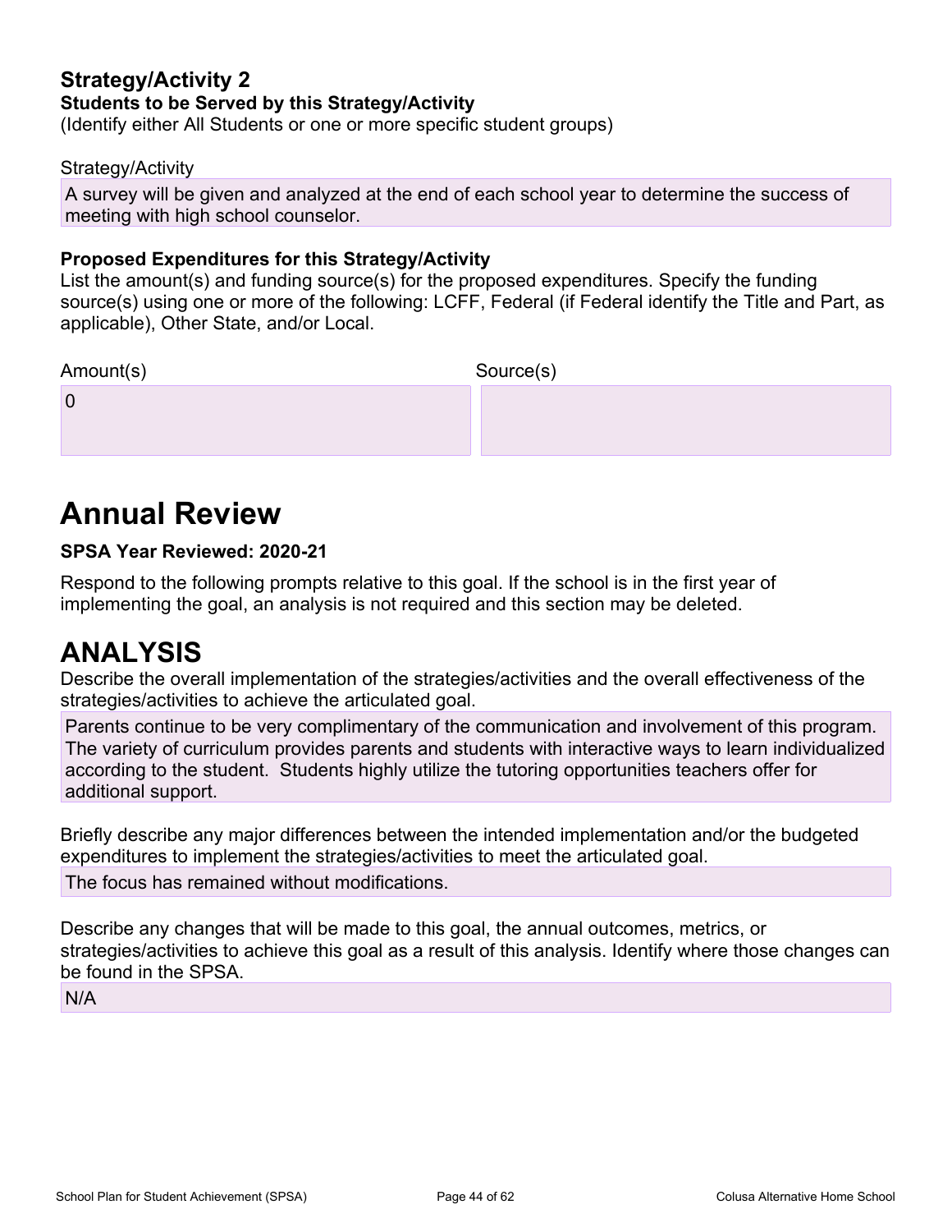### Strategy/Activity 2

**Students to be Served by this Strategy/Activity**

(Identify either All Students or one or more specific student groups)

Strategy/Activity

A survey will be given and analyzed at the end of each school year to determine the success of meeting with high school counselor.

**Proposed Expenditures for this Strategy/Activity**

List the amount(s) and funding source(s) for the proposed expenditures. Specify the funding source(s) using one or more of the following: LCFF, Federal (if Federal identify the Title and Part, as applicable), Other State, and/or Local.

| Amount(s) | Source(s) |
| --- | --- |
| 0 | |

# Annual Review

**SPSA Year Reviewed: 2020-21**

Respond to the following prompts relative to this goal. If the school is in the first year of implementing the goal, an analysis is not required and this section may be deleted.

# ANALYSIS

Describe the overall implementation of the strategies/activities and the overall effectiveness of the strategies/activities to achieve the articulated goal.

Parents continue to be very complimentary of the communication and involvement of this program. The variety of curriculum provides parents and students with interactive ways to learn individualized according to the student. Students highly utilize the tutoring opportunities teachers offer for additional support.

Briefly describe any major differences between the intended implementation and/or the budgeted expenditures to implement the strategies/activities to meet the articulated goal.

The focus has remained without modifications.

Describe any changes that will be made to this goal, the annual outcomes, metrics, or strategies/activities to achieve this goal as a result of this analysis. Identify where those changes can be found in the SPSA.

N/A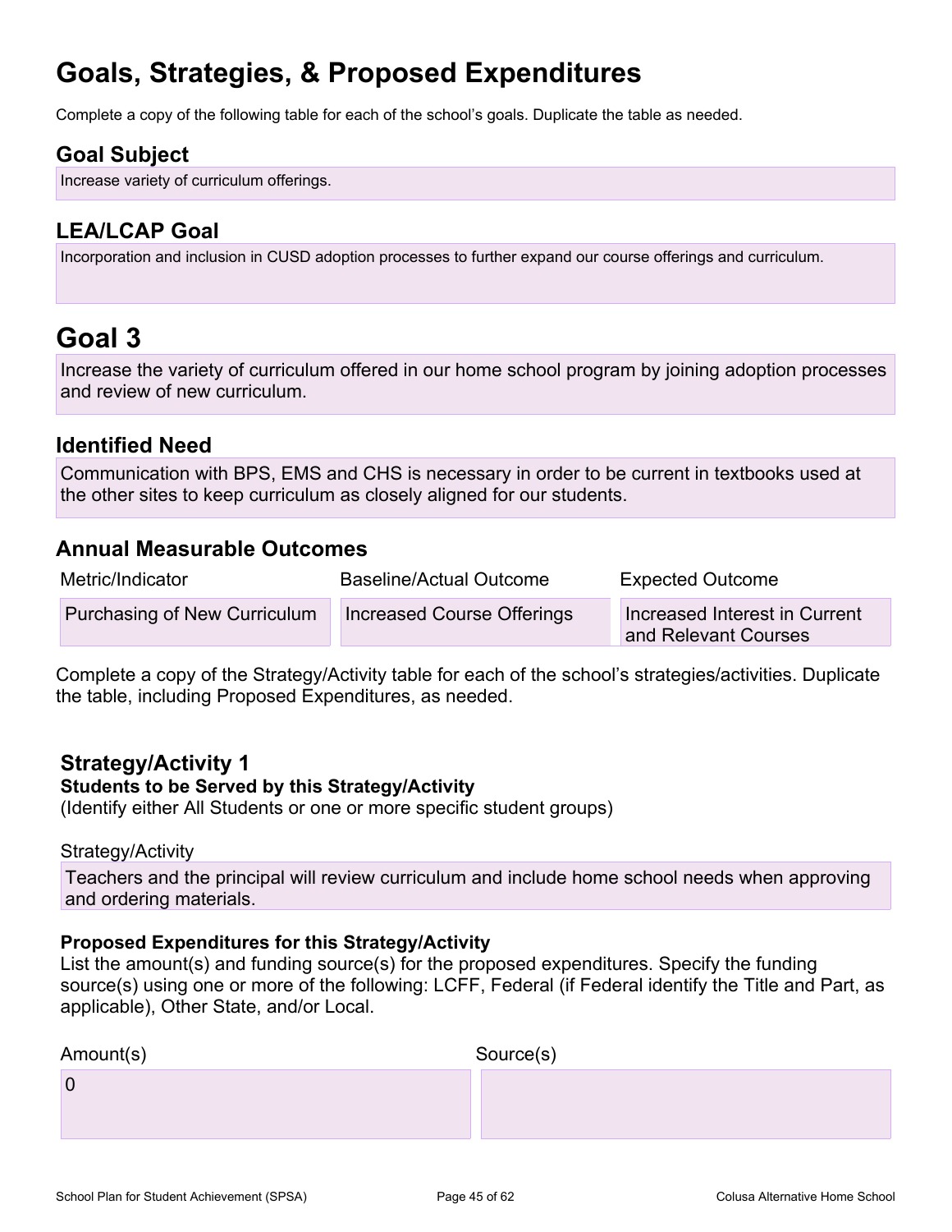# Goals, Strategies, & Proposed Expenditures

Complete a copy of the following table for each of the school's goals. Duplicate the table as needed.

## Goal Subject

Increase variety of curriculum offerings.

## LEA/LCAP Goal

Incorporation and inclusion in CUSD adoption processes to further expand our course offerings and curriculum.

# Goal 3

Increase the variety of curriculum offered in our home school program by joining adoption processes and review of new curriculum.

## Identified Need

Communication with BPS, EMS and CHS is necessary in order to be current in textbooks used at the other sites to keep curriculum as closely aligned for our students.

## Annual Measurable Outcomes

| Metric/Indicator | Baseline/Actual Outcome | Expected Outcome |
|---|---|---|
| Purchasing of New Curriculum | Increased Course Offerings | Increased Interest in Current and Relevant Courses |

Complete a copy of the Strategy/Activity table for each of the school's strategies/activities. Duplicate the table, including Proposed Expenditures, as needed.

### Strategy/Activity 1

**Students to be Served by this Strategy/Activity**

(Identify either All Students or one or more specific student groups)

Strategy/Activity

Teachers and the principal will review curriculum and include home school needs when approving and ordering materials.

**Proposed Expenditures for this Strategy/Activity**

List the amount(s) and funding source(s) for the proposed expenditures. Specify the funding source(s) using one or more of the following: LCFF, Federal (if Federal identify the Title and Part, as applicable), Other State, and/or Local.

| Amount(s) | Source(s) |
|---|---|
| 0 | |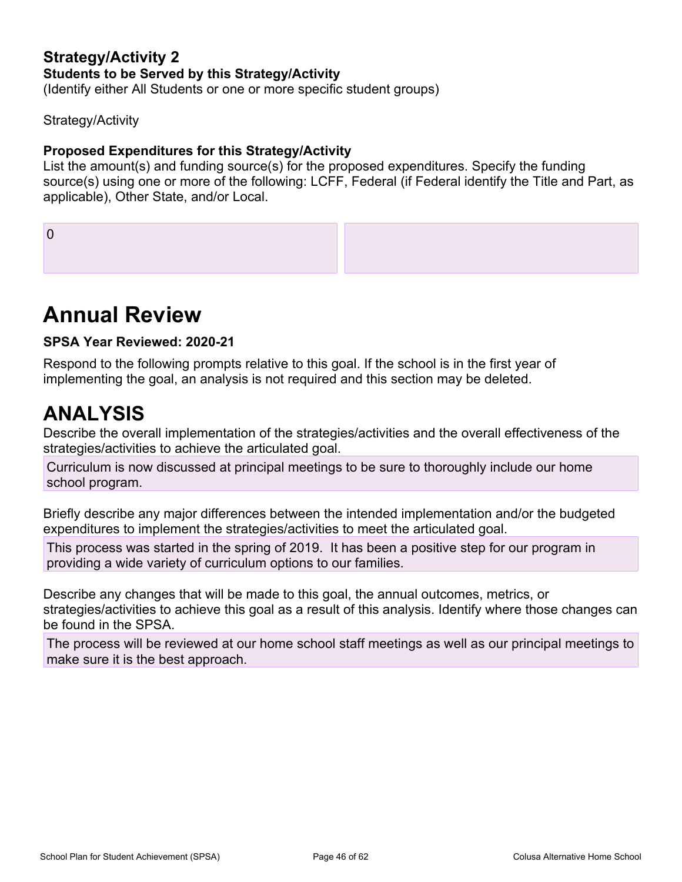### Strategy/Activity 2

**Students to be Served by this Strategy/Activity**

(Identify either All Students or one or more specific student groups)

Strategy/Activity

**Proposed Expenditures for this Strategy/Activity**

List the amount(s) and funding source(s) for the proposed expenditures. Specify the funding source(s) using one or more of the following: LCFF, Federal (if Federal identify the Title and Part, as applicable), Other State, and/or Local.

| | |
|---|---|
| 0 | |

# Annual Review

**SPSA Year Reviewed: 2020-21**

Respond to the following prompts relative to this goal. If the school is in the first year of implementing the goal, an analysis is not required and this section may be deleted.

# ANALYSIS

Describe the overall implementation of the strategies/activities and the overall effectiveness of the strategies/activities to achieve the articulated goal.

Curriculum is now discussed at principal meetings to be sure to thoroughly include our home school program.

Briefly describe any major differences between the intended implementation and/or the budgeted expenditures to implement the strategies/activities to meet the articulated goal.

This process was started in the spring of 2019. It has been a positive step for our program in providing a wide variety of curriculum options to our families.

Describe any changes that will be made to this goal, the annual outcomes, metrics, or strategies/activities to achieve this goal as a result of this analysis. Identify where those changes can be found in the SPSA.

The process will be reviewed at our home school staff meetings as well as our principal meetings to make sure it is the best approach.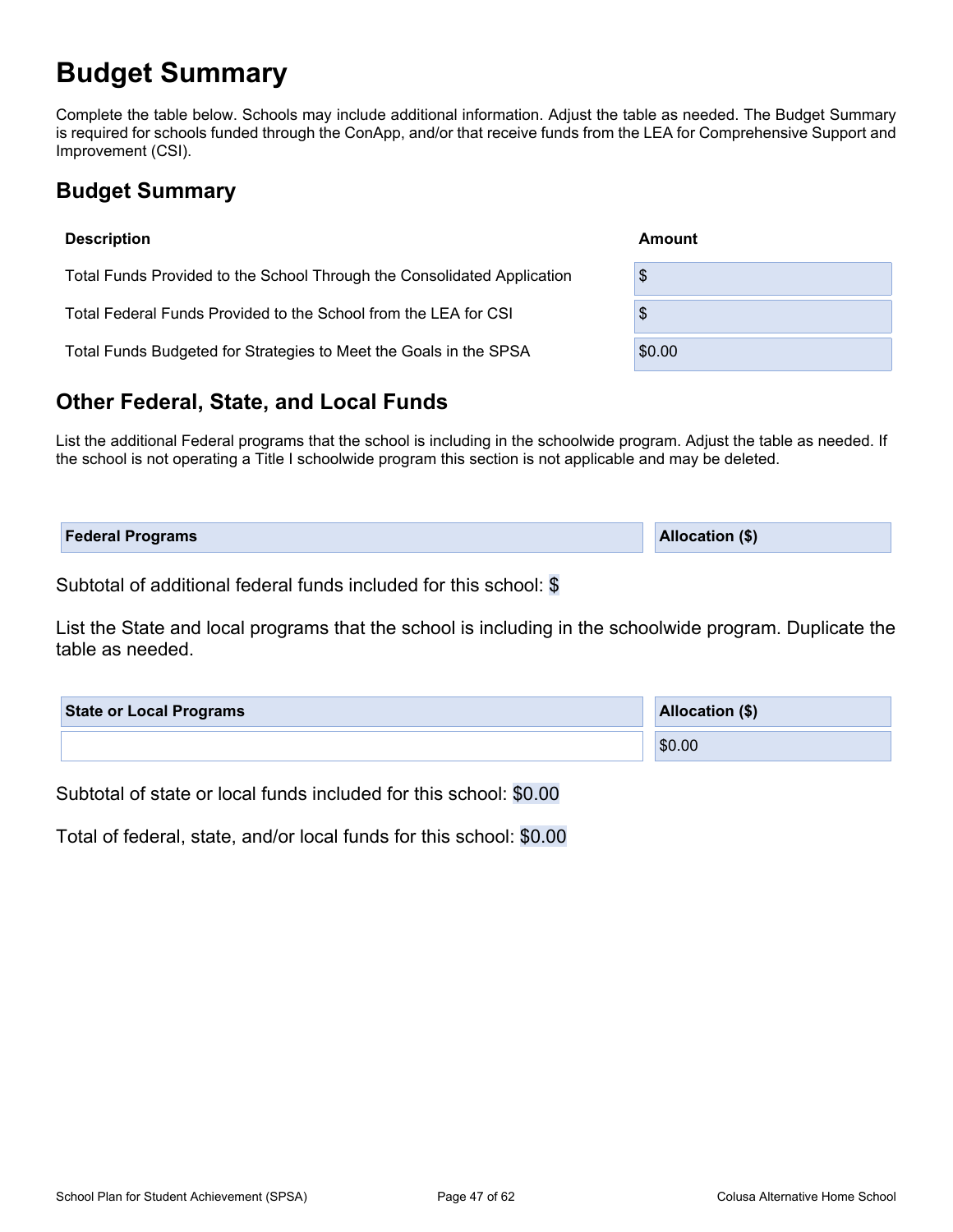# Budget Summary

Complete the table below. Schools may include additional information. Adjust the table as needed. The Budget Summary is required for schools funded through the ConApp, and/or that receive funds from the LEA for Comprehensive Support and Improvement (CSI).

## Budget Summary

| Description | Amount |
|---|---|
| Total Funds Provided to the School Through the Consolidated Application | $ |
| Total Federal Funds Provided to the School from the LEA for CSI | $ |
| Total Funds Budgeted for Strategies to Meet the Goals in the SPSA | $0.00 |

## Other Federal, State, and Local Funds

List the additional Federal programs that the school is including in the schoolwide program. Adjust the table as needed. If the school is not operating a Title I schoolwide program this section is not applicable and may be deleted.

| Federal Programs | Allocation ($) |
|---|---|

Subtotal of additional federal funds included for this school: $

List the State and local programs that the school is including in the schoolwide program. Duplicate the table as needed.

| State or Local Programs | Allocation ($) |
|---|---|
| | $0.00 |

Subtotal of state or local funds included for this school: $0.00

Total of federal, state, and/or local funds for this school: $0.00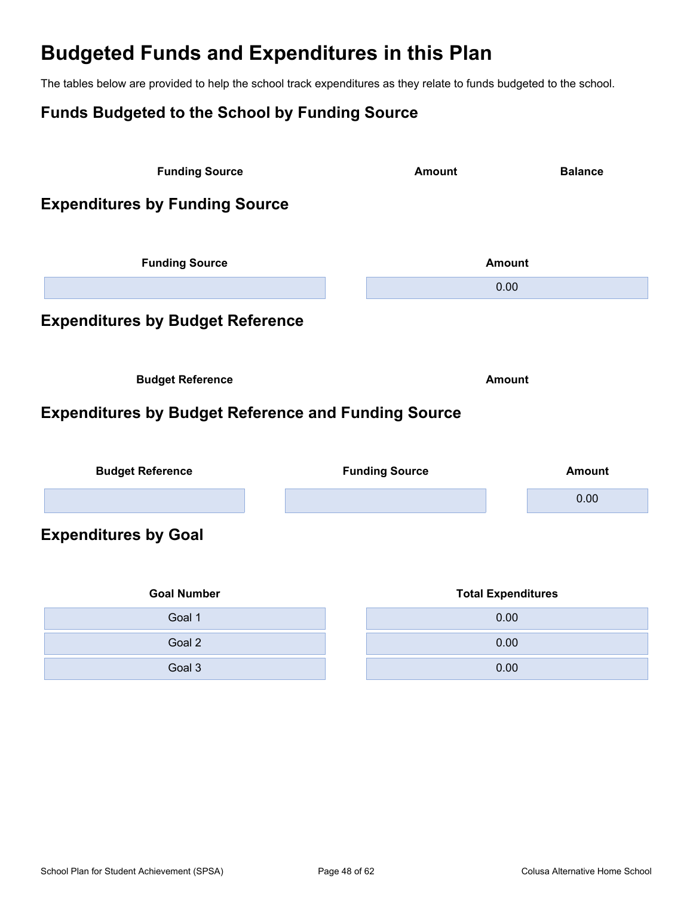# Budgeted Funds and Expenditures in this Plan

The tables below are provided to help the school track expenditures as they relate to funds budgeted to the school.

## Funds Budgeted to the School by Funding Source

| Funding Source | Amount | Balance |
| --- | --- | --- |

## Expenditures by Funding Source

| Funding Source | Amount |
| --- | --- |
| | 0.00 |

## Expenditures by Budget Reference

| Budget Reference | Amount |
| --- | --- |

## Expenditures by Budget Reference and Funding Source

| Budget Reference | Funding Source | Amount |
| --- | --- | --- |
| | | 0.00 |

## Expenditures by Goal

| Goal Number | Total Expenditures |
| --- | --- |
| Goal 1 | 0.00 |
| Goal 2 | 0.00 |
| Goal 3 | 0.00 |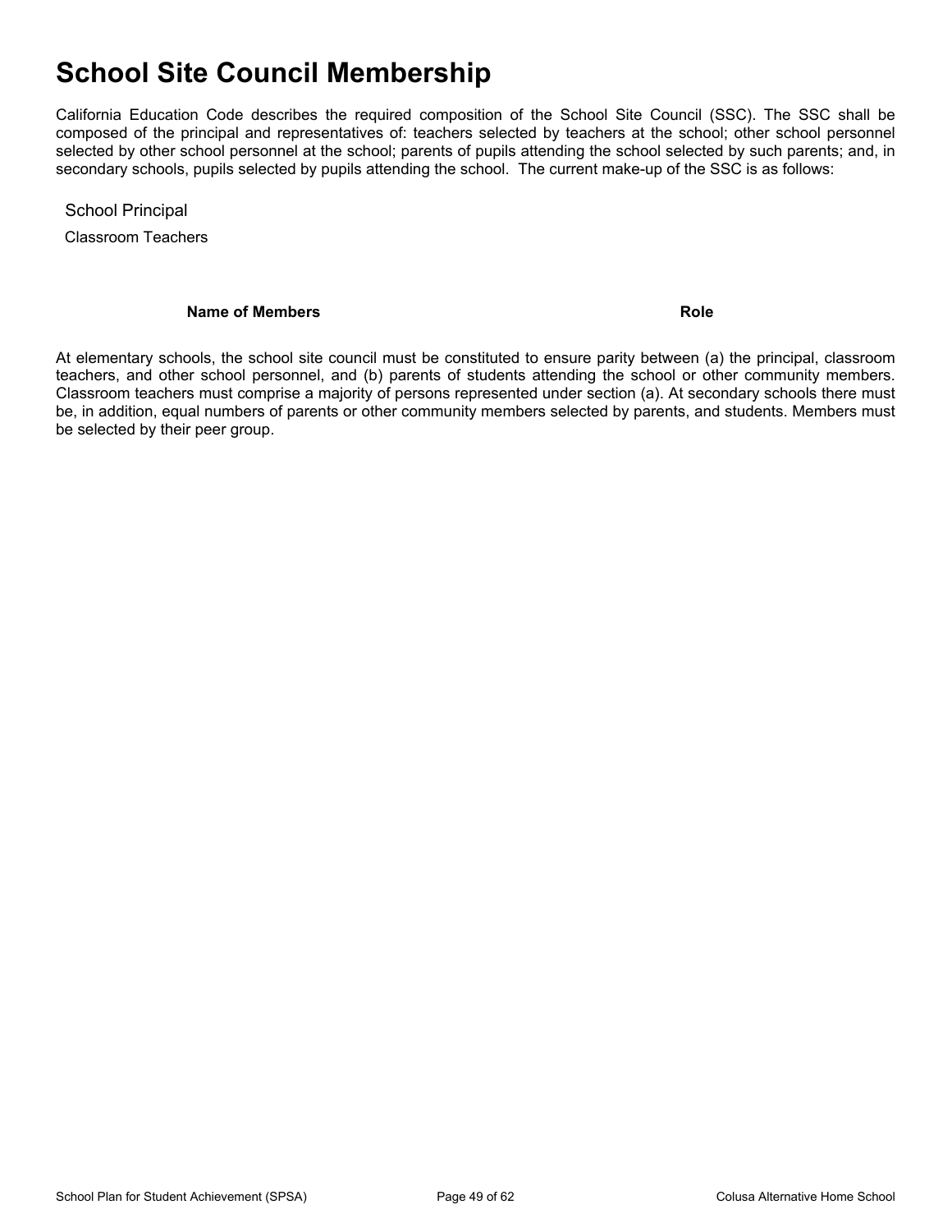# School Site Council Membership

California Education Code describes the required composition of the School Site Council (SSC). The SSC shall be composed of the principal and representatives of: teachers selected by teachers at the school; other school personnel selected by other school personnel at the school; parents of pupils attending the school selected by such parents; and, in secondary schools, pupils selected by pupils attending the school. The current make-up of the SSC is as follows:

School Principal

Classroom Teachers

| Name of Members | Role |
| --- | --- |

At elementary schools, the school site council must be constituted to ensure parity between (a) the principal, classroom teachers, and other school personnel, and (b) parents of students attending the school or other community members. Classroom teachers must comprise a majority of persons represented under section (a). At secondary schools there must be, in addition, equal numbers of parents or other community members selected by parents, and students. Members must be selected by their peer group.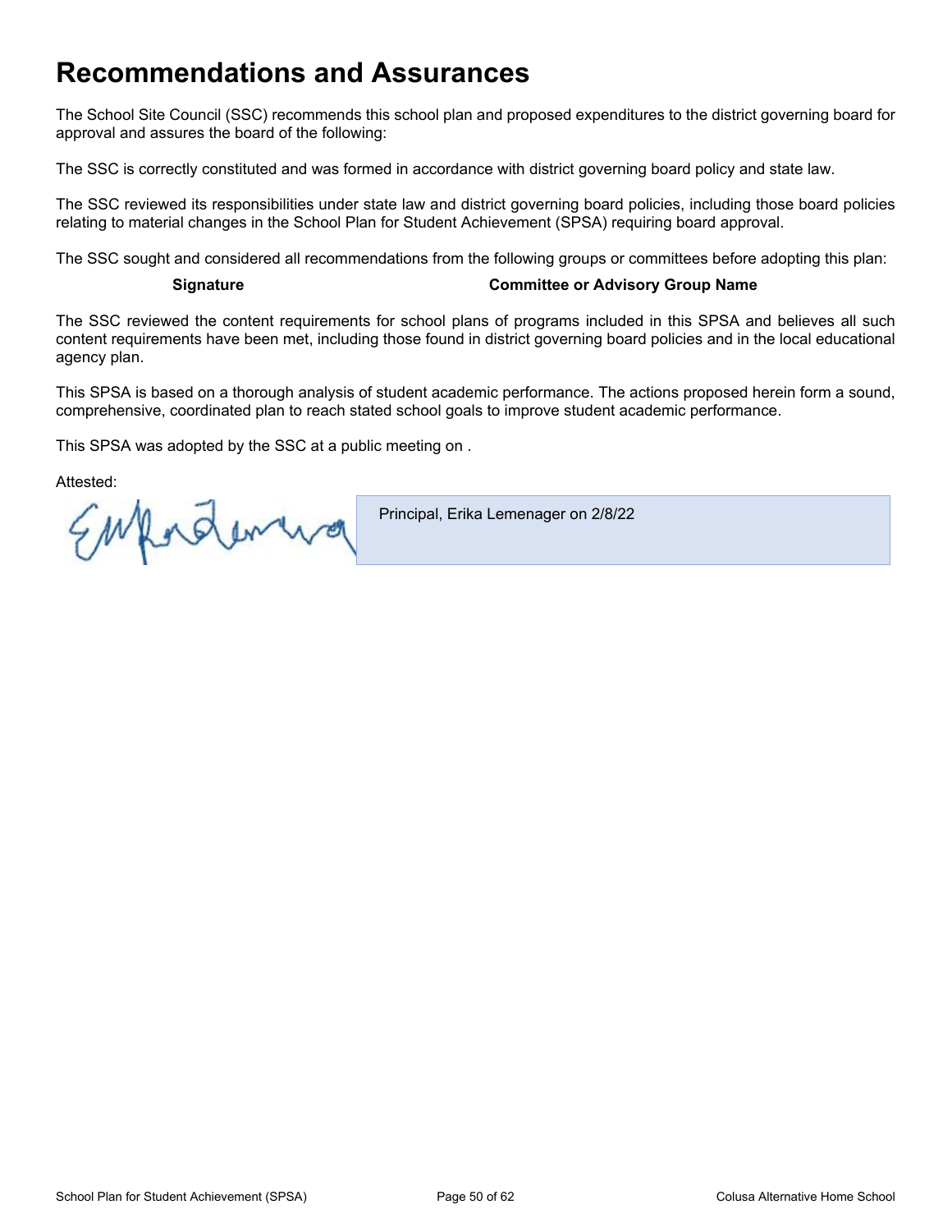# Recommendations and Assurances

The School Site Council (SSC) recommends this school plan and proposed expenditures to the district governing board for approval and assures the board of the following:

The SSC is correctly constituted and was formed in accordance with district governing board policy and state law.

The SSC reviewed its responsibilities under state law and district governing board policies, including those board policies relating to material changes in the School Plan for Student Achievement (SPSA) requiring board approval.

The SSC sought and considered all recommendations from the following groups or committees before adopting this plan:

| Signature | Committee or Advisory Group Name |
| --- | --- |

The SSC reviewed the content requirements for school plans of programs included in this SPSA and believes all such content requirements have been met, including those found in district governing board policies and in the local educational agency plan.

This SPSA is based on a thorough analysis of student academic performance. The actions proposed herein form a sound, comprehensive, coordinated plan to reach stated school goals to improve student academic performance.

This SPSA was adopted by the SSC at a public meeting on .

Attested:

Principal, Erika Lemenager on 2/8/22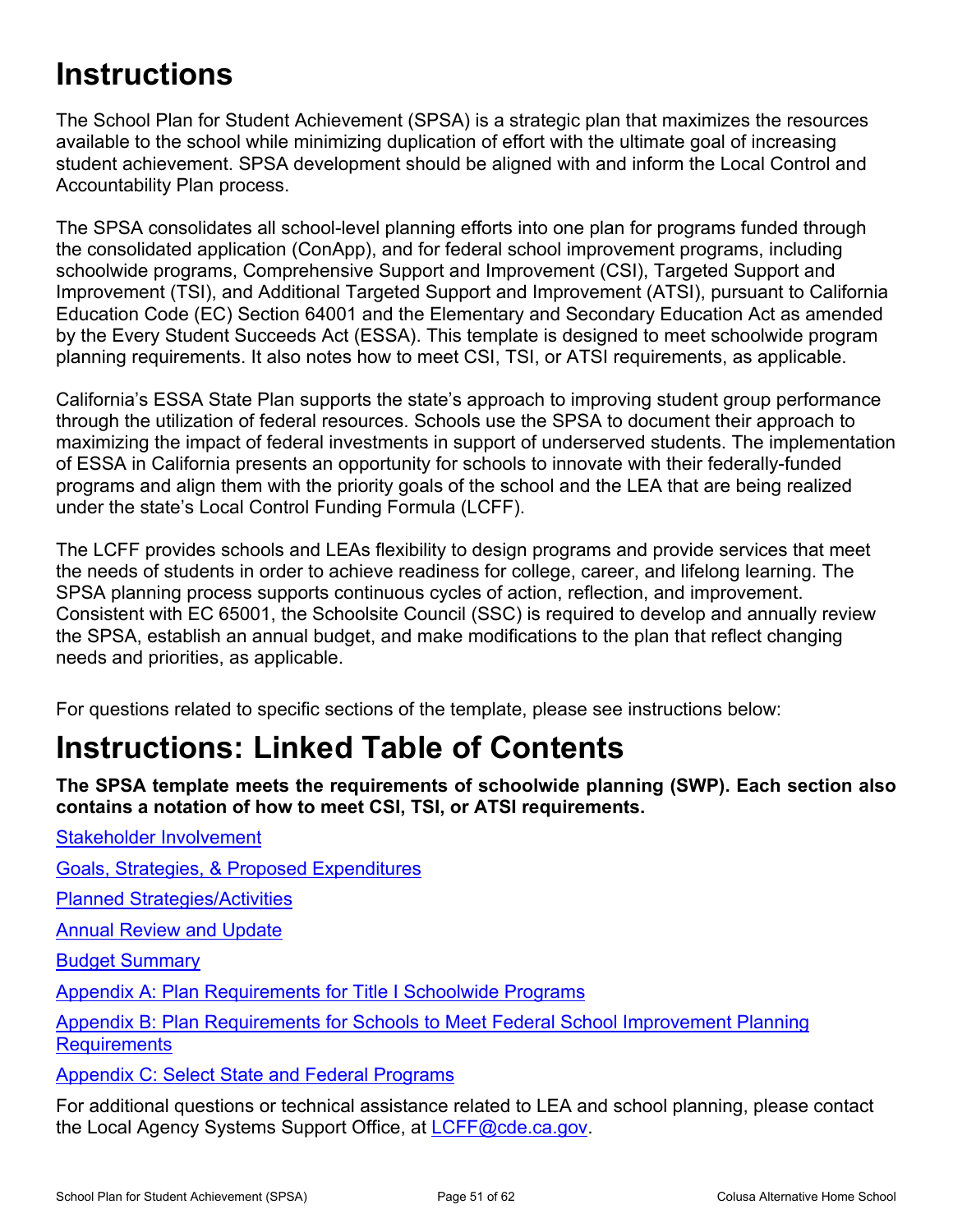# Instructions

The School Plan for Student Achievement (SPSA) is a strategic plan that maximizes the resources available to the school while minimizing duplication of effort with the ultimate goal of increasing student achievement. SPSA development should be aligned with and inform the Local Control and Accountability Plan process.

The SPSA consolidates all school-level planning efforts into one plan for programs funded through the consolidated application (ConApp), and for federal school improvement programs, including schoolwide programs, Comprehensive Support and Improvement (CSI), Targeted Support and Improvement (TSI), and Additional Targeted Support and Improvement (ATSI), pursuant to California Education Code (EC) Section 64001 and the Elementary and Secondary Education Act as amended by the Every Student Succeeds Act (ESSA). This template is designed to meet schoolwide program planning requirements. It also notes how to meet CSI, TSI, or ATSI requirements, as applicable.

California's ESSA State Plan supports the state's approach to improving student group performance through the utilization of federal resources. Schools use the SPSA to document their approach to maximizing the impact of federal investments in support of underserved students. The implementation of ESSA in California presents an opportunity for schools to innovate with their federally-funded programs and align them with the priority goals of the school and the LEA that are being realized under the state's Local Control Funding Formula (LCFF).

The LCFF provides schools and LEAs flexibility to design programs and provide services that meet the needs of students in order to achieve readiness for college, career, and lifelong learning. The SPSA planning process supports continuous cycles of action, reflection, and improvement. Consistent with EC 65001, the Schoolsite Council (SSC) is required to develop and annually review the SPSA, establish an annual budget, and make modifications to the plan that reflect changing needs and priorities, as applicable.

For questions related to specific sections of the template, please see instructions below:

# Instructions: Linked Table of Contents

**The SPSA template meets the requirements of schoolwide planning (SWP). Each section also contains a notation of how to meet CSI, TSI, or ATSI requirements.**

Stakeholder Involvement

Goals, Strategies, & Proposed Expenditures

Planned Strategies/Activities

Annual Review and Update

Budget Summary

Appendix A: Plan Requirements for Title I Schoolwide Programs

Appendix B: Plan Requirements for Schools to Meet Federal School Improvement Planning Requirements

Appendix C: Select State and Federal Programs

For additional questions or technical assistance related to LEA and school planning, please contact the Local Agency Systems Support Office, at LCFF@cde.ca.gov.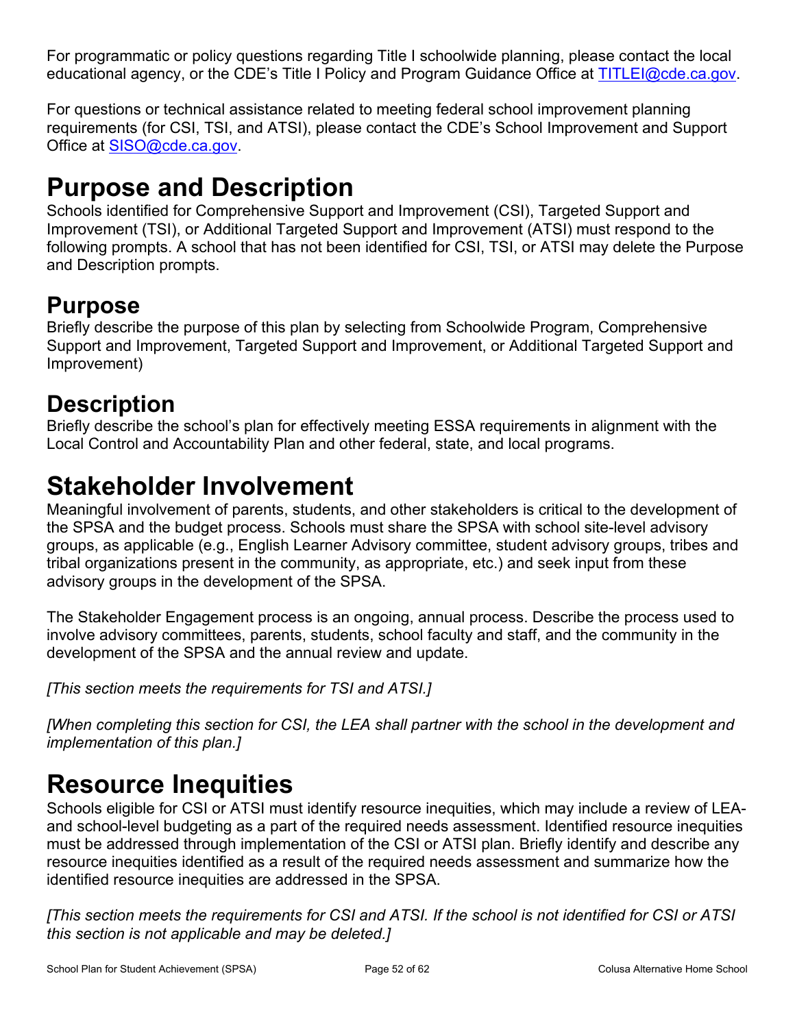For programmatic or policy questions regarding Title I schoolwide planning, please contact the local educational agency, or the CDE's Title I Policy and Program Guidance Office at TITLEI@cde.ca.gov.

For questions or technical assistance related to meeting federal school improvement planning requirements (for CSI, TSI, and ATSI), please contact the CDE's School Improvement and Support Office at SISO@cde.ca.gov.

# Purpose and Description

Schools identified for Comprehensive Support and Improvement (CSI), Targeted Support and Improvement (TSI), or Additional Targeted Support and Improvement (ATSI) must respond to the following prompts. A school that has not been identified for CSI, TSI, or ATSI may delete the Purpose and Description prompts.

## Purpose

Briefly describe the purpose of this plan by selecting from Schoolwide Program, Comprehensive Support and Improvement, Targeted Support and Improvement, or Additional Targeted Support and Improvement)

## Description

Briefly describe the school's plan for effectively meeting ESSA requirements in alignment with the Local Control and Accountability Plan and other federal, state, and local programs.

# Stakeholder Involvement

Meaningful involvement of parents, students, and other stakeholders is critical to the development of the SPSA and the budget process. Schools must share the SPSA with school site-level advisory groups, as applicable (e.g., English Learner Advisory committee, student advisory groups, tribes and tribal organizations present in the community, as appropriate, etc.) and seek input from these advisory groups in the development of the SPSA.

The Stakeholder Engagement process is an ongoing, annual process. Describe the process used to involve advisory committees, parents, students, school faculty and staff, and the community in the development of the SPSA and the annual review and update.

*[This section meets the requirements for TSI and ATSI.]*

*[When completing this section for CSI, the LEA shall partner with the school in the development and implementation of this plan.]*

# Resource Inequities

Schools eligible for CSI or ATSI must identify resource inequities, which may include a review of LEA- and school-level budgeting as a part of the required needs assessment. Identified resource inequities must be addressed through implementation of the CSI or ATSI plan. Briefly identify and describe any resource inequities identified as a result of the required needs assessment and summarize how the identified resource inequities are addressed in the SPSA.

*[This section meets the requirements for CSI and ATSI. If the school is not identified for CSI or ATSI this section is not applicable and may be deleted.]*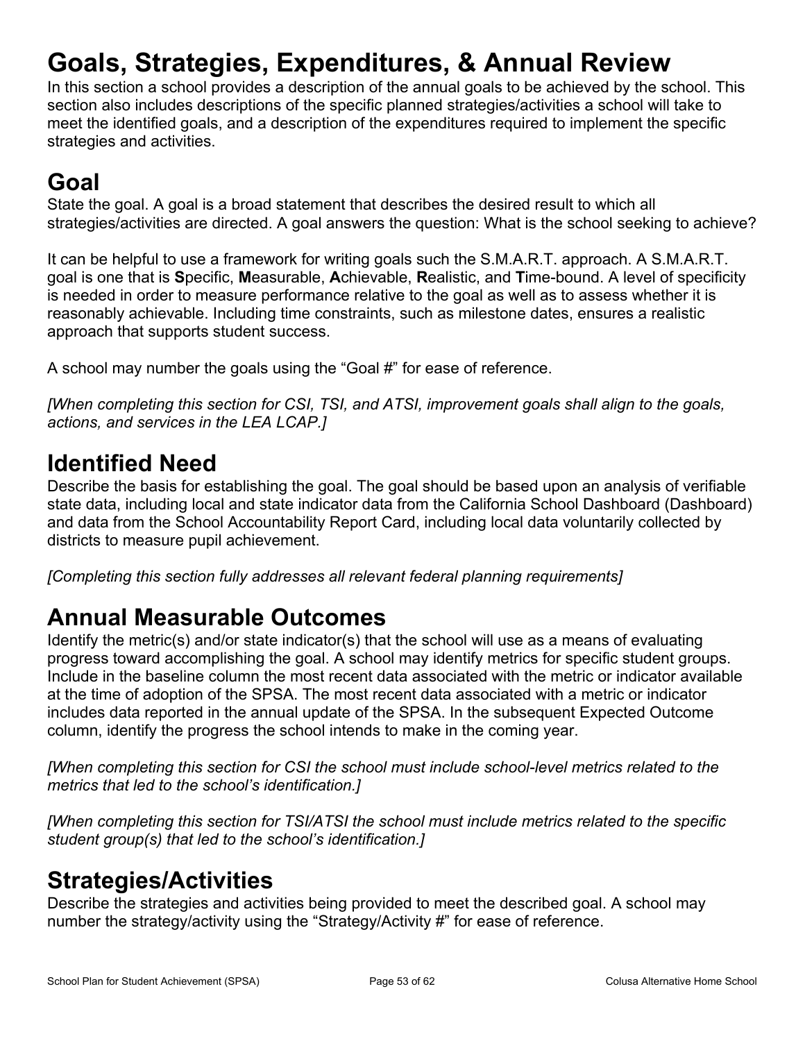# Goals, Strategies, Expenditures, & Annual Review

In this section a school provides a description of the annual goals to be achieved by the school. This section also includes descriptions of the specific planned strategies/activities a school will take to meet the identified goals, and a description of the expenditures required to implement the specific strategies and activities.

## Goal

State the goal. A goal is a broad statement that describes the desired result to which all strategies/activities are directed. A goal answers the question: What is the school seeking to achieve?

It can be helpful to use a framework for writing goals such the S.M.A.R.T. approach. A S.M.A.R.T. goal is one that is **S**pecific, **M**easurable, **A**chievable, **R**ealistic, and **T**ime-bound. A level of specificity is needed in order to measure performance relative to the goal as well as to assess whether it is reasonably achievable. Including time constraints, such as milestone dates, ensures a realistic approach that supports student success.

A school may number the goals using the "Goal #" for ease of reference.

*[When completing this section for CSI, TSI, and ATSI, improvement goals shall align to the goals, actions, and services in the LEA LCAP.]*

## Identified Need

Describe the basis for establishing the goal. The goal should be based upon an analysis of verifiable state data, including local and state indicator data from the California School Dashboard (Dashboard) and data from the School Accountability Report Card, including local data voluntarily collected by districts to measure pupil achievement.

*[Completing this section fully addresses all relevant federal planning requirements]*

## Annual Measurable Outcomes

Identify the metric(s) and/or state indicator(s) that the school will use as a means of evaluating progress toward accomplishing the goal. A school may identify metrics for specific student groups. Include in the baseline column the most recent data associated with the metric or indicator available at the time of adoption of the SPSA. The most recent data associated with a metric or indicator includes data reported in the annual update of the SPSA. In the subsequent Expected Outcome column, identify the progress the school intends to make in the coming year.

*[When completing this section for CSI the school must include school-level metrics related to the metrics that led to the school's identification.]*

*[When completing this section for TSI/ATSI the school must include metrics related to the specific student group(s) that led to the school's identification.]*

## Strategies/Activities

Describe the strategies and activities being provided to meet the described goal. A school may number the strategy/activity using the "Strategy/Activity #" for ease of reference.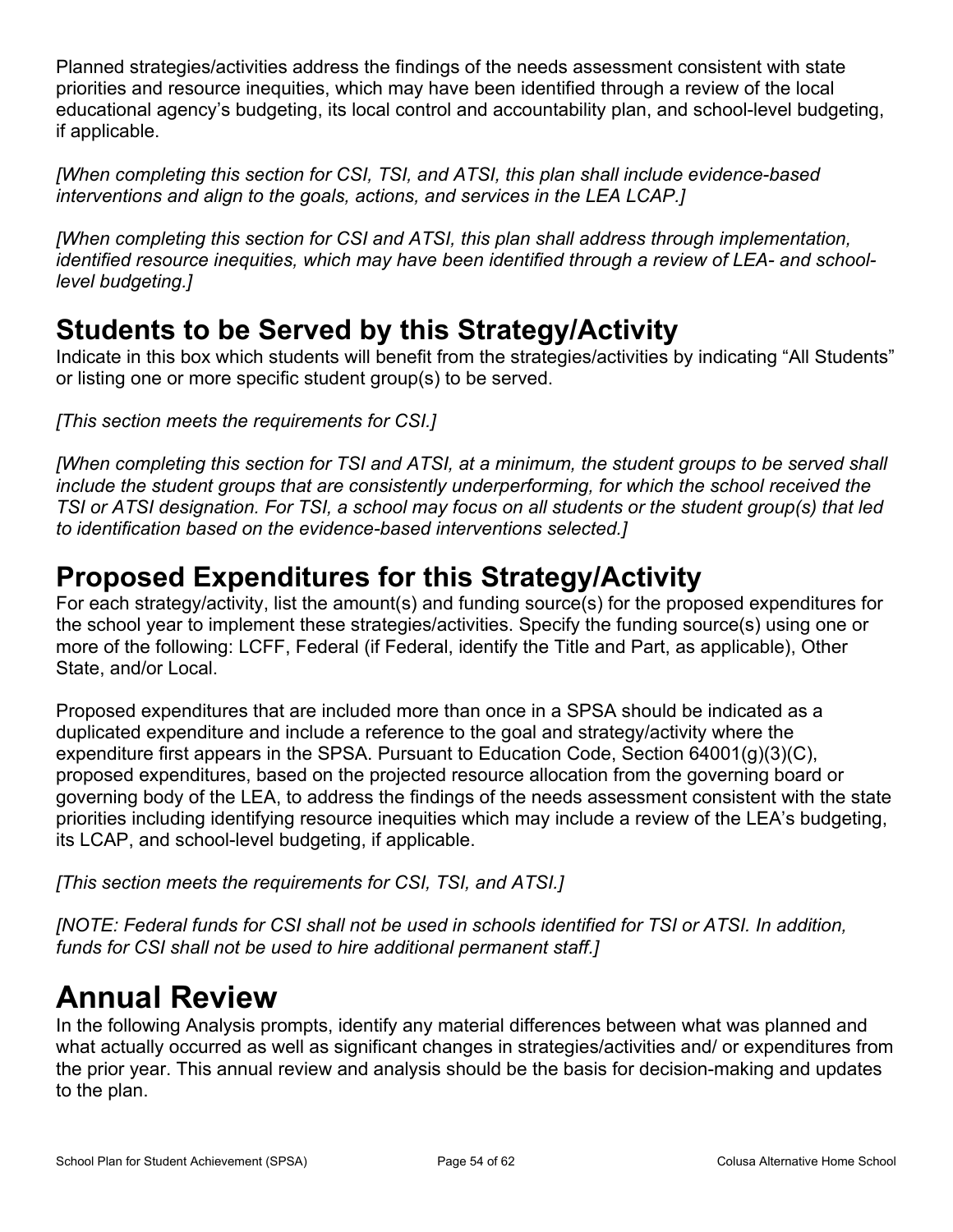Planned strategies/activities address the findings of the needs assessment consistent with state priorities and resource inequities, which may have been identified through a review of the local educational agency's budgeting, its local control and accountability plan, and school-level budgeting, if applicable.

*[When completing this section for CSI, TSI, and ATSI, this plan shall include evidence-based interventions and align to the goals, actions, and services in the LEA LCAP.]*

*[When completing this section for CSI and ATSI, this plan shall address through implementation, identified resource inequities, which may have been identified through a review of LEA- and school-level budgeting.]*

## Students to be Served by this Strategy/Activity

Indicate in this box which students will benefit from the strategies/activities by indicating "All Students" or listing one or more specific student group(s) to be served.

*[This section meets the requirements for CSI.]*

*[When completing this section for TSI and ATSI, at a minimum, the student groups to be served shall include the student groups that are consistently underperforming, for which the school received the TSI or ATSI designation. For TSI, a school may focus on all students or the student group(s) that led to identification based on the evidence-based interventions selected.]*

## Proposed Expenditures for this Strategy/Activity

For each strategy/activity, list the amount(s) and funding source(s) for the proposed expenditures for the school year to implement these strategies/activities. Specify the funding source(s) using one or more of the following: LCFF, Federal (if Federal, identify the Title and Part, as applicable), Other State, and/or Local.

Proposed expenditures that are included more than once in a SPSA should be indicated as a duplicated expenditure and include a reference to the goal and strategy/activity where the expenditure first appears in the SPSA. Pursuant to Education Code, Section 64001(g)(3)(C), proposed expenditures, based on the projected resource allocation from the governing board or governing body of the LEA, to address the findings of the needs assessment consistent with the state priorities including identifying resource inequities which may include a review of the LEA's budgeting, its LCAP, and school-level budgeting, if applicable.

*[This section meets the requirements for CSI, TSI, and ATSI.]*

*[NOTE: Federal funds for CSI shall not be used in schools identified for TSI or ATSI. In addition, funds for CSI shall not be used to hire additional permanent staff.]*

# Annual Review

In the following Analysis prompts, identify any material differences between what was planned and what actually occurred as well as significant changes in strategies/activities and/ or expenditures from the prior year. This annual review and analysis should be the basis for decision-making and updates to the plan.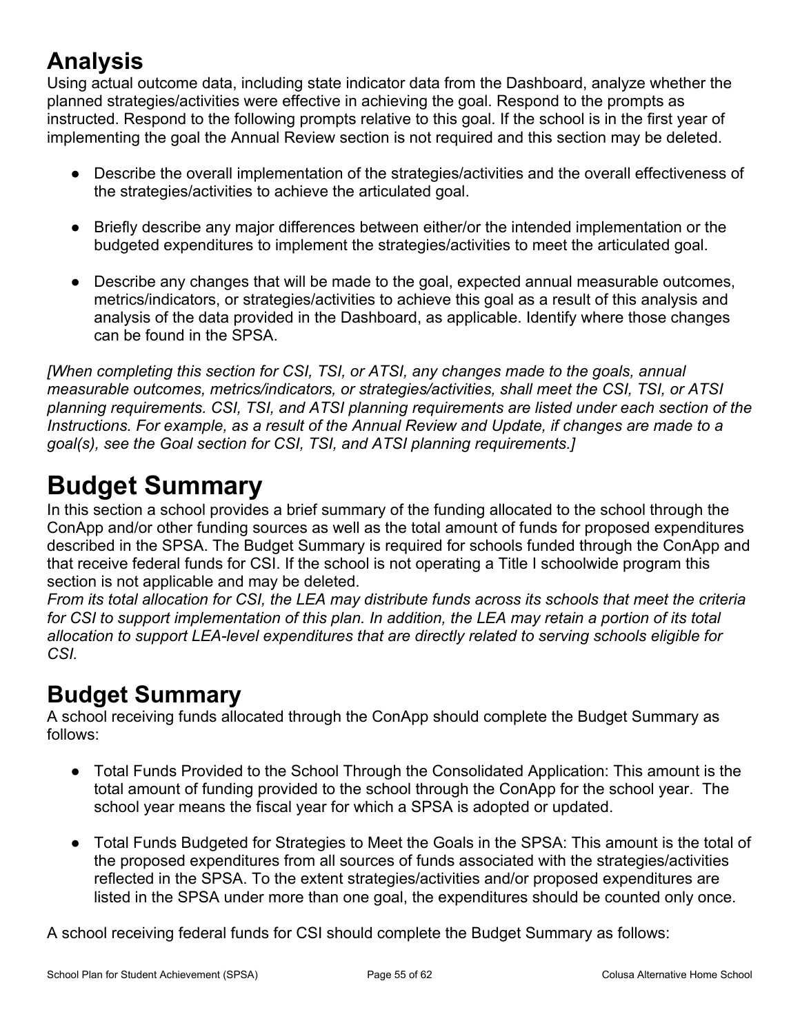## Analysis

Using actual outcome data, including state indicator data from the Dashboard, analyze whether the planned strategies/activities were effective in achieving the goal. Respond to the prompts as instructed. Respond to the following prompts relative to this goal. If the school is in the first year of implementing the goal the Annual Review section is not required and this section may be deleted.

- Describe the overall implementation of the strategies/activities and the overall effectiveness of the strategies/activities to achieve the articulated goal.
- Briefly describe any major differences between either/or the intended implementation or the budgeted expenditures to implement the strategies/activities to meet the articulated goal.
- Describe any changes that will be made to the goal, expected annual measurable outcomes, metrics/indicators, or strategies/activities to achieve this goal as a result of this analysis and analysis of the data provided in the Dashboard, as applicable. Identify where those changes can be found in the SPSA.

*[When completing this section for CSI, TSI, or ATSI, any changes made to the goals, annual measurable outcomes, metrics/indicators, or strategies/activities, shall meet the CSI, TSI, or ATSI planning requirements. CSI, TSI, and ATSI planning requirements are listed under each section of the Instructions. For example, as a result of the Annual Review and Update, if changes are made to a goal(s), see the Goal section for CSI, TSI, and ATSI planning requirements.]*

# Budget Summary

In this section a school provides a brief summary of the funding allocated to the school through the ConApp and/or other funding sources as well as the total amount of funds for proposed expenditures described in the SPSA. The Budget Summary is required for schools funded through the ConApp and that receive federal funds for CSI. If the school is not operating a Title I schoolwide program this section is not applicable and may be deleted.

*From its total allocation for CSI, the LEA may distribute funds across its schools that meet the criteria for CSI to support implementation of this plan. In addition, the LEA may retain a portion of its total allocation to support LEA-level expenditures that are directly related to serving schools eligible for CSI.*

## Budget Summary

A school receiving funds allocated through the ConApp should complete the Budget Summary as follows:

- Total Funds Provided to the School Through the Consolidated Application: This amount is the total amount of funding provided to the school through the ConApp for the school year. The school year means the fiscal year for which a SPSA is adopted or updated.
- Total Funds Budgeted for Strategies to Meet the Goals in the SPSA: This amount is the total of the proposed expenditures from all sources of funds associated with the strategies/activities reflected in the SPSA. To the extent strategies/activities and/or proposed expenditures are listed in the SPSA under more than one goal, the expenditures should be counted only once.

A school receiving federal funds for CSI should complete the Budget Summary as follows: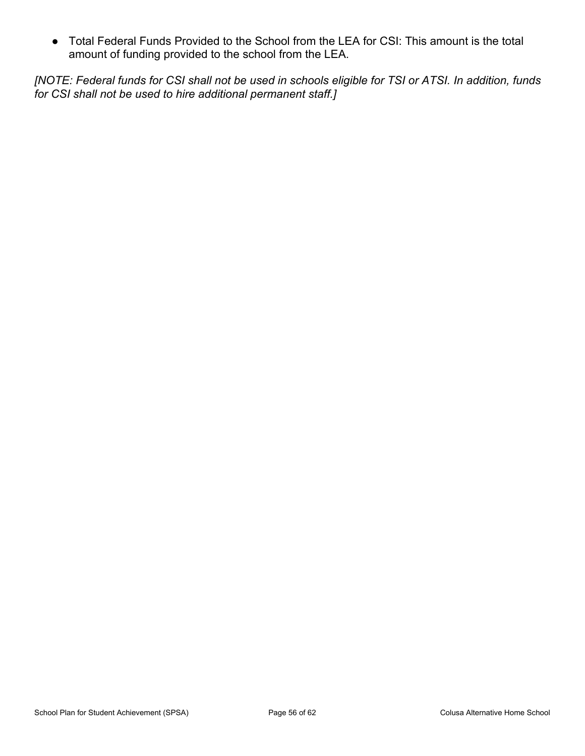- Total Federal Funds Provided to the School from the LEA for CSI: This amount is the total amount of funding provided to the school from the LEA.

*[NOTE: Federal funds for CSI shall not be used in schools eligible for TSI or ATSI. In addition, funds for CSI shall not be used to hire additional permanent staff.]*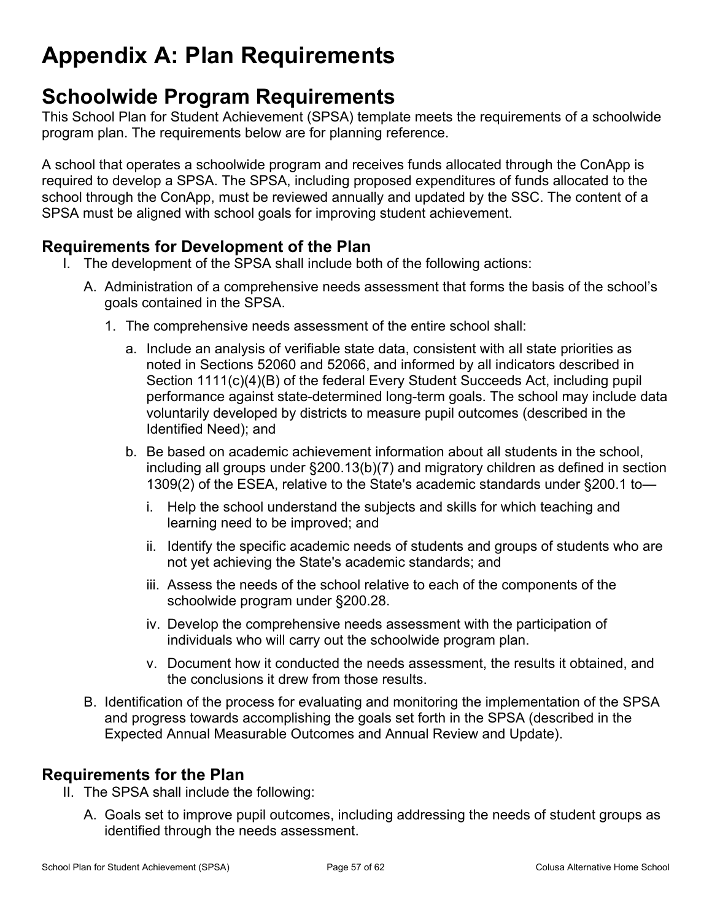# Appendix A: Plan Requirements

## Schoolwide Program Requirements

This School Plan for Student Achievement (SPSA) template meets the requirements of a schoolwide program plan. The requirements below are for planning reference.

A school that operates a schoolwide program and receives funds allocated through the ConApp is required to develop a SPSA. The SPSA, including proposed expenditures of funds allocated to the school through the ConApp, must be reviewed annually and updated by the SSC. The content of a SPSA must be aligned with school goals for improving student achievement.

### Requirements for Development of the Plan

I. The development of the SPSA shall include both of the following actions:

   A. Administration of a comprehensive needs assessment that forms the basis of the school's goals contained in the SPSA.

      1. The comprehensive needs assessment of the entire school shall:

         a. Include an analysis of verifiable state data, consistent with all state priorities as noted in Sections 52060 and 52066, and informed by all indicators described in Section 1111(c)(4)(B) of the federal Every Student Succeeds Act, including pupil performance against state-determined long-term goals. The school may include data voluntarily developed by districts to measure pupil outcomes (described in the Identified Need); and

         b. Be based on academic achievement information about all students in the school, including all groups under §200.13(b)(7) and migratory children as defined in section 1309(2) of the ESEA, relative to the State's academic standards under §200.1 to—

            i. Help the school understand the subjects and skills for which teaching and learning need to be improved; and

            ii. Identify the specific academic needs of students and groups of students who are not yet achieving the State's academic standards; and

            iii. Assess the needs of the school relative to each of the components of the schoolwide program under §200.28.

            iv. Develop the comprehensive needs assessment with the participation of individuals who will carry out the schoolwide program plan.

            v. Document how it conducted the needs assessment, the results it obtained, and the conclusions it drew from those results.

   B. Identification of the process for evaluating and monitoring the implementation of the SPSA and progress towards accomplishing the goals set forth in the SPSA (described in the Expected Annual Measurable Outcomes and Annual Review and Update).

### Requirements for the Plan

II. The SPSA shall include the following:

   A. Goals set to improve pupil outcomes, including addressing the needs of student groups as identified through the needs assessment.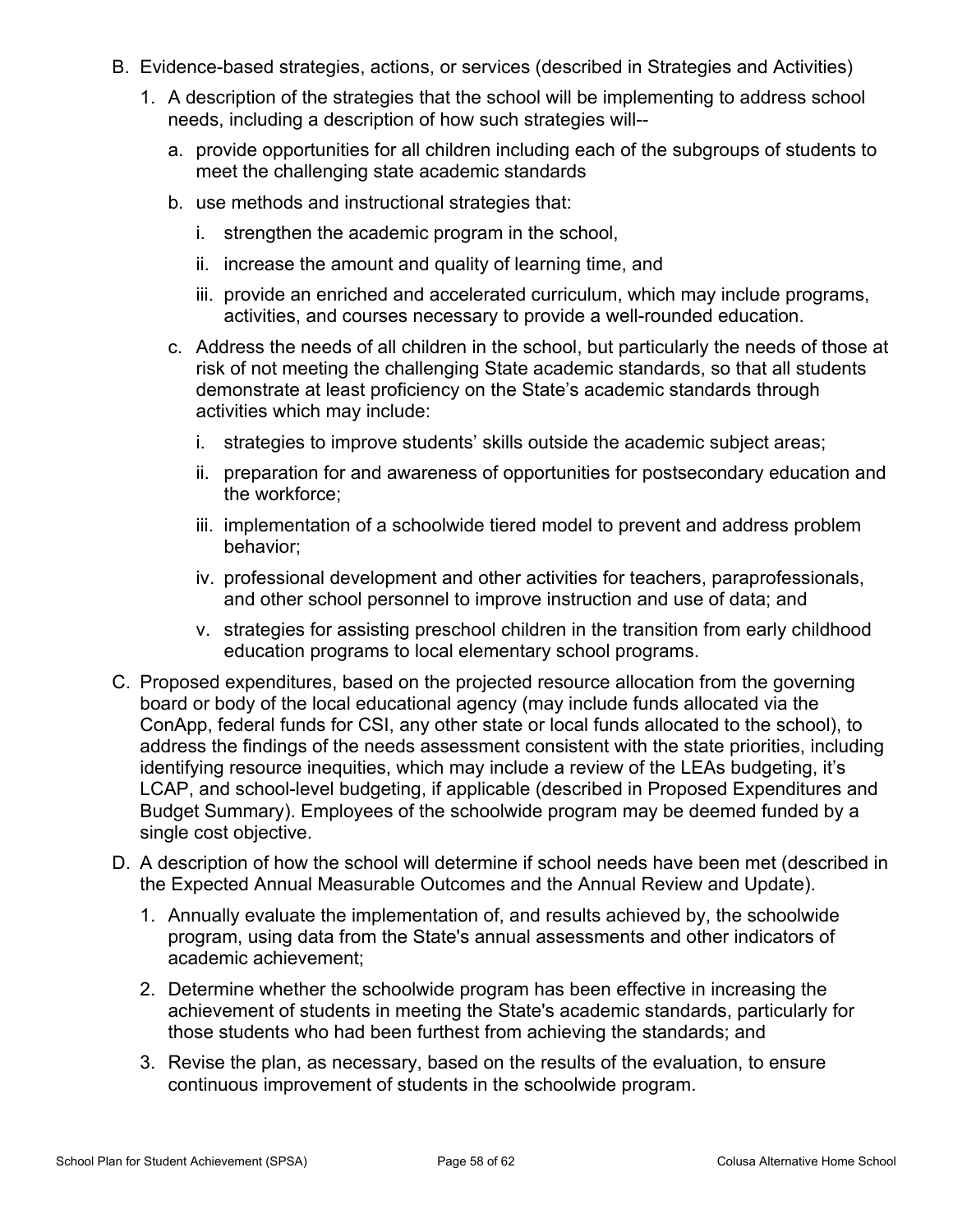B. Evidence-based strategies, actions, or services (described in Strategies and Activities)
   1. A description of the strategies that the school will be implementing to address school needs, including a description of how such strategies will--
      a. provide opportunities for all children including each of the subgroups of students to meet the challenging state academic standards
      b. use methods and instructional strategies that:
         i. strengthen the academic program in the school,
         ii. increase the amount and quality of learning time, and
         iii. provide an enriched and accelerated curriculum, which may include programs, activities, and courses necessary to provide a well-rounded education.
      c. Address the needs of all children in the school, but particularly the needs of those at risk of not meeting the challenging State academic standards, so that all students demonstrate at least proficiency on the State's academic standards through activities which may include:
         i. strategies to improve students' skills outside the academic subject areas;
         ii. preparation for and awareness of opportunities for postsecondary education and the workforce;
         iii. implementation of a schoolwide tiered model to prevent and address problem behavior;
         iv. professional development and other activities for teachers, paraprofessionals, and other school personnel to improve instruction and use of data; and
         v. strategies for assisting preschool children in the transition from early childhood education programs to local elementary school programs.

C. Proposed expenditures, based on the projected resource allocation from the governing board or body of the local educational agency (may include funds allocated via the ConApp, federal funds for CSI, any other state or local funds allocated to the school), to address the findings of the needs assessment consistent with the state priorities, including identifying resource inequities, which may include a review of the LEAs budgeting, it's LCAP, and school-level budgeting, if applicable (described in Proposed Expenditures and Budget Summary). Employees of the schoolwide program may be deemed funded by a single cost objective.

D. A description of how the school will determine if school needs have been met (described in the Expected Annual Measurable Outcomes and the Annual Review and Update).
   1. Annually evaluate the implementation of, and results achieved by, the schoolwide program, using data from the State's annual assessments and other indicators of academic achievement;
   2. Determine whether the schoolwide program has been effective in increasing the achievement of students in meeting the State's academic standards, particularly for those students who had been furthest from achieving the standards; and
   3. Revise the plan, as necessary, based on the results of the evaluation, to ensure continuous improvement of students in the schoolwide program.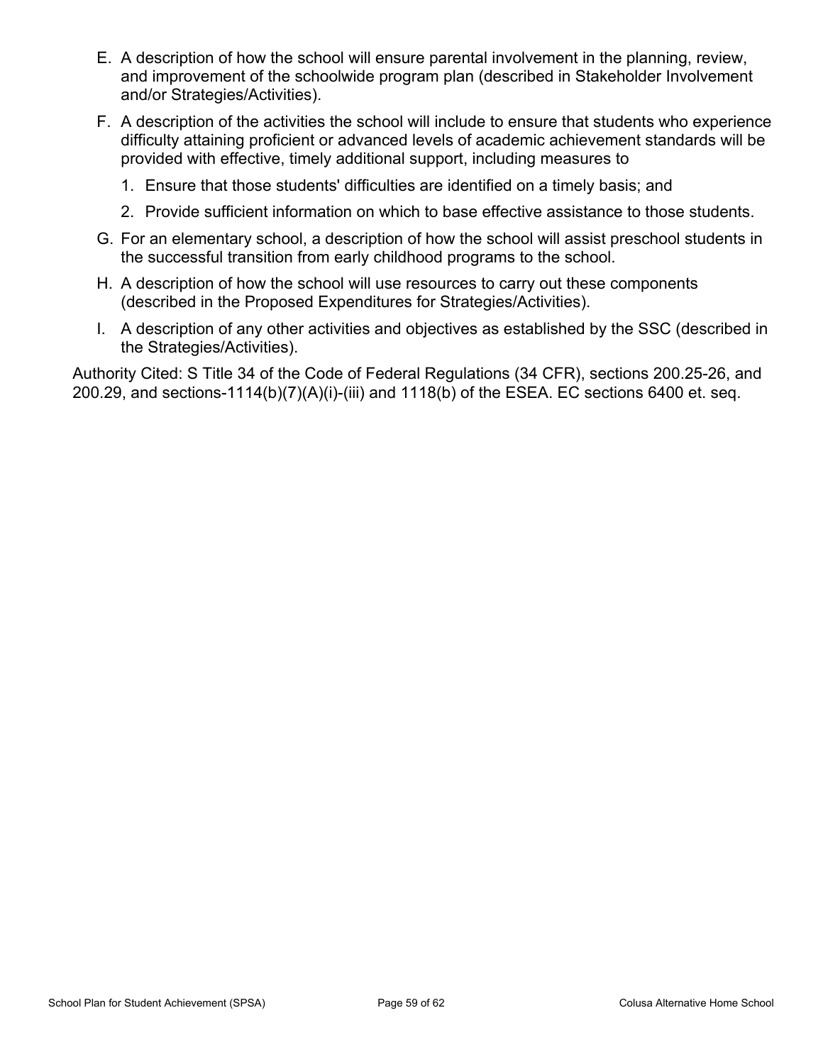E. A description of how the school will ensure parental involvement in the planning, review, and improvement of the schoolwide program plan (described in Stakeholder Involvement and/or Strategies/Activities).

F. A description of the activities the school will include to ensure that students who experience difficulty attaining proficient or advanced levels of academic achievement standards will be provided with effective, timely additional support, including measures to

   1. Ensure that those students' difficulties are identified on a timely basis; and
   2. Provide sufficient information on which to base effective assistance to those students.

G. For an elementary school, a description of how the school will assist preschool students in the successful transition from early childhood programs to the school.

H. A description of how the school will use resources to carry out these components (described in the Proposed Expenditures for Strategies/Activities).

I. A description of any other activities and objectives as established by the SSC (described in the Strategies/Activities).

Authority Cited: S Title 34 of the Code of Federal Regulations (34 CFR), sections 200.25-26, and 200.29, and sections-1114(b)(7)(A)(i)-(iii) and 1118(b) of the ESEA. EC sections 6400 et. seq.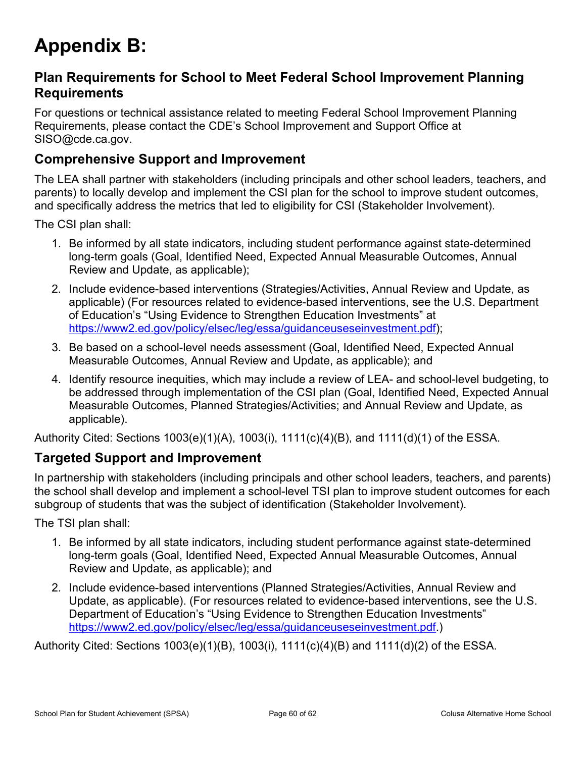# Appendix B:

## Plan Requirements for School to Meet Federal School Improvement Planning Requirements

For questions or technical assistance related to meeting Federal School Improvement Planning Requirements, please contact the CDE's School Improvement and Support Office at SISO@cde.ca.gov.

### Comprehensive Support and Improvement

The LEA shall partner with stakeholders (including principals and other school leaders, teachers, and parents) to locally develop and implement the CSI plan for the school to improve student outcomes, and specifically address the metrics that led to eligibility for CSI (Stakeholder Involvement).

The CSI plan shall:

1. Be informed by all state indicators, including student performance against state-determined long-term goals (Goal, Identified Need, Expected Annual Measurable Outcomes, Annual Review and Update, as applicable);
2. Include evidence-based interventions (Strategies/Activities, Annual Review and Update, as applicable) (For resources related to evidence-based interventions, see the U.S. Department of Education's "Using Evidence to Strengthen Education Investments" at [https://www2.ed.gov/policy/elsec/leg/essa/guidanceuseseinvestment.pdf](https://www2.ed.gov/policy/elsec/leg/essa/guidanceuseseinvestment.pdf));
3. Be based on a school-level needs assessment (Goal, Identified Need, Expected Annual Measurable Outcomes, Annual Review and Update, as applicable); and
4. Identify resource inequities, which may include a review of LEA- and school-level budgeting, to be addressed through implementation of the CSI plan (Goal, Identified Need, Expected Annual Measurable Outcomes, Planned Strategies/Activities; and Annual Review and Update, as applicable).

Authority Cited: Sections 1003(e)(1)(A), 1003(i), 1111(c)(4)(B), and 1111(d)(1) of the ESSA.

### Targeted Support and Improvement

In partnership with stakeholders (including principals and other school leaders, teachers, and parents) the school shall develop and implement a school-level TSI plan to improve student outcomes for each subgroup of students that was the subject of identification (Stakeholder Involvement).

The TSI plan shall:

1. Be informed by all state indicators, including student performance against state-determined long-term goals (Goal, Identified Need, Expected Annual Measurable Outcomes, Annual Review and Update, as applicable); and
2. Include evidence-based interventions (Planned Strategies/Activities, Annual Review and Update, as applicable). (For resources related to evidence-based interventions, see the U.S. Department of Education's "Using Evidence to Strengthen Education Investments" [https://www2.ed.gov/policy/elsec/leg/essa/guidanceuseseinvestment.pdf](https://www2.ed.gov/policy/elsec/leg/essa/guidanceuseseinvestment.pdf).)

Authority Cited: Sections 1003(e)(1)(B), 1003(i), 1111(c)(4)(B) and 1111(d)(2) of the ESSA.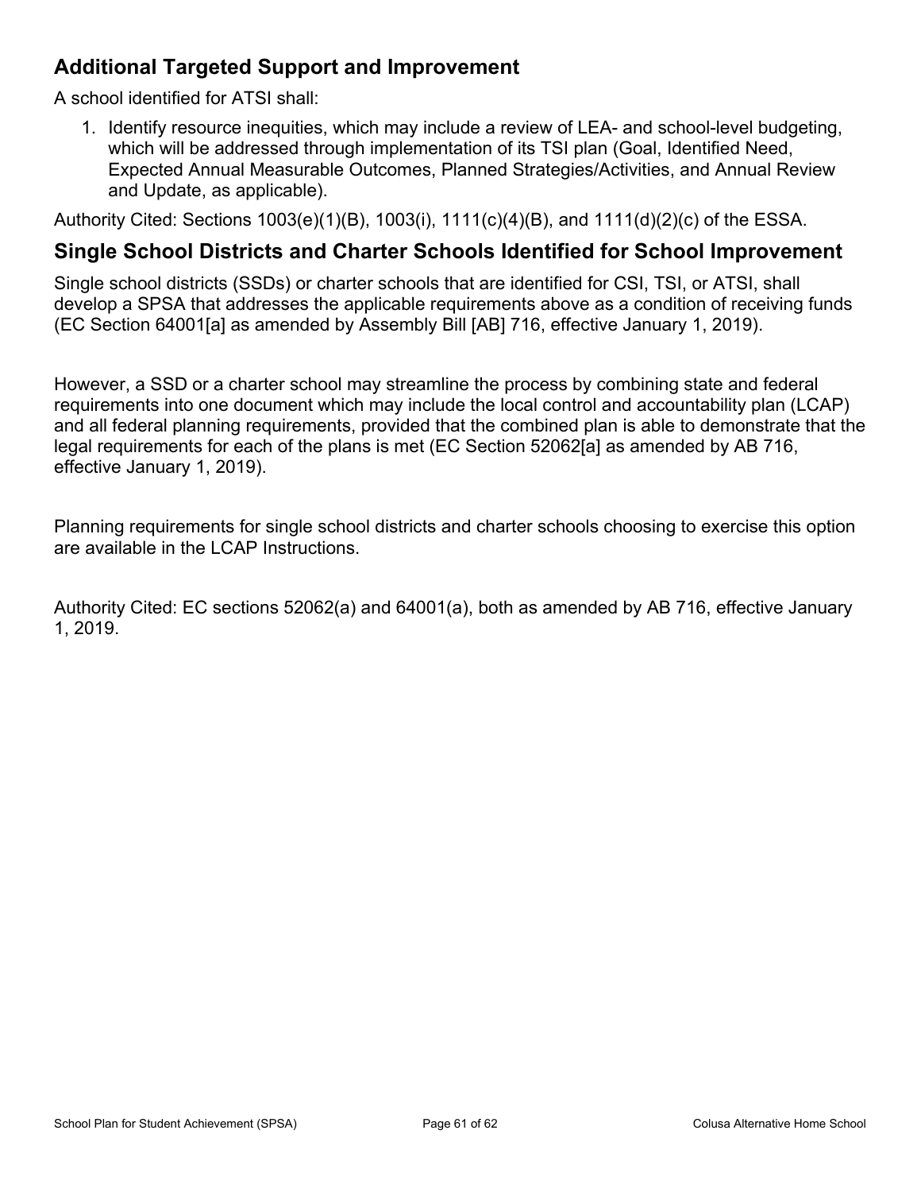## Additional Targeted Support and Improvement

A school identified for ATSI shall:

1. Identify resource inequities, which may include a review of LEA- and school-level budgeting, which will be addressed through implementation of its TSI plan (Goal, Identified Need, Expected Annual Measurable Outcomes, Planned Strategies/Activities, and Annual Review and Update, as applicable).

Authority Cited: Sections 1003(e)(1)(B), 1003(i), 1111(c)(4)(B), and 1111(d)(2)(c) of the ESSA.

## Single School Districts and Charter Schools Identified for School Improvement

Single school districts (SSDs) or charter schools that are identified for CSI, TSI, or ATSI, shall develop a SPSA that addresses the applicable requirements above as a condition of receiving funds (EC Section 64001[a] as amended by Assembly Bill [AB] 716, effective January 1, 2019).

However, a SSD or a charter school may streamline the process by combining state and federal requirements into one document which may include the local control and accountability plan (LCAP) and all federal planning requirements, provided that the combined plan is able to demonstrate that the legal requirements for each of the plans is met (EC Section 52062[a] as amended by AB 716, effective January 1, 2019).

Planning requirements for single school districts and charter schools choosing to exercise this option are available in the LCAP Instructions.

Authority Cited: EC sections 52062(a) and 64001(a), both as amended by AB 716, effective January 1, 2019.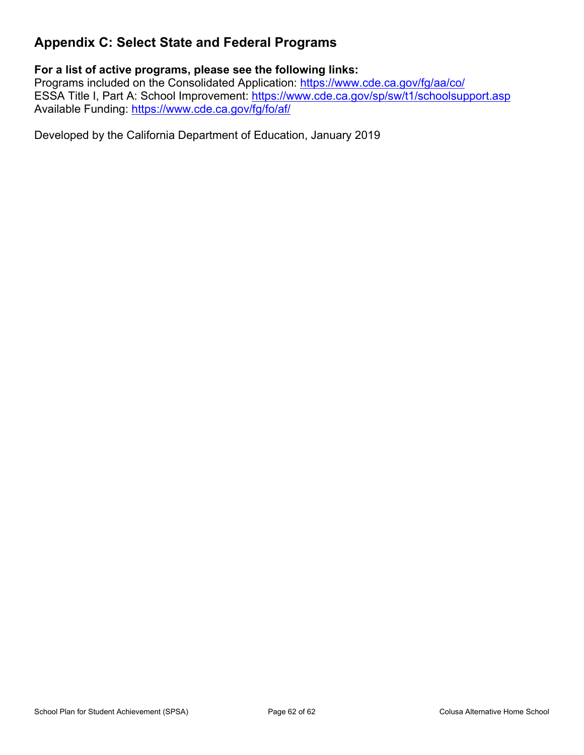## Appendix C: Select State and Federal Programs

**For a list of active programs, please see the following links:**

Programs included on the Consolidated Application: https://www.cde.ca.gov/fg/aa/co/
ESSA Title I, Part A: School Improvement: https://www.cde.ca.gov/sp/sw/t1/schoolsupport.asp
Available Funding: https://www.cde.ca.gov/fg/fo/af/

Developed by the California Department of Education, January 2019